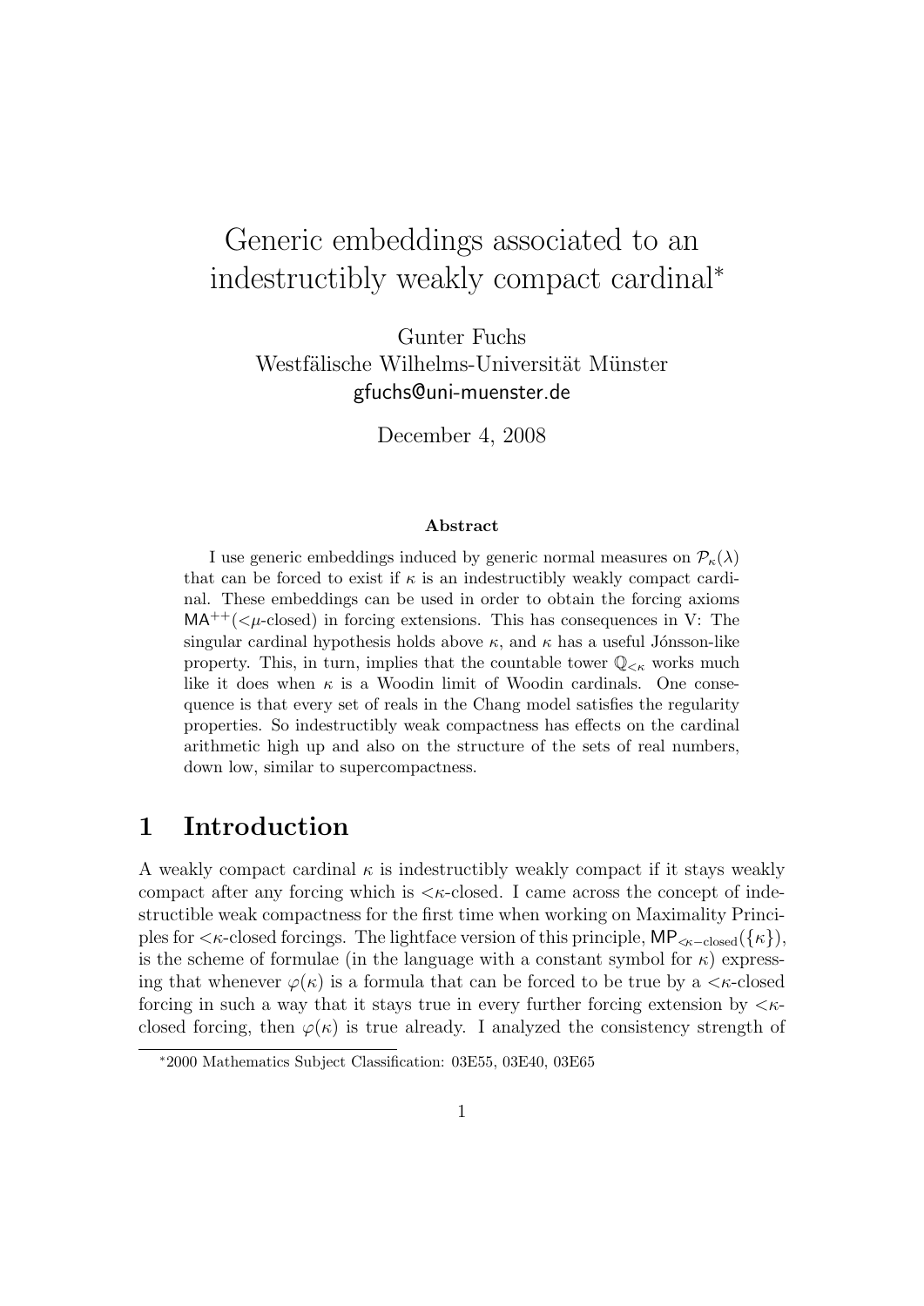# Generic embeddings associated to an indestructibly weakly compact cardinal*

Gunter Fuchs
Westfälische Wilhelms-Universität Münster
gfuchs@uni-muenster.de

December 4, 2008

### Abstract

I use generic embeddings induced by generic normal measures on $\mathcal{P}_\kappa(\lambda)$ that can be forced to exist if $\kappa$ is an indestructibly weakly compact cardinal. These embeddings can be used in order to obtain the forcing axioms $\mathsf{MA}^{++}(<\mu\text{-closed})$ in forcing extensions. This has consequences in V: The singular cardinal hypothesis holds above $\kappa$, and $\kappa$ has a useful Jónsson-like property. This, in turn, implies that the countable tower $\mathbb{Q}_{<\kappa}$ works much like it does when $\kappa$ is a Woodin limit of Woodin cardinals. One consequence is that every set of reals in the Chang model satisfies the regularity properties. So indestructibly weak compactness has effects on the cardinal arithmetic high up and also on the structure of the sets of real numbers, down low, similar to supercompactness.

## 1 Introduction

A weakly compact cardinal $\kappa$ is indestructibly weakly compact if it stays weakly compact after any forcing which is $<\kappa$-closed. I came across the concept of indestructible weak compactness for the first time when working on Maximality Principles for $<\kappa$-closed forcings. The lightface version of this principle, $\mathsf{MP}_{<\kappa-\text{closed}}(\{\kappa\})$, is the scheme of formulae (in the language with a constant symbol for $\kappa$) expressing that whenever $\varphi(\kappa)$ is a formula that can be forced to be true by a $<\kappa$-closed forcing in such a way that it stays true in every further forcing extension by $<\kappa$-closed forcing, then $\varphi(\kappa)$ is true already. I analyzed the consistency strength of

*2000 Mathematics Subject Classification: 03E55, 03E40, 03E65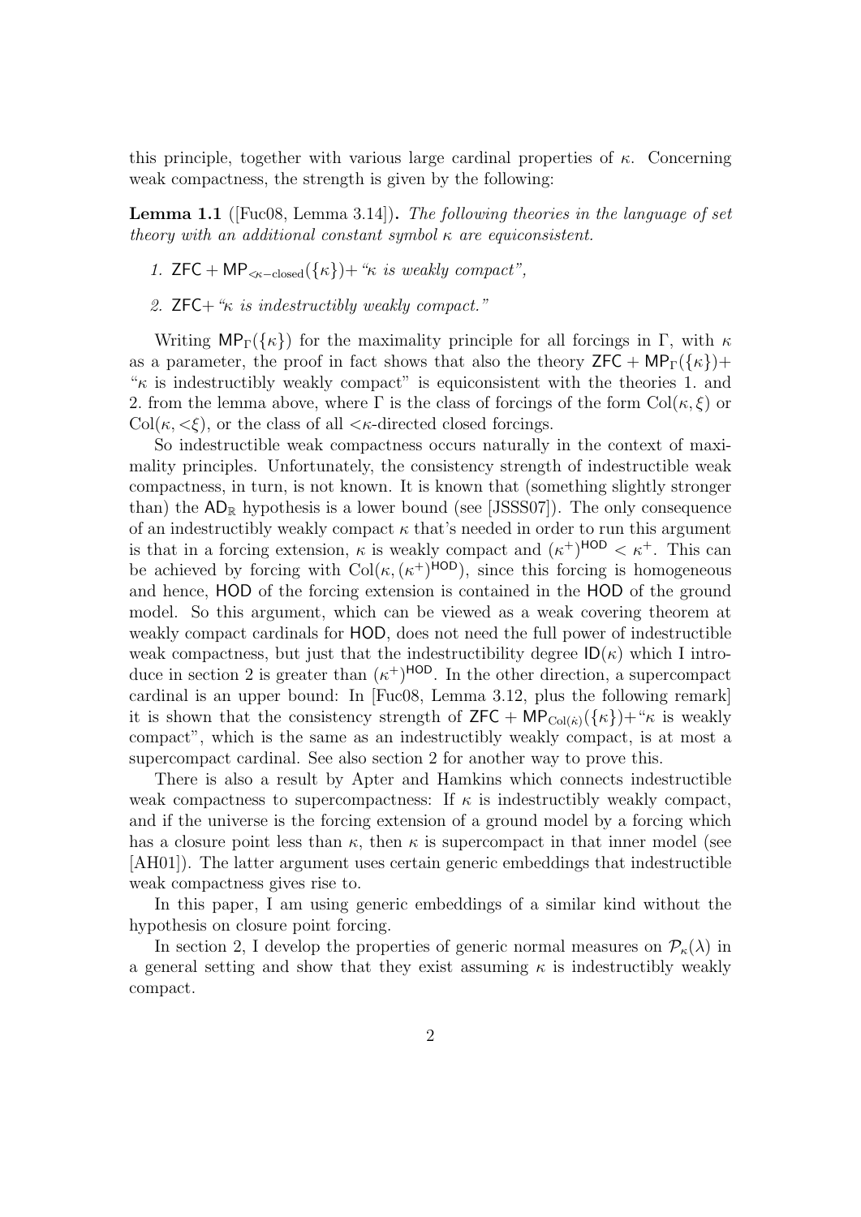this principle, together with various large cardinal properties of $\kappa$. Concerning weak compactness, the strength is given by the following:

**Lemma 1.1** ([Fuc08, Lemma 3.14]). *The following theories in the language of set theory with an additional constant symbol $\kappa$ are equiconsistent.*

1. $\mathsf{ZFC} + \mathsf{MP}_{<\kappa-\mathrm{closed}}(\{\kappa\})+$ *"$\kappa$ is weakly compact",*
2. $\mathsf{ZFC}+$ *"$\kappa$ is indestructibly weakly compact."*

Writing $\mathsf{MP}_\Gamma(\{\kappa\})$ for the maximality principle for all forcings in $\Gamma$, with $\kappa$ as a parameter, the proof in fact shows that also the theory $\mathsf{ZFC} + \mathsf{MP}_\Gamma(\{\kappa\})+$ "$\kappa$ is indestructibly weakly compact" is equiconsistent with the theories 1. and 2. from the lemma above, where $\Gamma$ is the class of forcings of the form $\mathrm{Col}(\kappa, \xi)$ or $\mathrm{Col}(\kappa, {<}\xi)$, or the class of all $<\kappa$-directed closed forcings.

So indestructible weak compactness occurs naturally in the context of maximality principles. Unfortunately, the consistency strength of indestructible weak compactness, in turn, is not known. It is known that (something slightly stronger than) the $\mathsf{AD}_\mathbb{R}$ hypothesis is a lower bound (see [JSSS07]). The only consequence of an indestructibly weakly compact $\kappa$ that's needed in order to run this argument is that in a forcing extension, $\kappa$ is weakly compact and $(\kappa^+)^{\mathsf{HOD}} < \kappa^+$. This can be achieved by forcing with $\mathrm{Col}(\kappa, (\kappa^+)^{\mathsf{HOD}})$, since this forcing is homogeneous and hence, $\mathsf{HOD}$ of the forcing extension is contained in the $\mathsf{HOD}$ of the ground model. So this argument, which can be viewed as a weak covering theorem at weakly compact cardinals for $\mathsf{HOD}$, does not need the full power of indestructible weak compactness, but just that the indestructibility degree $\mathsf{ID}(\kappa)$ which I introduce in section 2 is greater than $(\kappa^+)^{\mathsf{HOD}}$. In the other direction, a supercompact cardinal is an upper bound: In [Fuc08, Lemma 3.12, plus the following remark] it is shown that the consistency strength of $\mathsf{ZFC} + \mathsf{MP}_{\mathrm{Col}(\dot{\kappa})}(\{\kappa\})+$"$\kappa$ is weakly compact", which is the same as an indestructibly weakly compact, is at most a supercompact cardinal. See also section 2 for another way to prove this.

There is also a result by Apter and Hamkins which connects indestructible weak compactness to supercompactness: If $\kappa$ is indestructibly weakly compact, and if the universe is the forcing extension of a ground model by a forcing which has a closure point less than $\kappa$, then $\kappa$ is supercompact in that inner model (see [AH01]). The latter argument uses certain generic embeddings that indestructible weak compactness gives rise to.

In this paper, I am using generic embeddings of a similar kind without the hypothesis on closure point forcing.

In section 2, I develop the properties of generic normal measures on $\mathcal{P}_\kappa(\lambda)$ in a general setting and show that they exist assuming $\kappa$ is indestructibly weakly compact.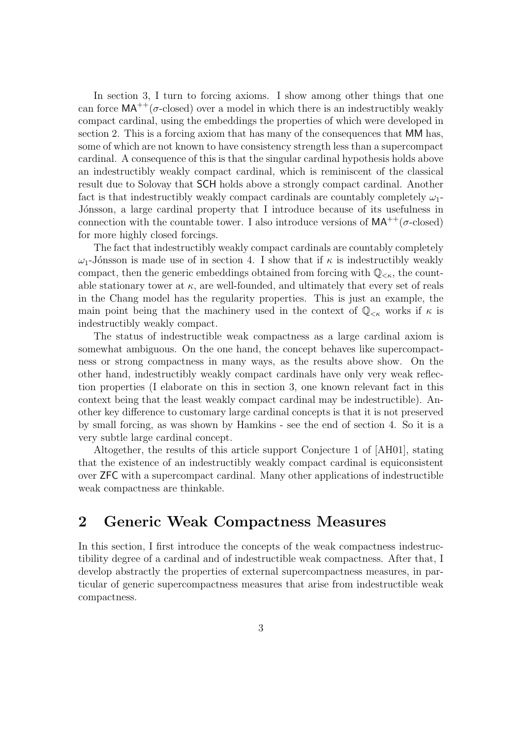In section 3, I turn to forcing axioms. I show among other things that one can force $\mathsf{MA}^{++}(\sigma\text{-closed})$ over a model in which there is an indestructibly weakly compact cardinal, using the embeddings the properties of which were developed in section 2. This is a forcing axiom that has many of the consequences that $\mathsf{MM}$ has, some of which are not known to have consistency strength less than a supercompact cardinal. A consequence of this is that the singular cardinal hypothesis holds above an indestructibly weakly compact cardinal, which is reminiscent of the classical result due to Solovay that $\mathsf{SCH}$ holds above a strongly compact cardinal. Another fact is that indestructibly weakly compact cardinals are countably completely $\omega_1$-Jónsson, a large cardinal property that I introduce because of its usefulness in connection with the countable tower. I also introduce versions of $\mathsf{MA}^{++}(\sigma\text{-closed})$ for more highly closed forcings.

The fact that indestructibly weakly compact cardinals are countably completely $\omega_1$-Jónsson is made use of in section 4. I show that if $\kappa$ is indestructibly weakly compact, then the generic embeddings obtained from forcing with $\mathbb{Q}_{<\kappa}$, the countable stationary tower at $\kappa$, are well-founded, and ultimately that every set of reals in the Chang model has the regularity properties. This is just an example, the main point being that the machinery used in the context of $\mathbb{Q}_{<\kappa}$ works if $\kappa$ is indestructibly weakly compact.

The status of indestructible weak compactness as a large cardinal axiom is somewhat ambiguous. On the one hand, the concept behaves like supercompactness or strong compactness in many ways, as the results above show. On the other hand, indestructibly weakly compact cardinals have only very weak reflection properties (I elaborate on this in section 3, one known relevant fact in this context being that the least weakly compact cardinal may be indestructible). Another key difference to customary large cardinal concepts is that it is not preserved by small forcing, as was shown by Hamkins - see the end of section 4. So it is a very subtle large cardinal concept.

Altogether, the results of this article support Conjecture 1 of [AH01], stating that the existence of an indestructibly weakly compact cardinal is equiconsistent over $\mathsf{ZFC}$ with a supercompact cardinal. Many other applications of indestructible weak compactness are thinkable.

## 2 Generic Weak Compactness Measures

In this section, I first introduce the concepts of the weak compactness indestructibility degree of a cardinal and of indestructible weak compactness. After that, I develop abstractly the properties of external supercompactness measures, in particular of generic supercompactness measures that arise from indestructible weak compactness.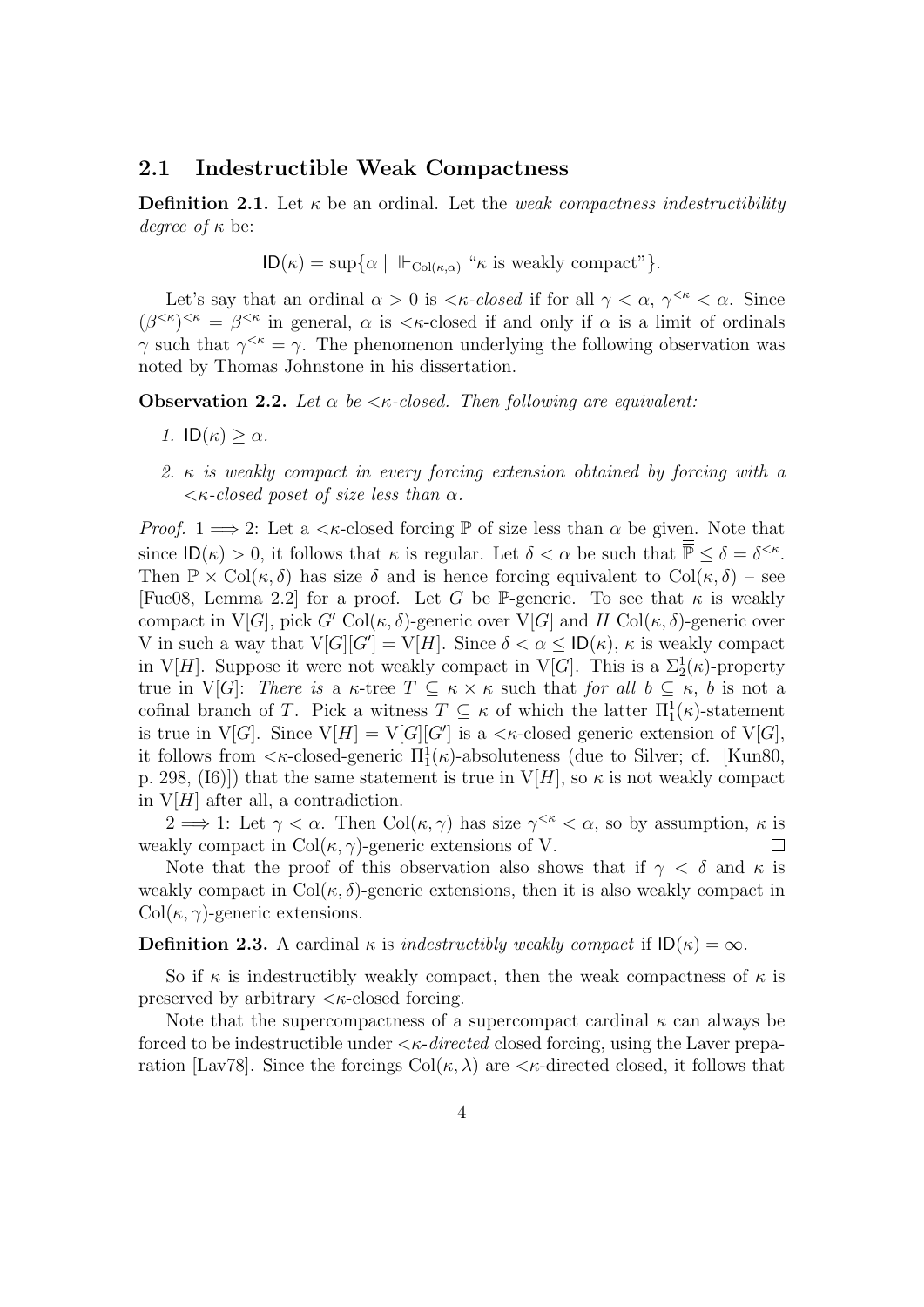## 2.1 Indestructible Weak Compactness

**Definition 2.1.** Let $\kappa$ be an ordinal. Let the *weak compactness indestructibility degree of* $\kappa$ be:

$$\mathsf{ID}(\kappa) = \sup\{\alpha \mid \Vdash_{\mathrm{Col}(\kappa,\alpha)} \text{“}\kappa \text{ is weakly compact”}\}.$$

Let's say that an ordinal $\alpha > 0$ is *$<\kappa$-closed* if for all $\gamma < \alpha$, $\gamma^{<\kappa} < \alpha$. Since $(\beta^{<\kappa})^{<\kappa} = \beta^{<\kappa}$ in general, $\alpha$ is $<\kappa$-closed if and only if $\alpha$ is a limit of ordinals $\gamma$ such that $\gamma^{<\kappa} = \gamma$. The phenomenon underlying the following observation was noted by Thomas Johnstone in his dissertation.

**Observation 2.2.** *Let $\alpha$ be $<\kappa$-closed. Then following are equivalent:*

1. $\mathsf{ID}(\kappa) \geq \alpha$.
2. *$\kappa$ is weakly compact in every forcing extension obtained by forcing with a $<\kappa$-closed poset of size less than $\alpha$.*

*Proof.* $1 \Longrightarrow 2$: Let a $<\kappa$-closed forcing $\mathbb{P}$ of size less than $\alpha$ be given. Note that since $\mathsf{ID}(\kappa) > 0$, it follows that $\kappa$ is regular. Let $\delta < \alpha$ be such that $\overline{\overline{\mathbb{P}}} \leq \delta = \delta^{<\kappa}$. Then $\mathbb{P} \times \mathrm{Col}(\kappa, \delta)$ has size $\delta$ and is hence forcing equivalent to $\mathrm{Col}(\kappa, \delta)$ – see [Fuc08, Lemma 2.2] for a proof. Let $G$ be $\mathbb{P}$-generic. To see that $\kappa$ is weakly compact in $\mathrm{V}[G]$, pick $G'$ $\mathrm{Col}(\kappa, \delta)$-generic over $\mathrm{V}[G]$ and $H$ $\mathrm{Col}(\kappa, \delta)$-generic over $\mathrm{V}$ in such a way that $\mathrm{V}[G][G'] = \mathrm{V}[H]$. Since $\delta < \alpha \leq \mathsf{ID}(\kappa)$, $\kappa$ is weakly compact in $\mathrm{V}[H]$. Suppose it were not weakly compact in $\mathrm{V}[G]$. This is a $\Sigma^1_2(\kappa)$-property true in $\mathrm{V}[G]$: *There is* a $\kappa$-tree $T \subseteq \kappa \times \kappa$ such that *for all* $b \subseteq \kappa$, $b$ is not a cofinal branch of $T$. Pick a witness $T \subseteq \kappa$ of which the latter $\Pi^1_1(\kappa)$-statement is true in $\mathrm{V}[G]$. Since $\mathrm{V}[H] = \mathrm{V}[G][G']$ is a $<\kappa$-closed generic extension of $\mathrm{V}[G]$, it follows from $<\kappa$-closed-generic $\Pi^1_1(\kappa)$-absoluteness (due to Silver; cf. [Kun80, p. 298, (I6)]) that the same statement is true in $\mathrm{V}[H]$, so $\kappa$ is not weakly compact in $\mathrm{V}[H]$ after all, a contradiction.

$2 \Longrightarrow 1$: Let $\gamma < \alpha$. Then $\mathrm{Col}(\kappa, \gamma)$ has size $\gamma^{<\kappa} < \alpha$, so by assumption, $\kappa$ is weakly compact in $\mathrm{Col}(\kappa, \gamma)$-generic extensions of $\mathrm{V}$. $\square$

Note that the proof of this observation also shows that if $\gamma < \delta$ and $\kappa$ is weakly compact in $\mathrm{Col}(\kappa, \delta)$-generic extensions, then it is also weakly compact in $\mathrm{Col}(\kappa, \gamma)$-generic extensions.

**Definition 2.3.** A cardinal $\kappa$ is *indestructibly weakly compact* if $\mathsf{ID}(\kappa) = \infty$.

So if $\kappa$ is indestructibly weakly compact, then the weak compactness of $\kappa$ is preserved by arbitrary $<\kappa$-closed forcing.

Note that the supercompactness of a supercompact cardinal $\kappa$ can always be forced to be indestructible under $<\kappa$-*directed* closed forcing, using the Laver preparation [Lav78]. Since the forcings $\mathrm{Col}(\kappa, \lambda)$ are $<\kappa$-directed closed, it follows that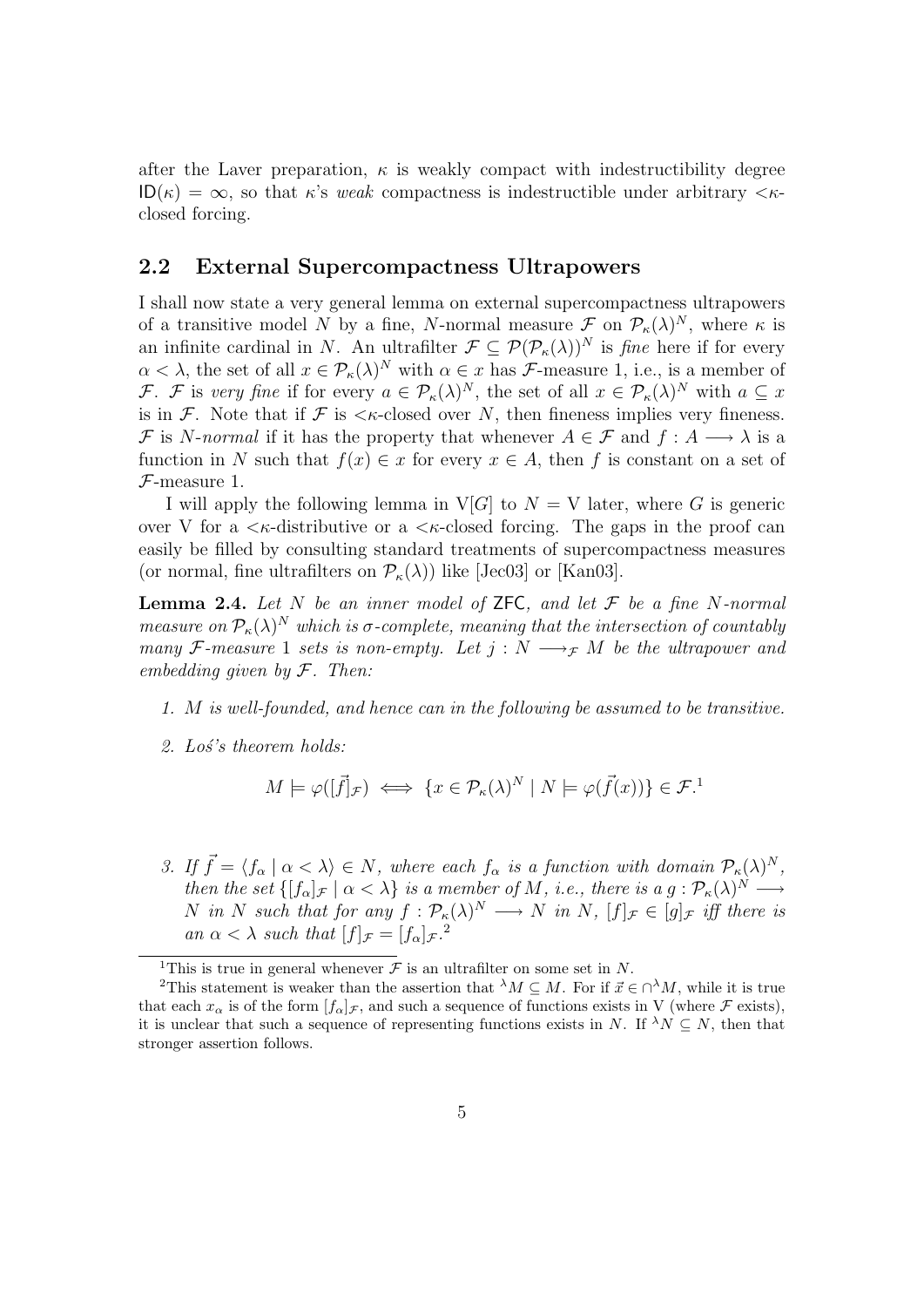after the Laver preparation, $\kappa$ is weakly compact with indestructibility degree $\mathsf{ID}(\kappa) = \infty$, so that $\kappa$'s *weak* compactness is indestructible under arbitrary $<\kappa$-closed forcing.

## 2.2 External Supercompactness Ultrapowers

I shall now state a very general lemma on external supercompactness ultrapowers of a transitive model $N$ by a fine, $N$-normal measure $\mathcal{F}$ on $\mathcal{P}_\kappa(\lambda)^N$, where $\kappa$ is an infinite cardinal in $N$. An ultrafilter $\mathcal{F} \subseteq \mathcal{P}(\mathcal{P}_\kappa(\lambda))^N$ is *fine* here if for every $\alpha < \lambda$, the set of all $x \in \mathcal{P}_\kappa(\lambda)^N$ with $\alpha \in x$ has $\mathcal{F}$-measure 1, i.e., is a member of $\mathcal{F}$. $\mathcal{F}$ is *very fine* if for every $a \in \mathcal{P}_\kappa(\lambda)^N$, the set of all $x \in \mathcal{P}_\kappa(\lambda)^N$ with $a \subseteq x$ is in $\mathcal{F}$. Note that if $\mathcal{F}$ is $<\kappa$-closed over $N$, then fineness implies very fineness. $\mathcal{F}$ is *$N$-normal* if it has the property that whenever $A \in \mathcal{F}$ and $f : A \longrightarrow \lambda$ is a function in $N$ such that $f(x) \in x$ for every $x \in A$, then $f$ is constant on a set of $\mathcal{F}$-measure 1.

I will apply the following lemma in $\mathrm{V}[G]$ to $N = \mathrm{V}$ later, where $G$ is generic over V for a $<\kappa$-distributive or a $<\kappa$-closed forcing. The gaps in the proof can easily be filled by consulting standard treatments of supercompactness measures (or normal, fine ultrafilters on $\mathcal{P}_\kappa(\lambda)$) like [Jec03] or [Kan03].

**Lemma 2.4.** *Let $N$ be an inner model of* ZFC*, and let $\mathcal{F}$ be a fine $N$-normal measure on $\mathcal{P}_\kappa(\lambda)^N$ which is $\sigma$-complete, meaning that the intersection of countably many $\mathcal{F}$-measure 1 sets is non-empty. Let $j : N \longrightarrow_{\mathcal{F}} M$ be the ultrapower and embedding given by $\mathcal{F}$. Then:*

1. *$M$ is well-founded, and hence can in the following be assumed to be transitive.*
2. *Loś's theorem holds:*
$$M \models \varphi([\vec{f}]_{\mathcal{F}}) \iff \{x \in \mathcal{P}_\kappa(\lambda)^N \mid N \models \varphi(\vec{f}(x))\} \in \mathcal{F}.$$ [1]
3. *If $\vec{f} = \langle f_\alpha \mid \alpha < \lambda \rangle \in N$, where each $f_\alpha$ is a function with domain $\mathcal{P}_\kappa(\lambda)^N$, then the set $\{[f_\alpha]_{\mathcal{F}} \mid \alpha < \lambda\}$ is a member of $M$, i.e., there is a $g : \mathcal{P}_\kappa(\lambda)^N \longrightarrow N$ in $N$ such that for any $f : \mathcal{P}_\kappa(\lambda)^N \longrightarrow N$ in $N$, $[f]_{\mathcal{F}} \in [g]_{\mathcal{F}}$ iff there is an $\alpha < \lambda$ such that $[f]_{\mathcal{F}} = [f_\alpha]_{\mathcal{F}}$.* [2]

---

[1] This is true in general whenever $\mathcal{F}$ is an ultrafilter on some set in $N$.

[2] This statement is weaker than the assertion that ${}^\lambda M \subseteq M$. For if $\vec{x} \in \cap^\lambda M$, while it is true that each $x_\alpha$ is of the form $[f_\alpha]_{\mathcal{F}}$, and such a sequence of functions exists in V (where $\mathcal{F}$ exists), it is unclear that such a sequence of representing functions exists in $N$. If ${}^\lambda N \subseteq N$, then that stronger assertion follows.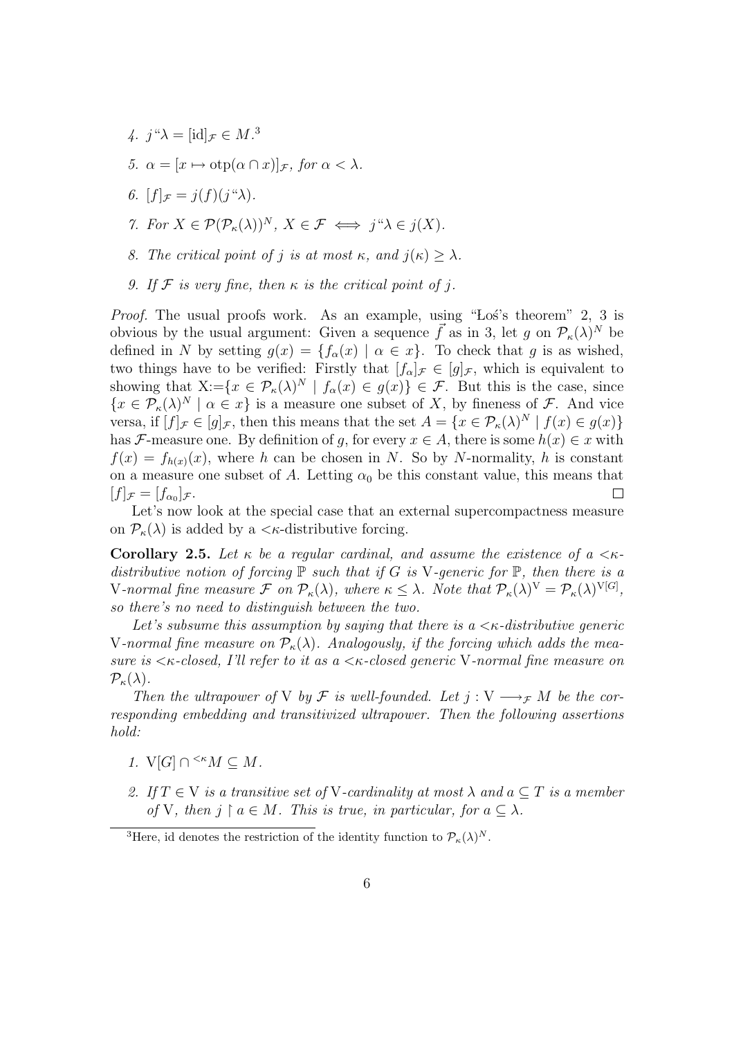4. $j``\lambda = [\mathrm{id}]_{\mathcal{F}} \in M$.[3]

5. $\alpha = [x \mapsto \mathrm{otp}(\alpha \cap x)]_{\mathcal{F}}$, *for* $\alpha < \lambda$.

6. $[f]_{\mathcal{F}} = j(f)(j``\lambda)$.

7. *For* $X \in \mathcal{P}(\mathcal{P}_\kappa(\lambda))^N$, $X \in \mathcal{F} \iff j``\lambda \in j(X)$.

8. *The critical point of* $j$ *is at most* $\kappa$, *and* $j(\kappa) \geq \lambda$.

9. *If* $\mathcal{F}$ *is very fine, then* $\kappa$ *is the critical point of* $j$.

*Proof.* The usual proofs work. As an example, using "Łoś's theorem" 2, 3 is obvious by the usual argument: Given a sequence $\vec{f}$ as in 3, let $g$ on $\mathcal{P}_\kappa(\lambda)^N$ be defined in $N$ by setting $g(x) = \{f_\alpha(x) \mid \alpha \in x\}$. To check that $g$ is as wished, two things have to be verified: Firstly that $[f_\alpha]_{\mathcal{F}} \in [g]_{\mathcal{F}}$, which is equivalent to showing that $\mathrm{X}{:=}\{x \in \mathcal{P}_\kappa(\lambda)^N \mid f_\alpha(x) \in g(x)\} \in \mathcal{F}$. But this is the case, since $\{x \in \mathcal{P}_\kappa(\lambda)^N \mid \alpha \in x\}$ is a measure one subset of $X$, by fineness of $\mathcal{F}$. And vice versa, if $[f]_{\mathcal{F}} \in [g]_{\mathcal{F}}$, then this means that the set $A = \{x \in \mathcal{P}_\kappa(\lambda)^N \mid f(x) \in g(x)\}$ has $\mathcal{F}$-measure one. By definition of $g$, for every $x \in A$, there is some $h(x) \in x$ with $f(x) = f_{h(x)}(x)$, where $h$ can be chosen in $N$. So by $N$-normality, $h$ is constant on a measure one subset of $A$. Letting $\alpha_0$ be this constant value, this means that $[f]_{\mathcal{F}} = [f_{\alpha_0}]_{\mathcal{F}}$. □

Let's now look at the special case that an external supercompactness measure on $\mathcal{P}_\kappa(\lambda)$ is added by a $<\kappa$-distributive forcing.

**Corollary 2.5.** *Let* $\kappa$ *be a regular cardinal, and assume the existence of a* $<\kappa$*-distributive notion of forcing* $\mathbb{P}$ *such that if* $G$ *is* $\mathrm{V}$*-generic for* $\mathbb{P}$*, then there is a* $\mathrm{V}$*-normal fine measure* $\mathcal{F}$ *on* $\mathcal{P}_\kappa(\lambda)$*, where* $\kappa \leq \lambda$*. Note that* $\mathcal{P}_\kappa(\lambda)^{\mathrm{V}} = \mathcal{P}_\kappa(\lambda)^{\mathrm{V}[G]}$*, so there's no need to distinguish between the two.*

*Let's subsume this assumption by saying that there is a* $<\kappa$*-distributive generic* $\mathrm{V}$*-normal fine measure on* $\mathcal{P}_\kappa(\lambda)$*. Analogously, if the forcing which adds the measure is* $<\kappa$*-closed, I'll refer to it as a* $<\kappa$*-closed generic* $\mathrm{V}$*-normal fine measure on* $\mathcal{P}_\kappa(\lambda)$*.*

*Then the ultrapower of* $\mathrm{V}$ *by* $\mathcal{F}$ *is well-founded. Let* $j : \mathrm{V} \longrightarrow_{\mathcal{F}} M$ *be the corresponding embedding and transitivized ultrapower. Then the following assertions hold:*

1. $\mathrm{V}[G] \cap {}^{<\kappa}M \subseteq M$.

2. *If* $T \in \mathrm{V}$ *is a transitive set of* $\mathrm{V}$*-cardinality at most* $\lambda$ *and* $a \subseteq T$ *is a member of* $\mathrm{V}$*, then* $j \upharpoonright a \in M$*. This is true, in particular, for* $a \subseteq \lambda$*.*

[3] Here, id denotes the restriction of the identity function to $\mathcal{P}_\kappa(\lambda)^N$.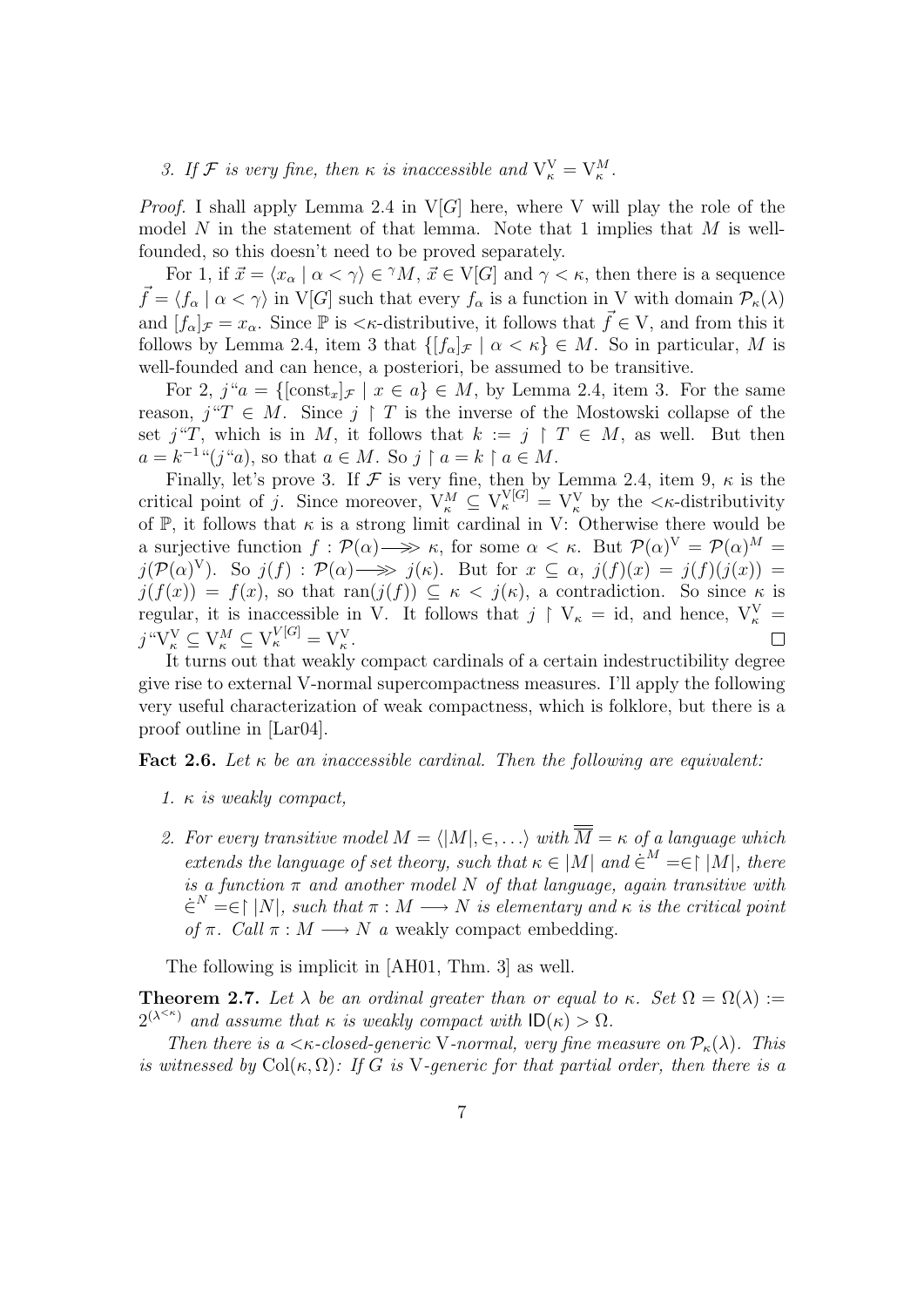3. *If $\mathcal{F}$ is very fine, then $\kappa$ is inaccessible and $\mathrm{V}^{\mathrm{V}}_\kappa = \mathrm{V}^M_\kappa$.*

*Proof.* I shall apply Lemma 2.4 in $\mathrm{V}[G]$ here, where V will play the role of the model $N$ in the statement of that lemma. Note that 1 implies that $M$ is well-founded, so this doesn't need to be proved separately.

For 1, if $\vec{x} = \langle x_\alpha \mid \alpha < \gamma\rangle \in {}^\gamma M$, $\vec{x} \in \mathrm{V}[G]$ and $\gamma < \kappa$, then there is a sequence $\vec{f} = \langle f_\alpha \mid \alpha < \gamma\rangle$ in $\mathrm{V}[G]$ such that every $f_\alpha$ is a function in V with domain $\mathcal{P}_\kappa(\lambda)$ and $[f_\alpha]_{\mathcal{F}} = x_\alpha$. Since $\mathbb{P}$ is $<\kappa$-distributive, it follows that $\vec{f} \in \mathrm{V}$, and from this it follows by Lemma 2.4, item 3 that $\{[f_\alpha]_{\mathcal{F}} \mid \alpha < \kappa\} \in M$. So in particular, $M$ is well-founded and can hence, a posteriori, be assumed to be transitive.

For 2, $j``a = \{[\mathrm{const}_x]_{\mathcal{F}} \mid x \in a\} \in M$, by Lemma 2.4, item 3. For the same reason, $j``T \in M$. Since $j \restriction T$ is the inverse of the Mostowski collapse of the set $j``T$, which is in $M$, it follows that $k := j \restriction T \in M$, as well. But then $a = k^{-1}``(j``a)$, so that $a \in M$. So $j \restriction a = k \restriction a \in M$.

Finally, let's prove 3. If $\mathcal{F}$ is very fine, then by Lemma 2.4, item 9, $\kappa$ is the critical point of $j$. Since moreover, $\mathrm{V}^M_\kappa \subseteq \mathrm{V}^{\mathrm{V}[G]}_\kappa = \mathrm{V}^{\mathrm{V}}_\kappa$ by the $<\kappa$-distributivity of $\mathbb{P}$, it follows that $\kappa$ is a strong limit cardinal in V: Otherwise there would be a surjective function $f : \mathcal{P}(\alpha) \twoheadrightarrow \kappa$, for some $\alpha < \kappa$. But $\mathcal{P}(\alpha)^{\mathrm{V}} = \mathcal{P}(\alpha)^M = j(\mathcal{P}(\alpha)^{\mathrm{V}})$. So $j(f) : \mathcal{P}(\alpha) \twoheadrightarrow j(\kappa)$. But for $x \subseteq \alpha$, $j(f)(x) = j(f)(j(x)) = j(f(x)) = f(x)$, so that $\mathrm{ran}(j(f)) \subseteq \kappa < j(\kappa)$, a contradiction. So since $\kappa$ is regular, it is inaccessible in V. It follows that $j \restriction \mathrm{V}_\kappa = \mathrm{id}$, and hence, $\mathrm{V}^{\mathrm{V}}_\kappa = j``\mathrm{V}^{\mathrm{V}}_\kappa \subseteq \mathrm{V}^M_\kappa \subseteq \mathrm{V}^{V[G]}_\kappa = \mathrm{V}^{\mathrm{V}}_\kappa$. □

It turns out that weakly compact cardinals of a certain indestructibility degree give rise to external V-normal supercompactness measures. I'll apply the following very useful characterization of weak compactness, which is folklore, but there is a proof outline in [Lar04].

**Fact 2.6.** *Let $\kappa$ be an inaccessible cardinal. Then the following are equivalent:*

1. *$\kappa$ is weakly compact,*
2. *For every transitive model $M = \langle |M|, \in, \ldots\rangle$ with $\overline{\overline{M}} = \kappa$ of a language which extends the language of set theory, such that $\kappa \in |M|$ and $\dot{\in}^M = \in \restriction |M|$, there is a function $\pi$ and another model $N$ of that language, again transitive with $\dot{\in}^N = \in \restriction |N|$, such that $\pi : M \longrightarrow N$ is elementary and $\kappa$ is the critical point of $\pi$. Call $\pi : M \longrightarrow N$ a* weakly compact embedding.

The following is implicit in [AH01, Thm. 3] as well.

**Theorem 2.7.** *Let $\lambda$ be an ordinal greater than or equal to $\kappa$. Set $\Omega = \Omega(\lambda) := 2^{(\lambda^{<\kappa})}$ and assume that $\kappa$ is weakly compact with $\mathsf{ID}(\kappa) > \Omega$.*

*Then there is a $<\kappa$-closed-generic V-normal, very fine measure on $\mathcal{P}_\kappa(\lambda)$. This is witnessed by $\mathrm{Col}(\kappa, \Omega)$: If $G$ is V-generic for that partial order, then there is a*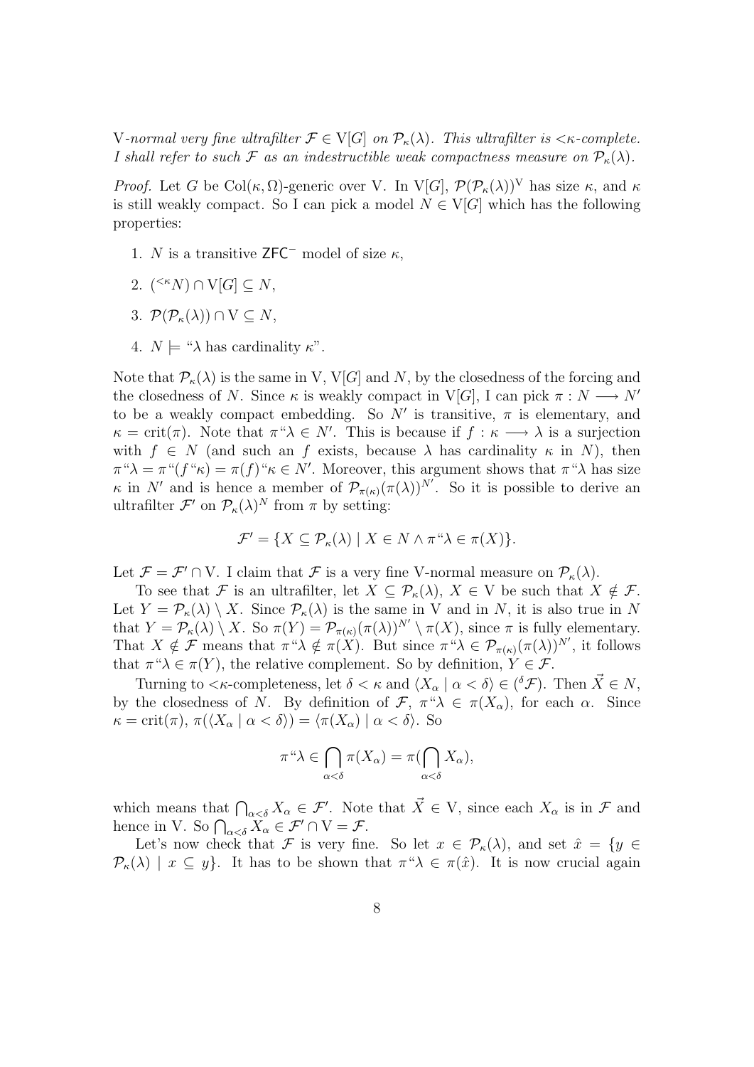V*-normal very fine ultrafilter* $\mathcal{F} \in \mathrm{V}[G]$ *on* $\mathcal{P}_\kappa(\lambda)$*. This ultrafilter is* $<\kappa$*-complete. I shall refer to such* $\mathcal{F}$ *as an indestructible weak compactness measure on* $\mathcal{P}_\kappa(\lambda)$*.*

*Proof.* Let $G$ be $\mathrm{Col}(\kappa, \Omega)$-generic over V. In $\mathrm{V}[G]$, $\mathcal{P}(\mathcal{P}_\kappa(\lambda))^{\mathrm{V}}$ has size $\kappa$, and $\kappa$ is still weakly compact. So I can pick a model $N \in \mathrm{V}[G]$ which has the following properties:

1. $N$ is a transitive $\mathsf{ZFC}^-$ model of size $\kappa$,
2. $({}^{<\kappa}N) \cap \mathrm{V}[G] \subseteq N$,
3. $\mathcal{P}(\mathcal{P}_\kappa(\lambda)) \cap \mathrm{V} \subseteq N$,
4. $N \models$ "$\lambda$ has cardinality $\kappa$".

Note that $\mathcal{P}_\kappa(\lambda)$ is the same in V, $\mathrm{V}[G]$ and $N$, by the closedness of the forcing and the closedness of $N$. Since $\kappa$ is weakly compact in $\mathrm{V}[G]$, I can pick $\pi : N \longrightarrow N'$ to be a weakly compact embedding. So $N'$ is transitive, $\pi$ is elementary, and $\kappa = \mathrm{crit}(\pi)$. Note that $\pi``\lambda \in N'$. This is because if $f : \kappa \longrightarrow \lambda$ is a surjection with $f \in N$ (and such an $f$ exists, because $\lambda$ has cardinality $\kappa$ in $N$), then $\pi``\lambda = \pi``(f``\kappa) = \pi(f)``\kappa \in N'$. Moreover, this argument shows that $\pi``\lambda$ has size $\kappa$ in $N'$ and is hence a member of $\mathcal{P}_{\pi(\kappa)}(\pi(\lambda))^{N'}$. So it is possible to derive an ultrafilter $\mathcal{F}'$ on $\mathcal{P}_\kappa(\lambda)^N$ from $\pi$ by setting:

$$\mathcal{F}' = \{X \subseteq \mathcal{P}_\kappa(\lambda) \mid X \in N \wedge \pi``\lambda \in \pi(X)\}.$$

Let $\mathcal{F} = \mathcal{F}' \cap \mathrm{V}$. I claim that $\mathcal{F}$ is a very fine V-normal measure on $\mathcal{P}_\kappa(\lambda)$.

To see that $\mathcal{F}$ is an ultrafilter, let $X \subseteq \mathcal{P}_\kappa(\lambda)$, $X \in \mathrm{V}$ be such that $X \notin \mathcal{F}$. Let $Y = \mathcal{P}_\kappa(\lambda) \setminus X$. Since $\mathcal{P}_\kappa(\lambda)$ is the same in V and in $N$, it is also true in $N$ that $Y = \mathcal{P}_\kappa(\lambda) \setminus X$. So $\pi(Y) = \mathcal{P}_{\pi(\kappa)}(\pi(\lambda))^{N'} \setminus \pi(X)$, since $\pi$ is fully elementary. That $X \notin \mathcal{F}$ means that $\pi``\lambda \notin \pi(X)$. But since $\pi``\lambda \in \mathcal{P}_{\pi(\kappa)}(\pi(\lambda))^{N'}$, it follows that $\pi``\lambda \in \pi(Y)$, the relative complement. So by definition, $Y \in \mathcal{F}$.

Turning to $<\kappa$-completeness, let $\delta < \kappa$ and $\langle X_\alpha \mid \alpha < \delta \rangle \in ({}^\delta\mathcal{F})$. Then $\vec{X} \in N$, by the closedness of $N$. By definition of $\mathcal{F}$, $\pi``\lambda \in \pi(X_\alpha)$, for each $\alpha$. Since $\kappa = \mathrm{crit}(\pi)$, $\pi(\langle X_\alpha \mid \alpha < \delta \rangle) = \langle \pi(X_\alpha) \mid \alpha < \delta \rangle$. So

$$\pi``\lambda \in \bigcap_{\alpha<\delta} \pi(X_\alpha) = \pi(\bigcap_{\alpha<\delta} X_\alpha),$$

which means that $\bigcap_{\alpha<\delta} X_\alpha \in \mathcal{F}'$. Note that $\vec{X} \in \mathrm{V}$, since each $X_\alpha$ is in $\mathcal{F}$ and hence in V. So $\bigcap_{\alpha<\delta} X_\alpha \in \mathcal{F}' \cap \mathrm{V} = \mathcal{F}$.

Let's now check that $\mathcal{F}$ is very fine. So let $x \in \mathcal{P}_\kappa(\lambda)$, and set $\hat{x} = \{y \in \mathcal{P}_\kappa(\lambda) \mid x \subseteq y\}$. It has to be shown that $\pi``\lambda \in \pi(\hat{x})$. It is now crucial again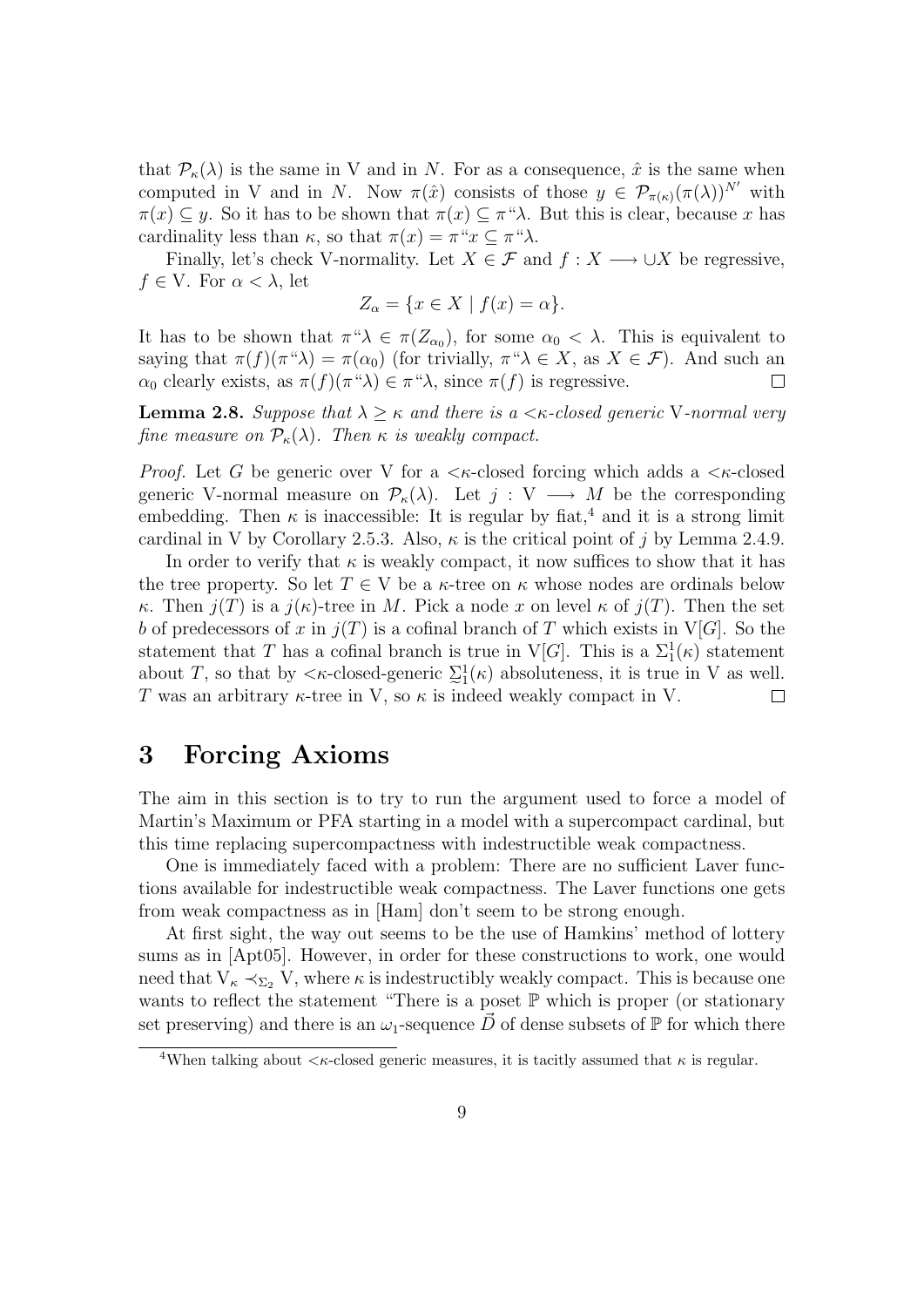that $\mathcal{P}_\kappa(\lambda)$ is the same in V and in $N$. For as a consequence, $\hat{x}$ is the same when computed in V and in $N$. Now $\pi(\hat{x})$ consists of those $y \in \mathcal{P}_{\pi(\kappa)}(\pi(\lambda))^{N'}$ with $\pi(x) \subseteq y$. So it has to be shown that $\pi(x) \subseteq \pi``\lambda$. But this is clear, because $x$ has cardinality less than $\kappa$, so that $\pi(x) = \pi``x \subseteq \pi``\lambda$.

Finally, let's check V-normality. Let $X \in \mathcal{F}$ and $f : X \longrightarrow \cup X$ be regressive, $f \in$ V. For $\alpha < \lambda$, let

$$Z_\alpha = \{x \in X \mid f(x) = \alpha\}.$$

It has to be shown that $\pi``\lambda \in \pi(Z_{\alpha_0})$, for some $\alpha_0 < \lambda$. This is equivalent to saying that $\pi(f)(\pi``\lambda) = \pi(\alpha_0)$ (for trivially, $\pi``\lambda \in X$, as $X \in \mathcal{F}$). And such an $\alpha_0$ clearly exists, as $\pi(f)(\pi``\lambda) \in \pi``\lambda$, since $\pi(f)$ is regressive. □

**Lemma 2.8.** *Suppose that $\lambda \geq \kappa$ and there is a $<\kappa$-closed generic* V*-normal very fine measure on $\mathcal{P}_\kappa(\lambda)$. Then $\kappa$ is weakly compact.*

*Proof.* Let $G$ be generic over V for a $<\kappa$-closed forcing which adds a $<\kappa$-closed generic V-normal measure on $\mathcal{P}_\kappa(\lambda)$. Let $j : \mathrm{V} \longrightarrow M$ be the corresponding embedding. Then $\kappa$ is inaccessible: It is regular by fiat,[4] and it is a strong limit cardinal in V by Corollary 2.5.3. Also, $\kappa$ is the critical point of $j$ by Lemma 2.4.9.

In order to verify that $\kappa$ is weakly compact, it now suffices to show that it has the tree property. So let $T \in \mathrm{V}$ be a $\kappa$-tree on $\kappa$ whose nodes are ordinals below $\kappa$. Then $j(T)$ is a $j(\kappa)$-tree in $M$. Pick a node $x$ on level $\kappa$ of $j(T)$. Then the set $b$ of predecessors of $x$ in $j(T)$ is a cofinal branch of $T$ which exists in V$[G]$. So the statement that $T$ has a cofinal branch is true in V$[G]$. This is a $\Sigma^1_1(\kappa)$ statement about $T$, so that by $<\kappa$-closed-generic $\underset{\sim}{\Sigma}^1_1(\kappa)$ absoluteness, it is true in V as well. $T$ was an arbitrary $\kappa$-tree in V, so $\kappa$ is indeed weakly compact in V. □

# 3 Forcing Axioms

The aim in this section is to try to run the argument used to force a model of Martin's Maximum or PFA starting in a model with a supercompact cardinal, but this time replacing supercompactness with indestructible weak compactness.

One is immediately faced with a problem: There are no sufficient Laver functions available for indestructible weak compactness. The Laver functions one gets from weak compactness as in [Ham] don't seem to be strong enough.

At first sight, the way out seems to be the use of Hamkins' method of lottery sums as in [Apt05]. However, in order for these constructions to work, one would need that $\mathrm{V}_\kappa \prec_{\Sigma_2} \mathrm{V}$, where $\kappa$ is indestructibly weakly compact. This is because one wants to reflect the statement "There is a poset $\mathbb{P}$ which is proper (or stationary set preserving) and there is an $\omega_1$-sequence $\vec{D}$ of dense subsets of $\mathbb{P}$ for which there

[4] When talking about $<\kappa$-closed generic measures, it is tacitly assumed that $\kappa$ is regular.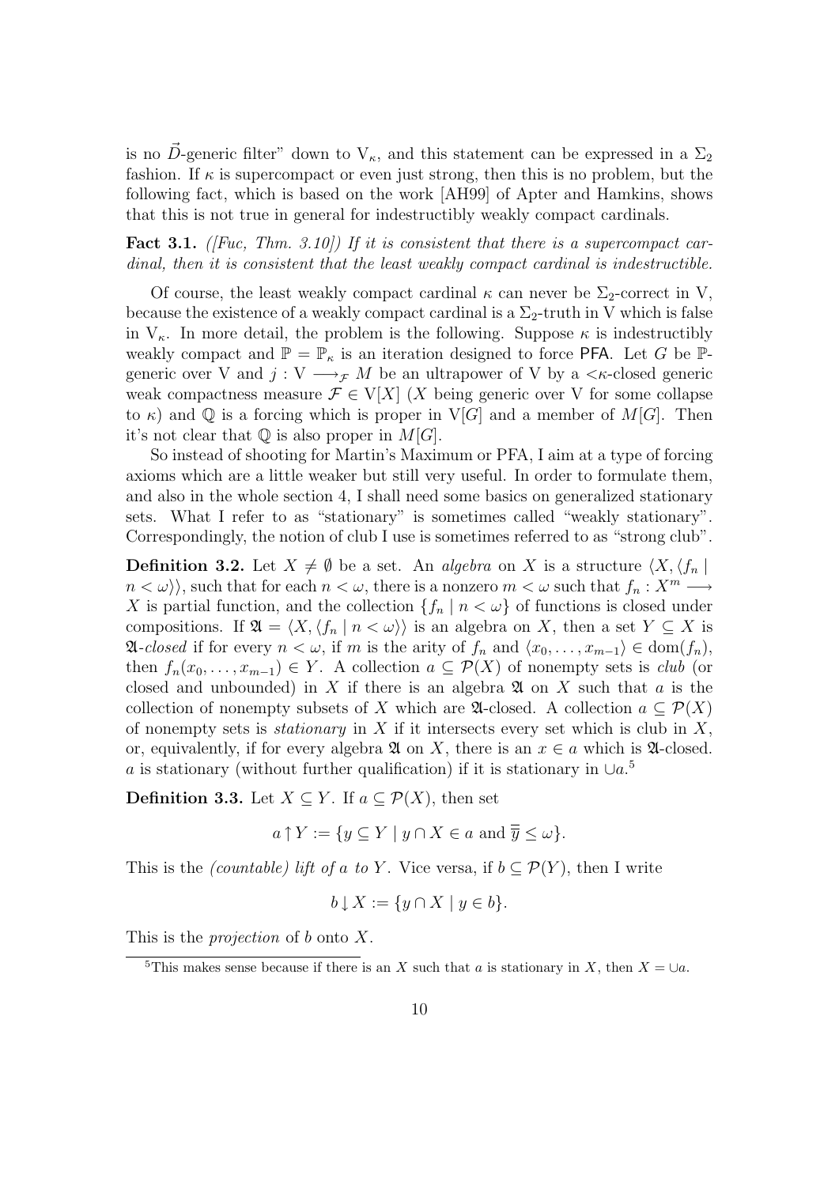is no $\vec{D}$-generic filter" down to $\mathrm{V}_\kappa$, and this statement can be expressed in a $\Sigma_2$ fashion. If $\kappa$ is supercompact or even just strong, then this is no problem, but the following fact, which is based on the work [AH99] of Apter and Hamkins, shows that this is not true in general for indestructibly weakly compact cardinals.

**Fact 3.1.** *([Fuc, Thm. 3.10]) If it is consistent that there is a supercompact cardinal, then it is consistent that the least weakly compact cardinal is indestructible.*

Of course, the least weakly compact cardinal $\kappa$ can never be $\Sigma_2$-correct in V, because the existence of a weakly compact cardinal is a $\Sigma_2$-truth in V which is false in $\mathrm{V}_\kappa$. In more detail, the problem is the following. Suppose $\kappa$ is indestructibly weakly compact and $\mathbb{P} = \mathbb{P}_\kappa$ is an iteration designed to force PFA. Let $G$ be $\mathbb{P}$-generic over V and $j : \mathrm{V} \longrightarrow_{\mathcal{F}} M$ be an ultrapower of V by a $<\kappa$-closed generic weak compactness measure $\mathcal{F} \in \mathrm{V}[X]$ ($X$ being generic over V for some collapse to $\kappa$) and $\mathbb{Q}$ is a forcing which is proper in $\mathrm{V}[G]$ and a member of $M[G]$. Then it's not clear that $\mathbb{Q}$ is also proper in $M[G]$.

So instead of shooting for Martin's Maximum or PFA, I aim at a type of forcing axioms which are a little weaker but still very useful. In order to formulate them, and also in the whole section 4, I shall need some basics on generalized stationary sets. What I refer to as "stationary" is sometimes called "weakly stationary". Correspondingly, the notion of club I use is sometimes referred to as "strong club".

**Definition 3.2.** Let $X \neq \emptyset$ be a set. An *algebra* on $X$ is a structure $\langle X, \langle f_n \mid n < \omega \rangle \rangle$, such that for each $n < \omega$, there is a nonzero $m < \omega$ such that $f_n : X^m \longrightarrow X$ is partial function, and the collection $\{f_n \mid n < \omega\}$ of functions is closed under compositions. If $\mathfrak{A} = \langle X, \langle f_n \mid n < \omega \rangle \rangle$ is an algebra on $X$, then a set $Y \subseteq X$ is $\mathfrak{A}$-*closed* if for every $n < \omega$, if $m$ is the arity of $f_n$ and $\langle x_0, \ldots, x_{m-1} \rangle \in \mathrm{dom}(f_n)$, then $f_n(x_0, \ldots, x_{m-1}) \in Y$. A collection $a \subseteq \mathcal{P}(X)$ of nonempty sets is *club* (or closed and unbounded) in $X$ if there is an algebra $\mathfrak{A}$ on $X$ such that $a$ is the collection of nonempty subsets of $X$ which are $\mathfrak{A}$-closed. A collection $a \subseteq \mathcal{P}(X)$ of nonempty sets is *stationary* in $X$ if it intersects every set which is club in $X$, or, equivalently, if for every algebra $\mathfrak{A}$ on $X$, there is an $x \in a$ which is $\mathfrak{A}$-closed. $a$ is stationary (without further qualification) if it is stationary in $\cup a$.[5]

**Definition 3.3.** Let $X \subseteq Y$. If $a \subseteq \mathcal{P}(X)$, then set

$$a \uparrow Y := \{y \subseteq Y \mid y \cap X \in a \text{ and } \overline{\overline{y}} \leq \omega\}.$$

This is the *(countable) lift of $a$ to $Y$*. Vice versa, if $b \subseteq \mathcal{P}(Y)$, then I write

$$b \downarrow X := \{y \cap X \mid y \in b\}.$$

This is the *projection* of $b$ onto $X$.

[5] This makes sense because if there is an $X$ such that $a$ is stationary in $X$, then $X = \cup a$.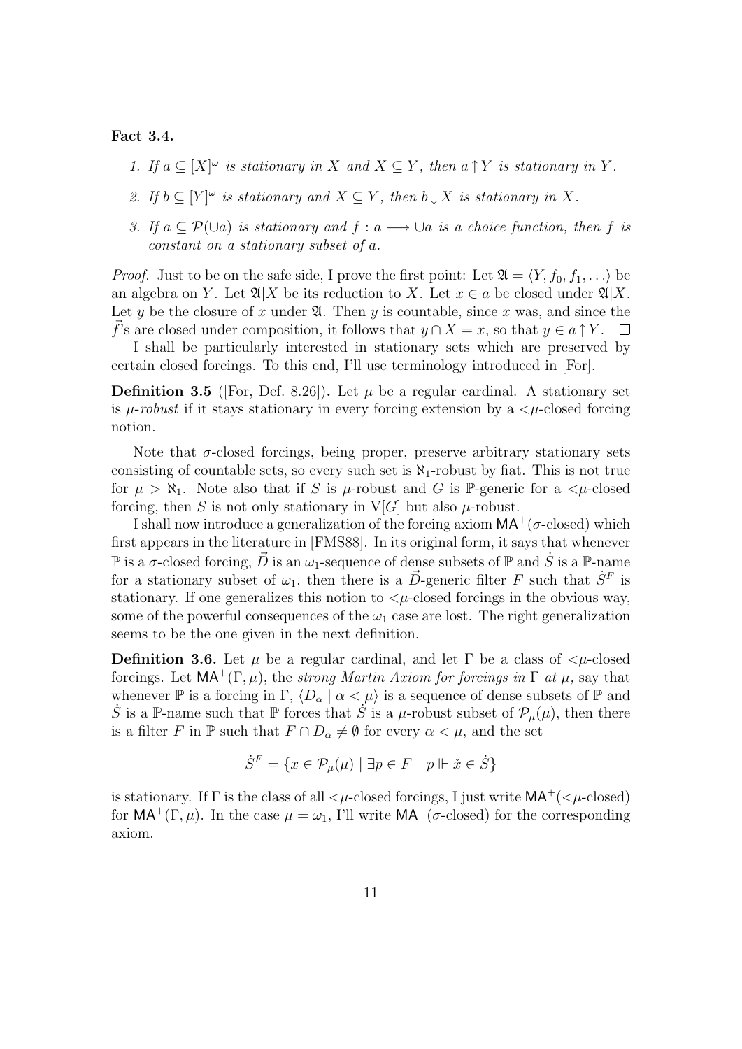**Fact 3.4.**

1. *If $a \subseteq [X]^\omega$ is stationary in $X$ and $X \subseteq Y$, then $a \uparrow Y$ is stationary in $Y$.*
2. *If $b \subseteq [Y]^\omega$ is stationary and $X \subseteq Y$, then $b \downarrow X$ is stationary in $X$.*
3. *If $a \subseteq \mathcal{P}(\cup a)$ is stationary and $f : a \longrightarrow \cup a$ is a choice function, then $f$ is constant on a stationary subset of $a$.*

*Proof.* Just to be on the safe side, I prove the first point: Let $\mathfrak{A} = \langle Y, f_0, f_1, \ldots \rangle$ be an algebra on $Y$. Let $\mathfrak{A}|X$ be its reduction to $X$. Let $x \in a$ be closed under $\mathfrak{A}|X$. Let $y$ be the closure of $x$ under $\mathfrak{A}$. Then $y$ is countable, since $x$ was, and since the $\vec{f}$'s are closed under composition, it follows that $y \cap X = x$, so that $y \in a \uparrow Y$. $\square$

I shall be particularly interested in stationary sets which are preserved by certain closed forcings. To this end, I'll use terminology introduced in [For].

**Definition 3.5** ([For, Def. 8.26])**.** Let $\mu$ be a regular cardinal. A stationary set is *$\mu$-robust* if it stays stationary in every forcing extension by a $<\mu$-closed forcing notion.

Note that $\sigma$-closed forcings, being proper, preserve arbitrary stationary sets consisting of countable sets, so every such set is $\aleph_1$-robust by fiat. This is not true for $\mu > \aleph_1$. Note also that if $S$ is $\mu$-robust and $G$ is $\mathbb{P}$-generic for a $<\mu$-closed forcing, then $S$ is not only stationary in $\mathrm{V}[G]$ but also $\mu$-robust.

I shall now introduce a generalization of the forcing axiom $\mathsf{MA}^+(\sigma\text{-closed})$ which first appears in the literature in [FMS88]. In its original form, it says that whenever $\mathbb{P}$ is a $\sigma$-closed forcing, $\vec{D}$ is an $\omega_1$-sequence of dense subsets of $\mathbb{P}$ and $\dot{S}$ is a $\mathbb{P}$-name for a stationary subset of $\omega_1$, then there is a $\vec{D}$-generic filter $F$ such that $\dot{S}^F$ is stationary. If one generalizes this notion to $<\mu$-closed forcings in the obvious way, some of the powerful consequences of the $\omega_1$ case are lost. The right generalization seems to be the one given in the next definition.

**Definition 3.6.** Let $\mu$ be a regular cardinal, and let $\Gamma$ be a class of $<\mu$-closed forcings. Let $\mathsf{MA}^+(\Gamma, \mu)$, the *strong Martin Axiom for forcings in $\Gamma$ at $\mu$,* say that whenever $\mathbb{P}$ is a forcing in $\Gamma$, $\langle D_\alpha \mid \alpha < \mu \rangle$ is a sequence of dense subsets of $\mathbb{P}$ and $\dot{S}$ is a $\mathbb{P}$-name such that $\mathbb{P}$ forces that $\dot{S}$ is a $\mu$-robust subset of $\mathcal{P}_\mu(\mu)$, then there is a filter $F$ in $\mathbb{P}$ such that $F \cap D_\alpha \neq \emptyset$ for every $\alpha < \mu$, and the set

$$\dot{S}^F = \{x \in \mathcal{P}_\mu(\mu) \mid \exists p \in F \quad p \Vdash \check{x} \in \dot{S}\}$$

is stationary. If $\Gamma$ is the class of all $<\mu$-closed forcings, I just write $\mathsf{MA}^+(<\mu\text{-closed})$ for $\mathsf{MA}^+(\Gamma, \mu)$. In the case $\mu = \omega_1$, I'll write $\mathsf{MA}^+(\sigma\text{-closed})$ for the corresponding axiom.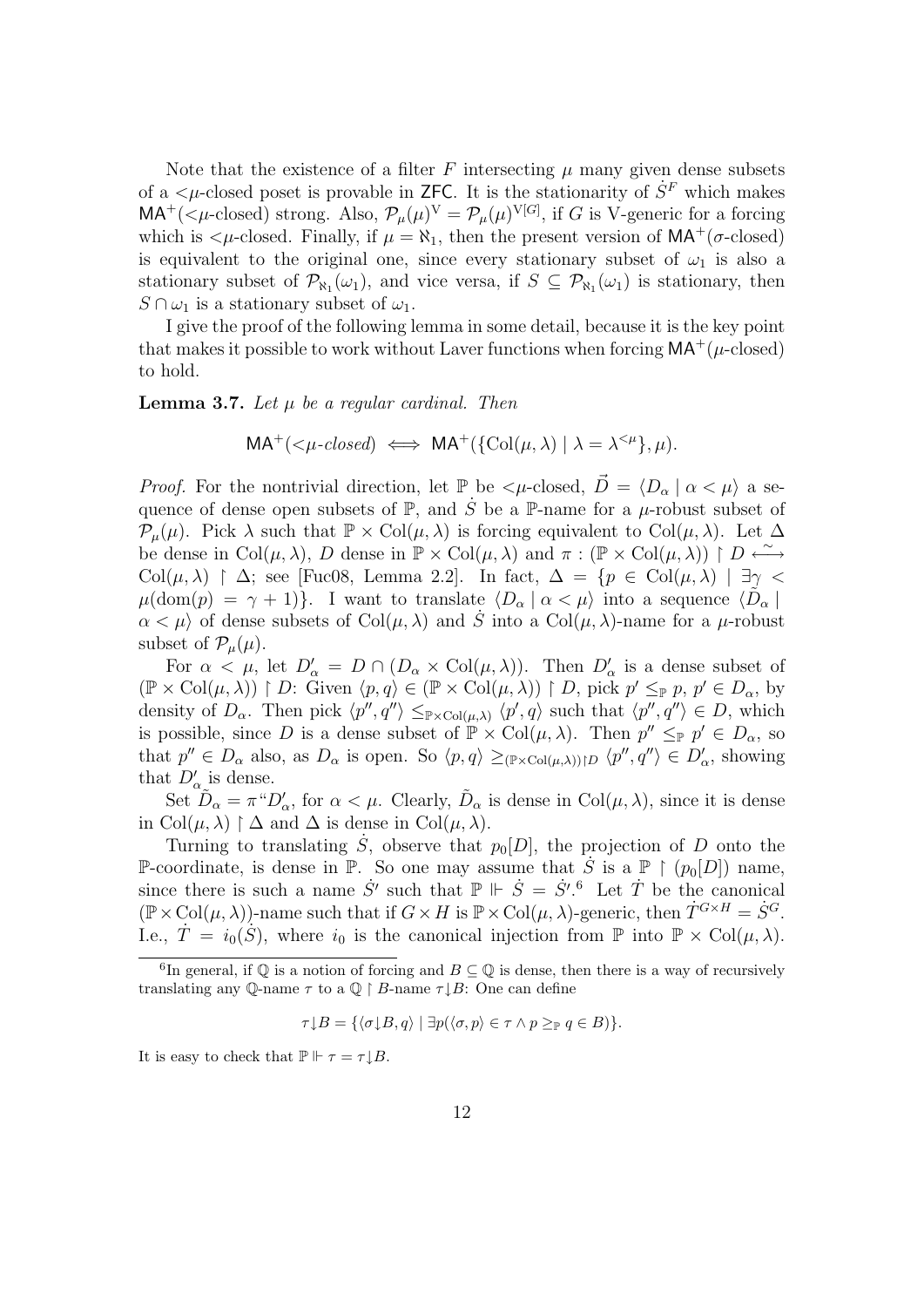Note that the existence of a filter $F$ intersecting $\mu$ many given dense subsets of a $<\mu$-closed poset is provable in ZFC. It is the stationarity of $\dot{S}^F$ which makes $\mathsf{MA}^+(<\mu\text{-closed})$ strong. Also, $\mathcal{P}_\mu(\mu)^{\mathrm{V}} = \mathcal{P}_\mu(\mu)^{\mathrm{V}[G]}$, if $G$ is V-generic for a forcing which is $<\mu$-closed. Finally, if $\mu = \aleph_1$, then the present version of $\mathsf{MA}^+(\sigma\text{-closed})$ is equivalent to the original one, since every stationary subset of $\omega_1$ is also a stationary subset of $\mathcal{P}_{\aleph_1}(\omega_1)$, and vice versa, if $S \subseteq \mathcal{P}_{\aleph_1}(\omega_1)$ is stationary, then $S \cap \omega_1$ is a stationary subset of $\omega_1$.

I give the proof of the following lemma in some detail, because it is the key point that makes it possible to work without Laver functions when forcing $\mathsf{MA}^+(\mu\text{-closed})$ to hold.

**Lemma 3.7.** *Let $\mu$ be a regular cardinal. Then*

$$\mathsf{MA}^+(<\mu\text{-}closed) \iff \mathsf{MA}^+(\{\mathrm{Col}(\mu,\lambda) \mid \lambda = \lambda^{<\mu}\}, \mu).$$

*Proof.* For the nontrivial direction, let $\mathbb{P}$ be $<\mu$-closed, $\vec{D} = \langle D_\alpha \mid \alpha < \mu\rangle$ a sequence of dense open subsets of $\mathbb{P}$, and $\dot{S}$ be a $\mathbb{P}$-name for a $\mu$-robust subset of $\mathcal{P}_\mu(\mu)$. Pick $\lambda$ such that $\mathbb{P} \times \mathrm{Col}(\mu,\lambda)$ is forcing equivalent to $\mathrm{Col}(\mu,\lambda)$. Let $\Delta$ be dense in $\mathrm{Col}(\mu,\lambda)$, $D$ dense in $\mathbb{P}\times\mathrm{Col}(\mu,\lambda)$ and $\pi : (\mathbb{P}\times\mathrm{Col}(\mu,\lambda)) \restriction D \overset{\sim}{\longleftrightarrow} \mathrm{Col}(\mu,\lambda) \restriction \Delta$; see [Fuc08, Lemma 2.2]. In fact, $\Delta = \{p \in \mathrm{Col}(\mu,\lambda) \mid \exists \gamma < \mu(\mathrm{dom}(p) = \gamma+1)\}$. I want to translate $\langle D_\alpha \mid \alpha < \mu\rangle$ into a sequence $\langle \tilde{D}_\alpha \mid \alpha < \mu\rangle$ of dense subsets of $\mathrm{Col}(\mu,\lambda)$ and $\dot{S}$ into a $\mathrm{Col}(\mu,\lambda)$-name for a $\mu$-robust subset of $\mathcal{P}_\mu(\mu)$.

For $\alpha < \mu$, let $D'_\alpha = D \cap (D_\alpha \times \mathrm{Col}(\mu,\lambda))$. Then $D'_\alpha$ is a dense subset of $(\mathbb{P}\times\mathrm{Col}(\mu,\lambda)) \restriction D$: Given $\langle p,q\rangle \in (\mathbb{P}\times\mathrm{Col}(\mu,\lambda)) \restriction D$, pick $p' \leq_{\mathbb{P}} p$, $p' \in D_\alpha$, by density of $D_\alpha$. Then pick $\langle p'',q''\rangle \leq_{\mathbb{P}\times\mathrm{Col}(\mu,\lambda)} \langle p',q\rangle$ such that $\langle p'',q''\rangle \in D$, which is possible, since $D$ is a dense subset of $\mathbb{P}\times\mathrm{Col}(\mu,\lambda)$. Then $p'' \leq_{\mathbb{P}} p' \in D_\alpha$, so that $p'' \in D_\alpha$ also, as $D_\alpha$ is open. So $\langle p,q\rangle \geq_{(\mathbb{P}\times\mathrm{Col}(\mu,\lambda))\restriction D} \langle p'',q''\rangle \in D'_\alpha$, showing that $D'_\alpha$ is dense.

Set $\tilde{D}_\alpha = \pi``D'_\alpha$, for $\alpha < \mu$. Clearly, $\tilde{D}_\alpha$ is dense in $\mathrm{Col}(\mu,\lambda)$, since it is dense in $\mathrm{Col}(\mu,\lambda) \restriction \Delta$ and $\Delta$ is dense in $\mathrm{Col}(\mu,\lambda)$.

Turning to translating $\dot{S}$, observe that $p_0[D]$, the projection of $D$ onto the $\mathbb{P}$-coordinate, is dense in $\mathbb{P}$. So one may assume that $\dot{S}$ is a $\mathbb{P} \restriction (p_0[D])$ name, since there is such a name $\dot{S}'$ such that $\mathbb{P} \Vdash \dot{S} = \dot{S}'$.[6] Let $\dot{T}$ be the canonical $(\mathbb{P}\times\mathrm{Col}(\mu,\lambda))$-name such that if $G\times H$ is $\mathbb{P}\times\mathrm{Col}(\mu,\lambda)$-generic, then $\dot{T}^{G\times H} = \dot{S}^G$. I.e., $\dot{T} = i_0(\dot{S})$, where $i_0$ is the canonical injection from $\mathbb{P}$ into $\mathbb{P}\times\mathrm{Col}(\mu,\lambda)$.

[6] In general, if $\mathbb{Q}$ is a notion of forcing and $B \subseteq \mathbb{Q}$ is dense, then there is a way of recursively translating any $\mathbb{Q}$-name $\tau$ to a $\mathbb{Q} \restriction B$-name $\tau{\downarrow}B$: One can define

$$\tau{\downarrow}B = \{\langle \sigma{\downarrow}B, q\rangle \mid \exists p(\langle \sigma, p\rangle \in \tau \wedge p \geq_{\mathbb{P}} q \in B)\}.$$

It is easy to check that $\mathbb{P} \Vdash \tau = \tau{\downarrow}B$.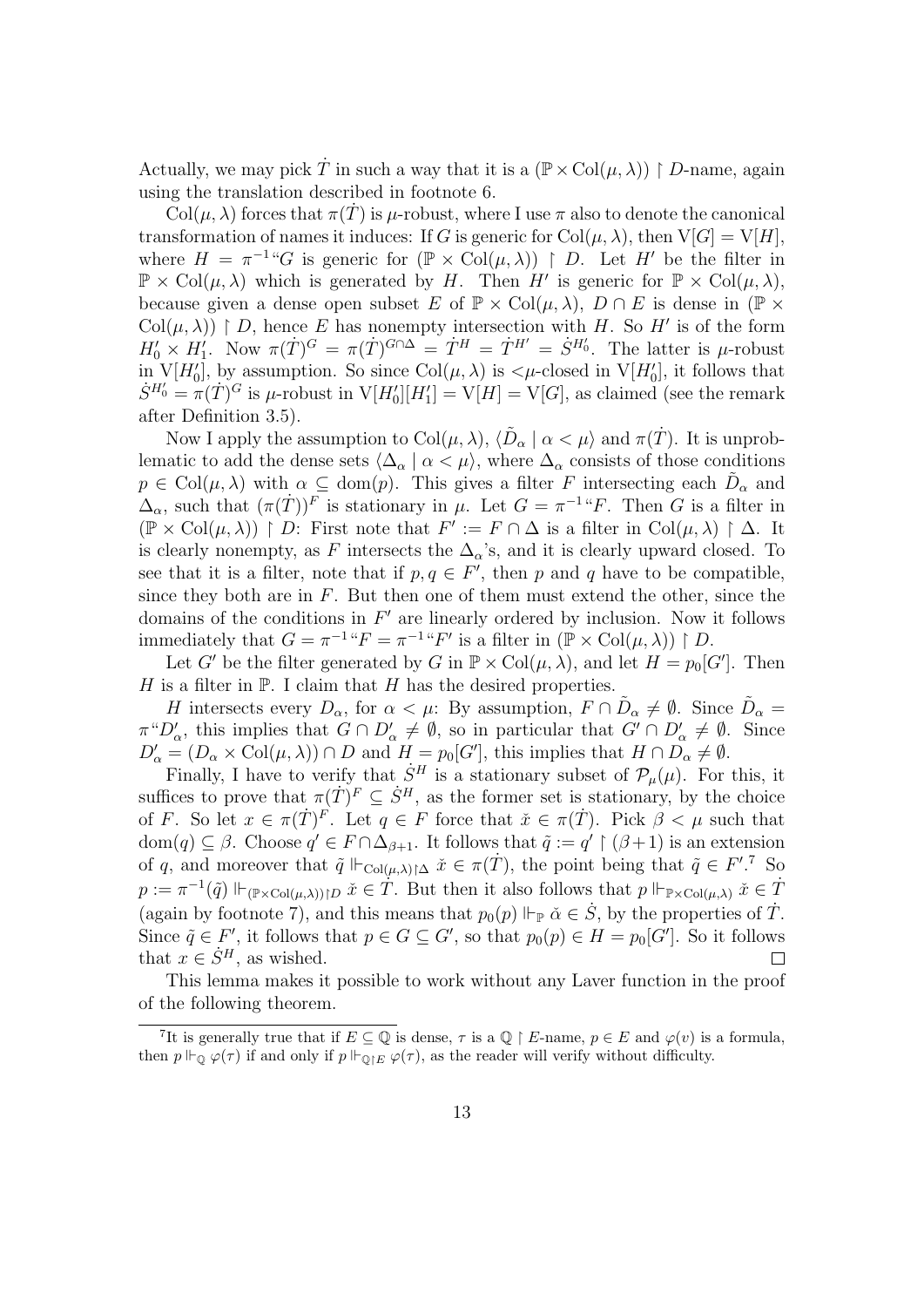Actually, we may pick $\dot{T}$ in such a way that it is a $(\mathbb{P} \times \mathrm{Col}(\mu, \lambda)) \restriction D$-name, again using the translation described in footnote 6.

$\mathrm{Col}(\mu, \lambda)$ forces that $\pi(\dot{T})$ is $\mu$-robust, where I use $\pi$ also to denote the canonical transformation of names it induces: If $G$ is generic for $\mathrm{Col}(\mu, \lambda)$, then $\mathrm{V}[G] = \mathrm{V}[H]$, where $H = \pi^{-1}``G$ is generic for $(\mathbb{P} \times \mathrm{Col}(\mu, \lambda)) \restriction D$. Let $H'$ be the filter in $\mathbb{P} \times \mathrm{Col}(\mu, \lambda)$ which is generated by $H$. Then $H'$ is generic for $\mathbb{P} \times \mathrm{Col}(\mu, \lambda)$, because given a dense open subset $E$ of $\mathbb{P} \times \mathrm{Col}(\mu, \lambda)$, $D \cap E$ is dense in $(\mathbb{P} \times \mathrm{Col}(\mu, \lambda)) \restriction D$, hence $E$ has nonempty intersection with $H$. So $H'$ is of the form $H'_0 \times H'_1$. Now $\pi(\dot{T})^G = \pi(\dot{T})^{G \cap \Delta} = \dot{T}^H = \dot{T}^{H'} = \dot{S}^{H'_0}$. The latter is $\mu$-robust in $\mathrm{V}[H'_0]$, by assumption. So since $\mathrm{Col}(\mu, \lambda)$ is $<\mu$-closed in $\mathrm{V}[H'_0]$, it follows that $\dot{S}^{H'_0} = \pi(\dot{T})^G$ is $\mu$-robust in $\mathrm{V}[H'_0][H'_1] = \mathrm{V}[H] = \mathrm{V}[G]$, as claimed (see the remark after Definition 3.5).

Now I apply the assumption to $\mathrm{Col}(\mu, \lambda)$, $\langle \tilde{D}_\alpha \mid \alpha < \mu \rangle$ and $\pi(\dot{T})$. It is unproblematic to add the dense sets $\langle \Delta_\alpha \mid \alpha < \mu \rangle$, where $\Delta_\alpha$ consists of those conditions $p \in \mathrm{Col}(\mu, \lambda)$ with $\alpha \subseteq \mathrm{dom}(p)$. This gives a filter $F$ intersecting each $\tilde{D}_\alpha$ and $\Delta_\alpha$, such that $(\pi(\dot{T}))^F$ is stationary in $\mu$. Let $G = \pi^{-1}``F$. Then $G$ is a filter in $(\mathbb{P} \times \mathrm{Col}(\mu, \lambda)) \restriction D$: First note that $F' := F \cap \Delta$ is a filter in $\mathrm{Col}(\mu, \lambda) \restriction \Delta$. It is clearly nonempty, as $F$ intersects the $\Delta_\alpha$'s, and it is clearly upward closed. To see that it is a filter, note that if $p, q \in F'$, then $p$ and $q$ have to be compatible, since they both are in $F$. But then one of them must extend the other, since the domains of the conditions in $F'$ are linearly ordered by inclusion. Now it follows immediately that $G = \pi^{-1}``F = \pi^{-1}``F'$ is a filter in $(\mathbb{P} \times \mathrm{Col}(\mu, \lambda)) \restriction D$.

Let $G'$ be the filter generated by $G$ in $\mathbb{P} \times \mathrm{Col}(\mu, \lambda)$, and let $H = p_0[G']$. Then $H$ is a filter in $\mathbb{P}$. I claim that $H$ has the desired properties.

*$H$ intersects every $D_\alpha$, for $\alpha < \mu$:* By assumption, $F \cap \tilde{D}_\alpha \neq \emptyset$. Since $\tilde{D}_\alpha = \pi``D'_\alpha$, this implies that $G \cap D'_\alpha \neq \emptyset$, so in particular that $G' \cap D'_\alpha \neq \emptyset$. Since $D'_\alpha = (D_\alpha \times \mathrm{Col}(\mu, \lambda)) \cap D$ and $H = p_0[G']$, this implies that $H \cap D_\alpha \neq \emptyset$.

Finally, I have to verify that $\dot{S}^H$ is a stationary subset of $\mathcal{P}_\mu(\mu)$. For this, it suffices to prove that $\pi(\dot{T})^F \subseteq \dot{S}^H$, as the former set is stationary, by the choice of $F$. So let $x \in \pi(\dot{T})^F$. Let $q \in F$ force that $\check{x} \in \pi(\dot{T})$. Pick $\beta < \mu$ such that $\mathrm{dom}(q) \subseteq \beta$. Choose $q' \in F \cap \Delta_{\beta+1}$. It follows that $\tilde{q} := q' \restriction (\beta+1)$ is an extension of $q$, and moreover that $\tilde{q} \Vdash_{\mathrm{Col}(\mu,\lambda) \restriction \Delta} \check{x} \in \pi(\dot{T})$, the point being that $\tilde{q} \in F'$.[7] So $p := \pi^{-1}(\tilde{q}) \Vdash_{(\mathbb{P} \times \mathrm{Col}(\mu,\lambda)) \restriction D} \check{x} \in \dot{T}$. But then it also follows that $p \Vdash_{\mathbb{P} \times \mathrm{Col}(\mu,\lambda)} \check{x} \in \dot{T}$ (again by footnote 7), and this means that $p_0(p) \Vdash_{\mathbb{P}} \check{\alpha} \in \dot{S}$, by the properties of $\dot{T}$. Since $\tilde{q} \in F'$, it follows that $p \in G \subseteq G'$, so that $p_0(p) \in H = p_0[G']$. So it follows that $x \in \dot{S}^H$, as wished. $\square$

This lemma makes it possible to work without any Laver function in the proof of the following theorem.

---

[7] It is generally true that if $E \subseteq \mathbb{Q}$ is dense, $\tau$ is a $\mathbb{Q} \restriction E$-name, $p \in E$ and $\varphi(v)$ is a formula, then $p \Vdash_{\mathbb{Q}} \varphi(\tau)$ if and only if $p \Vdash_{\mathbb{Q} \restriction E} \varphi(\tau)$, as the reader will verify without difficulty.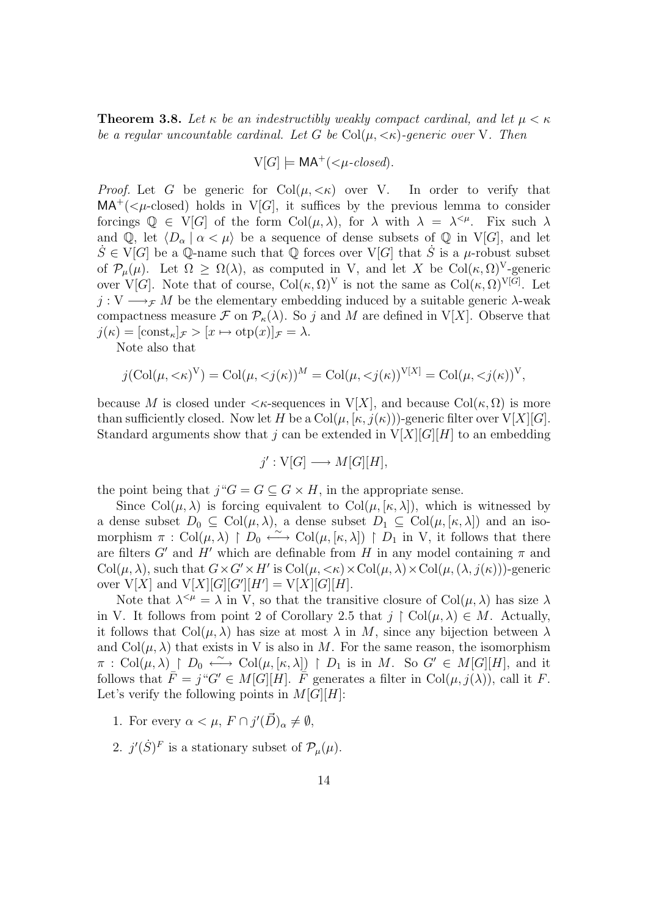**Theorem 3.8.** *Let $\kappa$ be an indestructibly weakly compact cardinal, and let $\mu < \kappa$ be a regular uncountable cardinal. Let $G$ be $\mathrm{Col}(\mu, {<}\kappa)$-generic over* V*. Then*

$$\mathrm{V}[G] \models \mathsf{MA}^+(<\!\mu\text{-}closed).$$

*Proof.* Let $G$ be generic for $\mathrm{Col}(\mu, {<}\kappa)$ over V. In order to verify that $\mathsf{MA}^+$($<\mu$-closed) holds in $\mathrm{V}[G]$, it suffices by the previous lemma to consider forcings $\mathbb{Q} \in \mathrm{V}[G]$ of the form $\mathrm{Col}(\mu, \lambda)$, for $\lambda$ with $\lambda = \lambda^{<\mu}$. Fix such $\lambda$ and $\mathbb{Q}$, let $\langle D_\alpha \mid \alpha < \mu \rangle$ be a sequence of dense subsets of $\mathbb{Q}$ in $\mathrm{V}[G]$, and let $\dot{S} \in \mathrm{V}[G]$ be a $\mathbb{Q}$-name such that $\mathbb{Q}$ forces over $\mathrm{V}[G]$ that $\dot{S}$ is a $\mu$-robust subset of $\mathcal{P}_\mu(\mu)$. Let $\Omega \geq \Omega(\lambda)$, as computed in V, and let $X$ be $\mathrm{Col}(\kappa, \Omega)^{\mathrm{V}}$-generic over $\mathrm{V}[G]$. Note that of course, $\mathrm{Col}(\kappa, \Omega)^{\mathrm{V}}$ is not the same as $\mathrm{Col}(\kappa, \Omega)^{\mathrm{V}[G]}$. Let $j : \mathrm{V} \longrightarrow_{\mathcal{F}} M$ be the elementary embedding induced by a suitable generic $\lambda$-weak compactness measure $\mathcal{F}$ on $\mathcal{P}_\kappa(\lambda)$. So $j$ and $M$ are defined in $\mathrm{V}[X]$. Observe that $j(\kappa) = [\mathrm{const}_\kappa]_{\mathcal{F}} > [x \mapsto \mathrm{otp}(x)]_{\mathcal{F}} = \lambda$.

Note also that

$$j(\mathrm{Col}(\mu, {<}\kappa)^{\mathrm{V}}) = \mathrm{Col}(\mu, {<}j(\kappa))^M = \mathrm{Col}(\mu, {<}j(\kappa))^{\mathrm{V}[X]} = \mathrm{Col}(\mu, {<}j(\kappa))^{\mathrm{V}},$$

because $M$ is closed under $<\kappa$-sequences in $\mathrm{V}[X]$, and because $\mathrm{Col}(\kappa, \Omega)$ is more than sufficiently closed. Now let $H$ be a $\mathrm{Col}(\mu, [\kappa, j(\kappa)))$-generic filter over $\mathrm{V}[X][G]$. Standard arguments show that $j$ can be extended in $\mathrm{V}[X][G][H]$ to an embedding

$$j' : \mathrm{V}[G] \longrightarrow M[G][H],$$

the point being that $j``G = G \subseteq G \times H$, in the appropriate sense.

Since $\mathrm{Col}(\mu, \lambda)$ is forcing equivalent to $\mathrm{Col}(\mu, [\kappa, \lambda])$, which is witnessed by a dense subset $D_0 \subseteq \mathrm{Col}(\mu, \lambda)$, a dense subset $D_1 \subseteq \mathrm{Col}(\mu, [\kappa, \lambda])$ and an isomorphism $\pi : \mathrm{Col}(\mu, \lambda) \restriction D_0 \overset{\sim}{\longleftrightarrow} \mathrm{Col}(\mu, [\kappa, \lambda]) \restriction D_1$ in V, it follows that there are filters $G'$ and $H'$ which are definable from $H$ in any model containing $\pi$ and $\mathrm{Col}(\mu, \lambda)$, such that $G \times G' \times H'$ is $\mathrm{Col}(\mu, {<}\kappa) \times \mathrm{Col}(\mu, \lambda) \times \mathrm{Col}(\mu, (\lambda, j(\kappa)))$-generic over $\mathrm{V}[X]$ and $\mathrm{V}[X][G][G'][H'] = \mathrm{V}[X][G][H]$.

Note that $\lambda^{<\mu} = \lambda$ in V, so that the transitive closure of $\mathrm{Col}(\mu, \lambda)$ has size $\lambda$ in V. It follows from point 2 of Corollary 2.5 that $j \restriction \mathrm{Col}(\mu, \lambda) \in M$. Actually, it follows that $\mathrm{Col}(\mu, \lambda)$ has size at most $\lambda$ in $M$, since any bijection between $\lambda$ and $\mathrm{Col}(\mu, \lambda)$ that exists in V is also in $M$. For the same reason, the isomorphism $\pi : \mathrm{Col}(\mu, \lambda) \restriction D_0 \overset{\sim}{\longleftrightarrow} \mathrm{Col}(\mu, [\kappa, \lambda]) \restriction D_1$ is in $M$. So $G' \in M[G][H]$, and it follows that $\bar{F} = j``G' \in M[G][H]$. $\bar{F}$ generates a filter in $\mathrm{Col}(\mu, j(\lambda))$, call it $F$. Let's verify the following points in $M[G][H]$:

1. For every $\alpha < \mu$, $F \cap j'(\vec{D})_\alpha \neq \emptyset$,
2. $j'(\dot{S})^F$ is a stationary subset of $\mathcal{P}_\mu(\mu)$.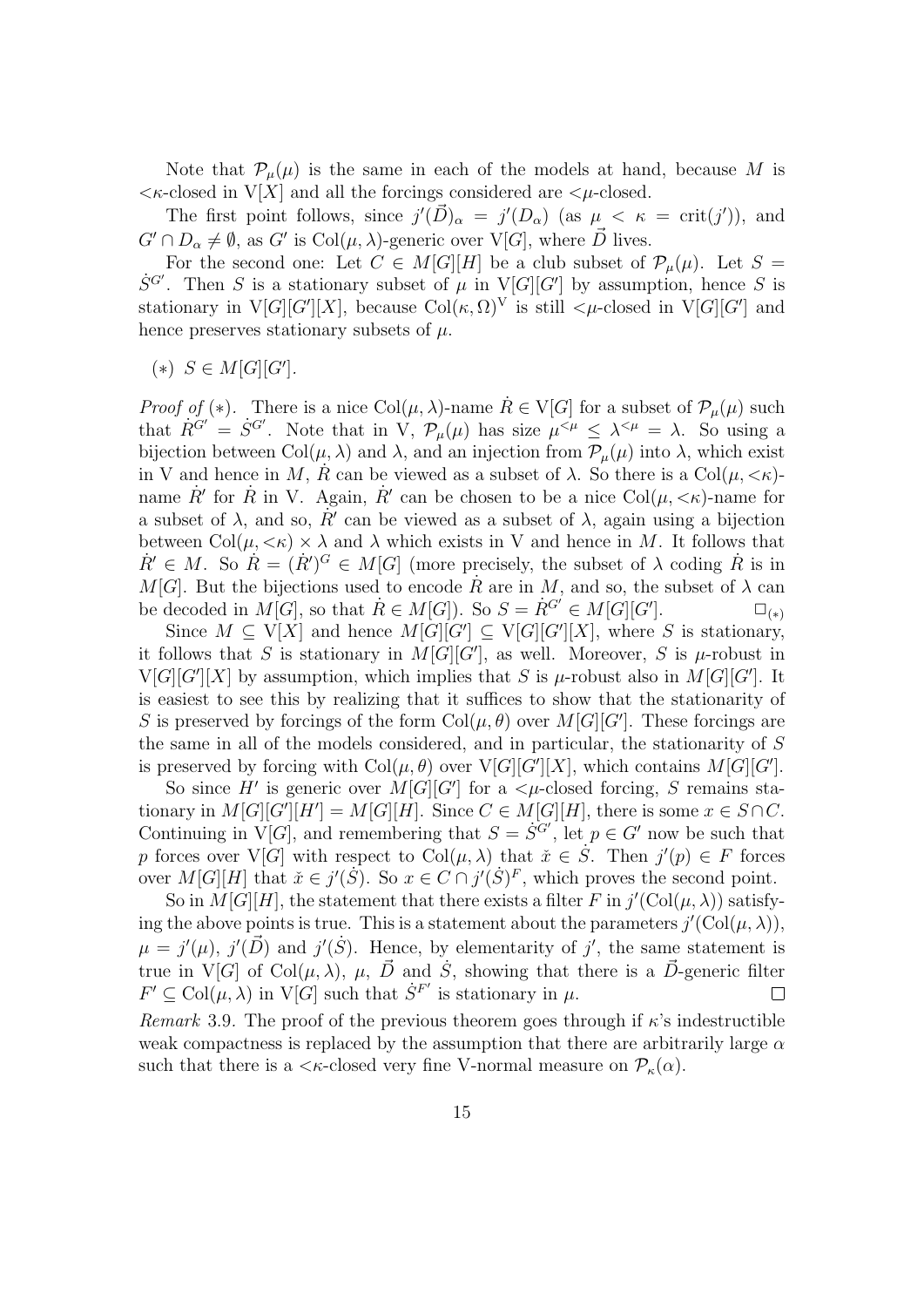Note that $\mathcal{P}_\mu(\mu)$ is the same in each of the models at hand, because $M$ is $<\kappa$-closed in $\mathrm{V}[X]$ and all the forcings considered are $<\mu$-closed.

The first point follows, since $j'(\vec{D})_\alpha = j'(D_\alpha)$ (as $\mu < \kappa = \mathrm{crit}(j')$), and $G' \cap D_\alpha \neq \emptyset$, as $G'$ is $\mathrm{Col}(\mu, \lambda)$-generic over $\mathrm{V}[G]$, where $\vec{D}$ lives.

For the second one: Let $C \in M[G][H]$ be a club subset of $\mathcal{P}_\mu(\mu)$. Let $S = \dot{S}^{G'}$. Then $S$ is a stationary subset of $\mu$ in $\mathrm{V}[G][G']$ by assumption, hence $S$ is stationary in $\mathrm{V}[G][G'][X]$, because $\mathrm{Col}(\kappa, \Omega)^{\mathrm{V}}$ is still $<\mu$-closed in $\mathrm{V}[G][G']$ and hence preserves stationary subsets of $\mu$.

($*$) $S \in M[G][G']$.

*Proof of* ($*$). There is a nice $\mathrm{Col}(\mu, \lambda)$-name $\dot{R} \in \mathrm{V}[G]$ for a subset of $\mathcal{P}_\mu(\mu)$ such that $\dot{R}^{G'} = \dot{S}^{G'}$. Note that in V, $\mathcal{P}_\mu(\mu)$ has size $\mu^{<\mu} \leq \lambda^{<\mu} = \lambda$. So using a bijection between $\mathrm{Col}(\mu, \lambda)$ and $\lambda$, and an injection from $\mathcal{P}_\mu(\mu)$ into $\lambda$, which exist in V and hence in $M$, $\dot{R}$ can be viewed as a subset of $\lambda$. So there is a $\mathrm{Col}(\mu, {<\kappa})$-name $\dot{R}'$ for $\dot{R}$ in V. Again, $\dot{R}'$ can be chosen to be a nice $\mathrm{Col}(\mu, {<\kappa})$-name for a subset of $\lambda$, and so, $\dot{R}'$ can be viewed as a subset of $\lambda$, again using a bijection between $\mathrm{Col}(\mu, {<\kappa}) \times \lambda$ and $\lambda$ which exists in V and hence in $M$. It follows that $\dot{R}' \in M$. So $\dot{R} = (\dot{R}')^G \in M[G]$ (more precisely, the subset of $\lambda$ coding $\dot{R}$ is in $M[G]$. But the bijections used to encode $\dot{R}$ are in $M$, and so, the subset of $\lambda$ can be decoded in $M[G]$, so that $\dot{R} \in M[G]$). So $S = \dot{R}^{G'} \in M[G][G']$. $\square_{(*)}$

Since $M \subseteq \mathrm{V}[X]$ and hence $M[G][G'] \subseteq \mathrm{V}[G][G'][X]$, where $S$ is stationary, it follows that $S$ is stationary in $M[G][G']$, as well. Moreover, $S$ is $\mu$-robust in $\mathrm{V}[G][G'][X]$ by assumption, which implies that $S$ is $\mu$-robust also in $M[G][G']$. It is easiest to see this by realizing that it suffices to show that the stationarity of $S$ is preserved by forcings of the form $\mathrm{Col}(\mu, \theta)$ over $M[G][G']$. These forcings are the same in all of the models considered, and in particular, the stationarity of $S$ is preserved by forcing with $\mathrm{Col}(\mu, \theta)$ over $\mathrm{V}[G][G'][X]$, which contains $M[G][G']$.

So since $H'$ is generic over $M[G][G']$ for a $<\mu$-closed forcing, $S$ remains stationary in $M[G][G'][H'] = M[G][H]$. Since $C \in M[G][H]$, there is some $x \in S \cap C$. Continuing in $\mathrm{V}[G]$, and remembering that $S = \dot{S}^{G'}$, let $p \in G'$ now be such that $p$ forces over $\mathrm{V}[G]$ with respect to $\mathrm{Col}(\mu, \lambda)$ that $\check{x} \in \dot{S}$. Then $j'(p) \in F$ forces over $M[G][H]$ that $\check{x} \in j'(\dot{S})$. So $x \in C \cap j'(\dot{S})^F$, which proves the second point.

So in $M[G][H]$, the statement that there exists a filter $F$ in $j'(\mathrm{Col}(\mu, \lambda))$ satisfying the above points is true. This is a statement about the parameters $j'(\mathrm{Col}(\mu, \lambda))$, $\mu = j'(\mu)$, $j'(\vec{D})$ and $j'(\dot{S})$. Hence, by elementarity of $j'$, the same statement is true in $\mathrm{V}[G]$ of $\mathrm{Col}(\mu, \lambda)$, $\mu$, $\vec{D}$ and $\dot{S}$, showing that there is a $\vec{D}$-generic filter $F' \subseteq \mathrm{Col}(\mu, \lambda)$ in $\mathrm{V}[G]$ such that $\dot{S}^{F'}$ is stationary in $\mu$. $\square$

*Remark* 3.9. The proof of the previous theorem goes through if $\kappa$'s indestructible weak compactness is replaced by the assumption that there are arbitrarily large $\alpha$ such that there is a $<\kappa$-closed very fine V-normal measure on $\mathcal{P}_\kappa(\alpha)$.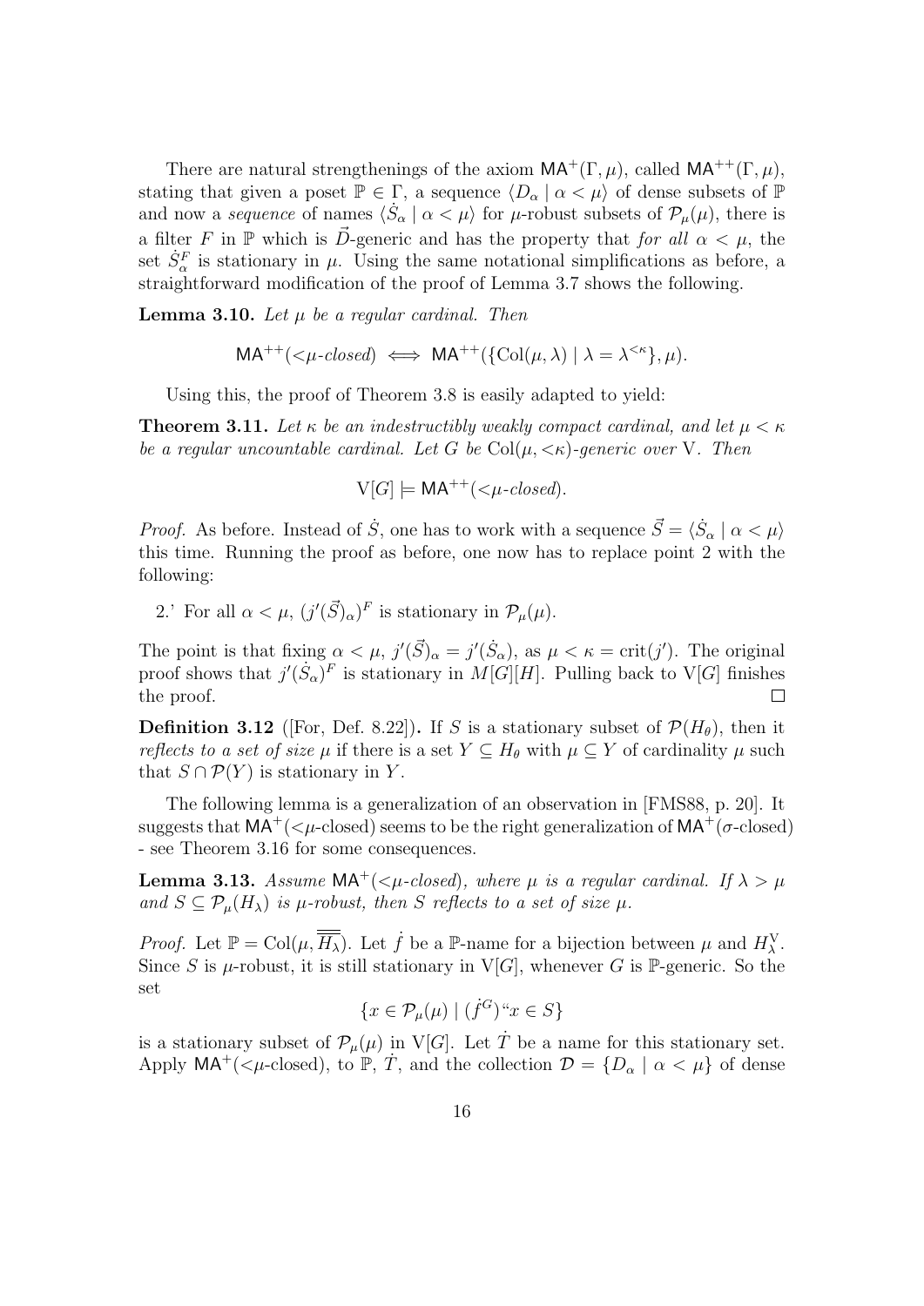There are natural strengthenings of the axiom $\mathsf{MA}^+(\Gamma, \mu)$, called $\mathsf{MA}^{++}(\Gamma, \mu)$, stating that given a poset $\mathbb{P} \in \Gamma$, a sequence $\langle D_\alpha \mid \alpha < \mu\rangle$ of dense subsets of $\mathbb{P}$ and now a *sequence* of names $\langle \dot{S}_\alpha \mid \alpha < \mu\rangle$ for $\mu$-robust subsets of $\mathcal{P}_\mu(\mu)$, there is a filter $F$ in $\mathbb{P}$ which is $\vec{D}$-generic and has the property that *for all* $\alpha < \mu$, the set $\dot{S}^F_\alpha$ is stationary in $\mu$. Using the same notational simplifications as before, a straightforward modification of the proof of Lemma 3.7 shows the following.

**Lemma 3.10.** *Let $\mu$ be a regular cardinal. Then*

$$\mathsf{MA}^{++}(<\!\mu\text{-}closed) \iff \mathsf{MA}^{++}(\{\mathrm{Col}(\mu, \lambda) \mid \lambda = \lambda^{<\kappa}\}, \mu).$$

Using this, the proof of Theorem 3.8 is easily adapted to yield:

**Theorem 3.11.** *Let $\kappa$ be an indestructibly weakly compact cardinal, and let $\mu < \kappa$ be a regular uncountable cardinal. Let $G$ be $\mathrm{Col}(\mu, <\!\kappa)$-generic over* V*. Then*

$$\mathrm{V}[G] \models \mathsf{MA}^{++}(<\!\mu\text{-}closed).$$

*Proof.* As before. Instead of $\dot{S}$, one has to work with a sequence $\vec{S} = \langle \dot{S}_\alpha \mid \alpha < \mu\rangle$ this time. Running the proof as before, one now has to replace point 2 with the following:

2.' For all $\alpha < \mu$, $(j'(\vec{S})_\alpha)^F$ is stationary in $\mathcal{P}_\mu(\mu)$.

The point is that fixing $\alpha < \mu$, $j'(\vec{S})_\alpha = j'(\dot{S}_\alpha)$, as $\mu < \kappa = \mathrm{crit}(j')$. The original proof shows that $j'(\dot{S}_\alpha)^F$ is stationary in $M[G][H]$. Pulling back to $\mathrm{V}[G]$ finishes the proof. □

**Definition 3.12** ([For, Def. 8.22])**.** If $S$ is a stationary subset of $\mathcal{P}(H_\theta)$, then it *reflects to a set of size* $\mu$ if there is a set $Y \subseteq H_\theta$ with $\mu \subseteq Y$ of cardinality $\mu$ such that $S \cap \mathcal{P}(Y)$ is stationary in $Y$.

The following lemma is a generalization of an observation in [FMS88, p. 20]. It suggests that $\mathsf{MA}^+(<\!\mu\text{-closed})$ seems to be the right generalization of $\mathsf{MA}^+(\sigma\text{-closed})$ - see Theorem 3.16 for some consequences.

**Lemma 3.13.** *Assume $\mathsf{MA}^+(<\!\mu\text{-}closed)$, where $\mu$ is a regular cardinal. If $\lambda > \mu$ and $S \subseteq \mathcal{P}_\mu(H_\lambda)$ is $\mu$-robust, then $S$ reflects to a set of size $\mu$.*

*Proof.* Let $\mathbb{P} = \mathrm{Col}(\mu, \overline{\overline{H_\lambda}})$. Let $\dot{f}$ be a $\mathbb{P}$-name for a bijection between $\mu$ and $H^{\mathrm{V}}_\lambda$. Since $S$ is $\mu$-robust, it is still stationary in $\mathrm{V}[G]$, whenever $G$ is $\mathbb{P}$-generic. So the set

$$\{x \in \mathcal{P}_\mu(\mu) \mid (\dot{f}^G)``x \in S\}$$

is a stationary subset of $\mathcal{P}_\mu(\mu)$ in $\mathrm{V}[G]$. Let $\dot{T}$ be a name for this stationary set. Apply $\mathsf{MA}^+(<\!\mu\text{-closed})$, to $\mathbb{P}$, $\dot{T}$, and the collection $\mathcal{D} = \{D_\alpha \mid \alpha < \mu\}$ of dense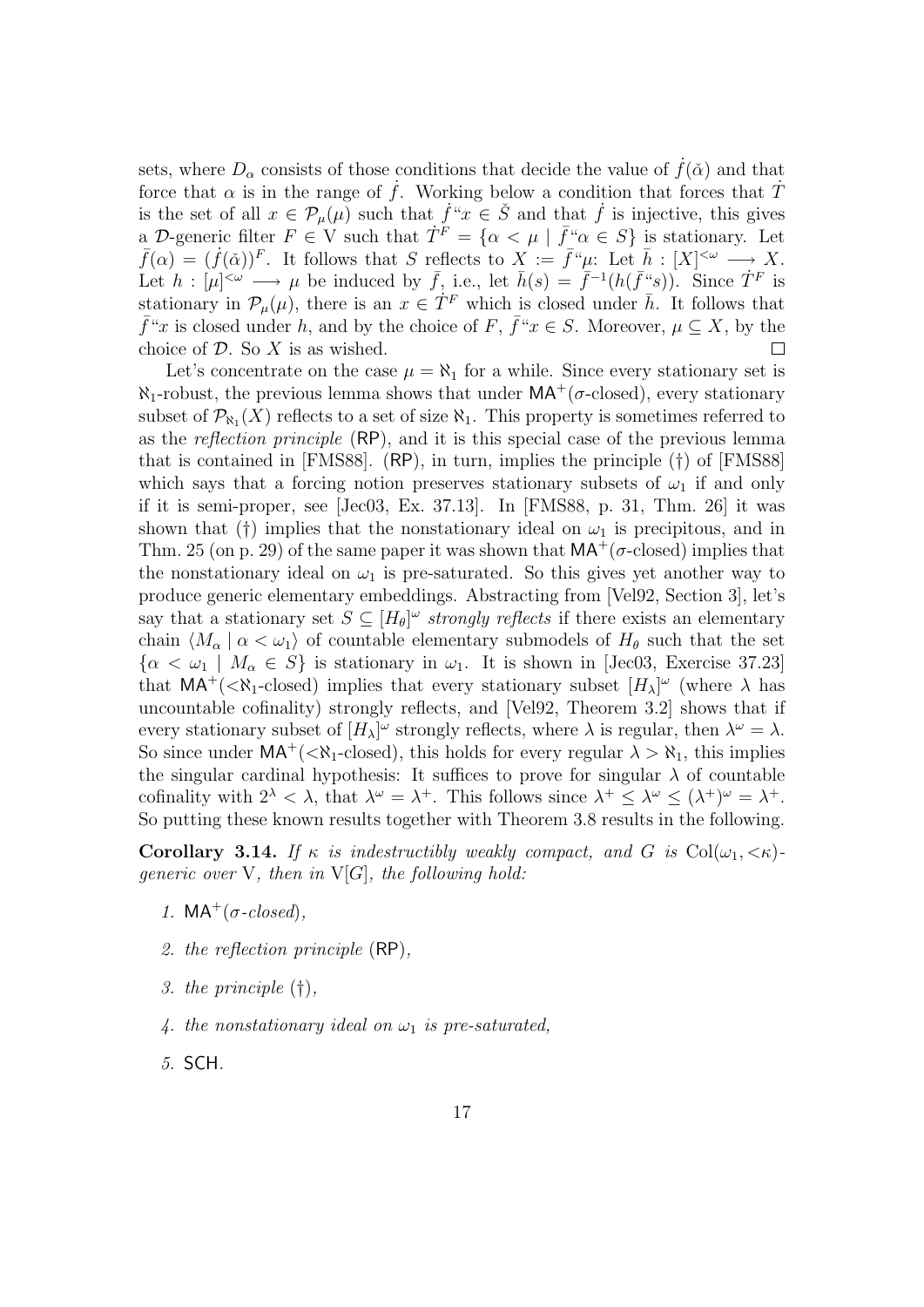sets, where $D_\alpha$ consists of those conditions that decide the value of $\dot{f}(\check{\alpha})$ and that force that $\alpha$ is in the range of $\dot{f}$. Working below a condition that forces that $\dot{T}$ is the set of all $x \in \mathcal{P}_\mu(\mu)$ such that $\dot{f}``x \in \check{S}$ and that $\dot{f}$ is injective, this gives a $\mathcal{D}$-generic filter $F \in \mathrm{V}$ such that $\dot{T}^F = \{\alpha < \mu \mid \bar{f}``\alpha \in S\}$ is stationary. Let $\bar{f}(\alpha) = (\dot{f}(\check{\alpha}))^F$. It follows that $S$ reflects to $X := \bar{f}``\mu$: Let $\bar{h} : [X]^{<\omega} \longrightarrow X$. Let $h : [\mu]^{<\omega} \longrightarrow \mu$ be induced by $\bar{f}$, i.e., let $\bar{h}(s) = \bar{f}^{-1}(h(\bar{f}``s))$. Since $\dot{T}^F$ is stationary in $\mathcal{P}_\mu(\mu)$, there is an $x \in \dot{T}^F$ which is closed under $\bar{h}$. It follows that $\bar{f}``x$ is closed under $h$, and by the choice of $F$, $\bar{f}``x \in S$. Moreover, $\mu \subseteq X$, by the choice of $\mathcal{D}$. So $X$ is as wished. □

Let's concentrate on the case $\mu = \aleph_1$ for a while. Since every stationary set is $\aleph_1$-robust, the previous lemma shows that under $\mathsf{MA}^+(\sigma\text{-closed})$, every stationary subset of $\mathcal{P}_{\aleph_1}(X)$ reflects to a set of size $\aleph_1$. This property is sometimes referred to as the *reflection principle* ($\mathsf{RP}$), and it is this special case of the previous lemma that is contained in [FMS88]. ($\mathsf{RP}$), in turn, implies the principle (†) of [FMS88] which says that a forcing notion preserves stationary subsets of $\omega_1$ if and only if it is semi-proper, see [Jec03, Ex. 37.13]. In [FMS88, p. 31, Thm. 26] it was shown that (†) implies that the nonstationary ideal on $\omega_1$ is precipitous, and in Thm. 25 (on p. 29) of the same paper it was shown that $\mathsf{MA}^+(\sigma\text{-closed})$ implies that the nonstationary ideal on $\omega_1$ is pre-saturated. So this gives yet another way to produce generic elementary embeddings. Abstracting from [Vel92, Section 3], let's say that a stationary set $S \subseteq [H_\theta]^\omega$ *strongly reflects* if there exists an elementary chain $\langle M_\alpha \mid \alpha < \omega_1 \rangle$ of countable elementary submodels of $H_\theta$ such that the set $\{\alpha < \omega_1 \mid M_\alpha \in S\}$ is stationary in $\omega_1$. It is shown in [Jec03, Exercise 37.23] that $\mathsf{MA}^+(<\aleph_1\text{-closed})$ implies that every stationary subset $[H_\lambda]^\omega$ (where $\lambda$ has uncountable cofinality) strongly reflects, and [Vel92, Theorem 3.2] shows that if every stationary subset of $[H_\lambda]^\omega$ strongly reflects, where $\lambda$ is regular, then $\lambda^\omega = \lambda$. So since under $\mathsf{MA}^+(<\aleph_1\text{-closed})$, this holds for every regular $\lambda > \aleph_1$, this implies the singular cardinal hypothesis: It suffices to prove for singular $\lambda$ of countable cofinality with $2^\lambda < \lambda$, that $\lambda^\omega = \lambda^+$. This follows since $\lambda^+ \le \lambda^\omega \le (\lambda^+)^\omega = \lambda^+$. So putting these known results together with Theorem 3.8 results in the following.

**Corollary 3.14.** *If $\kappa$ is indestructibly weakly compact, and $G$ is $\mathrm{Col}(\omega_1, <\kappa)$-generic over $\mathrm{V}$, then in $\mathrm{V}[G]$, the following hold:*

1. $\mathsf{MA}^+(\sigma\text{-}closed)$,
2. *the reflection principle* ($\mathsf{RP}$),
3. *the principle* (†),
4. *the nonstationary ideal on $\omega_1$ is pre-saturated,*
5. $\mathsf{SCH}$.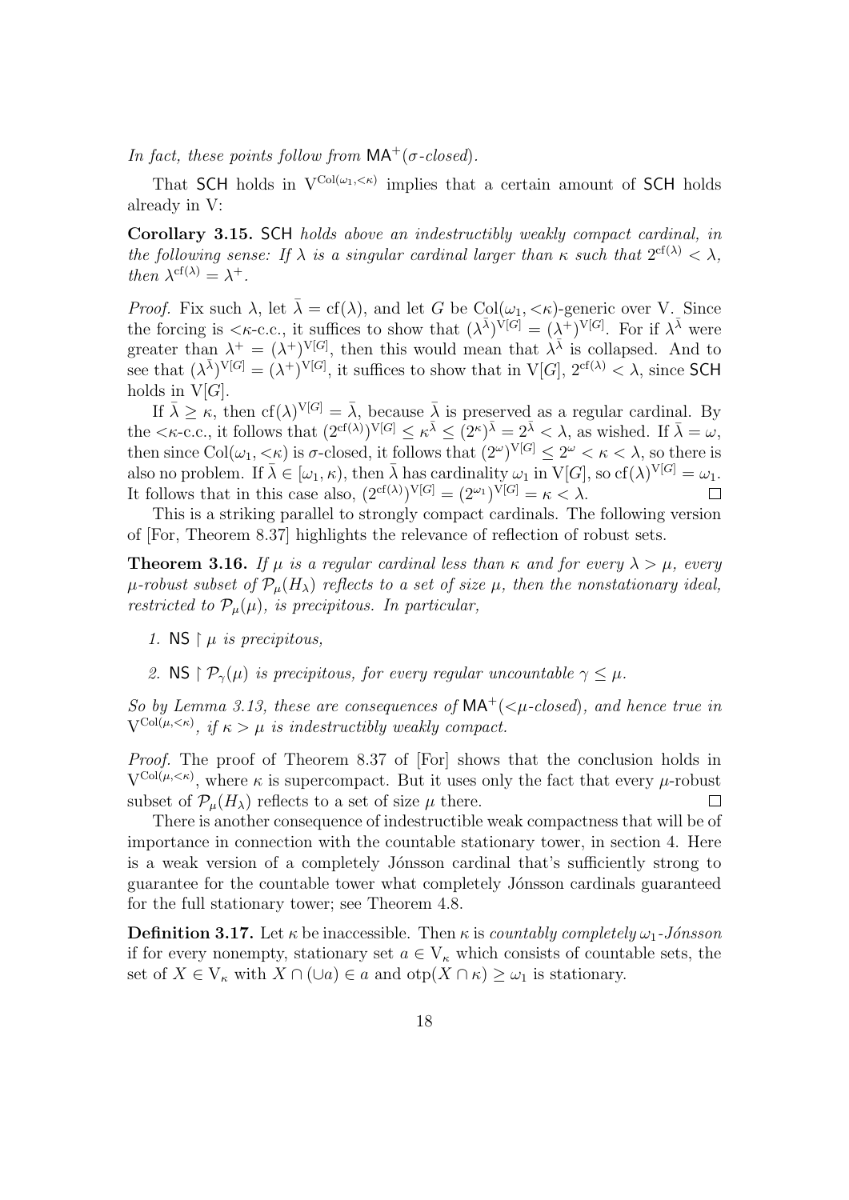*In fact, these points follow from* $\mathsf{MA}^+(\sigma\text{-}closed)$.

That $\mathsf{SCH}$ holds in $\mathrm{V}^{\mathrm{Col}(\omega_1,<\kappa)}$ implies that a certain amount of $\mathsf{SCH}$ holds already in V:

**Corollary 3.15.** $\mathsf{SCH}$ *holds above an indestructibly weakly compact cardinal, in the following sense: If $\lambda$ is a singular cardinal larger than $\kappa$ such that $2^{\mathrm{cf}(\lambda)} < \lambda$, then $\lambda^{\mathrm{cf}(\lambda)} = \lambda^+$.*

*Proof.* Fix such $\lambda$, let $\bar{\lambda} = \mathrm{cf}(\lambda)$, and let $G$ be $\mathrm{Col}(\omega_1,<\kappa)$-generic over V. Since the forcing is $<\kappa$-c.c., it suffices to show that $(\lambda^{\bar{\lambda}})^{\mathrm{V}[G]} = (\lambda^+)^{\mathrm{V}[G]}$. For if $\lambda^{\bar{\lambda}}$ were greater than $\lambda^+ = (\lambda^+)^{\mathrm{V}[G]}$, then this would mean that $\lambda^{\bar{\lambda}}$ is collapsed. And to see that $(\lambda^{\bar{\lambda}})^{\mathrm{V}[G]} = (\lambda^+)^{\mathrm{V}[G]}$, it suffices to show that in $\mathrm{V}[G]$, $2^{\mathrm{cf}(\lambda)} < \lambda$, since $\mathsf{SCH}$ holds in $\mathrm{V}[G]$.

If $\bar{\lambda} \geq \kappa$, then $\mathrm{cf}(\lambda)^{\mathrm{V}[G]} = \bar{\lambda}$, because $\bar{\lambda}$ is preserved as a regular cardinal. By the $<\kappa$-c.c., it follows that $(2^{\mathrm{cf}(\lambda)})^{\mathrm{V}[G]} \leq \kappa^{\bar{\lambda}} \leq (2^\kappa)^{\bar{\lambda}} = 2^{\bar{\lambda}} < \lambda$, as wished. If $\bar{\lambda} = \omega$, then since $\mathrm{Col}(\omega_1,<\kappa)$ is $\sigma$-closed, it follows that $(2^\omega)^{\mathrm{V}[G]} \leq 2^\omega < \kappa < \lambda$, so there is also no problem. If $\bar{\lambda} \in [\omega_1,\kappa)$, then $\bar{\lambda}$ has cardinality $\omega_1$ in $\mathrm{V}[G]$, so $\mathrm{cf}(\lambda)^{\mathrm{V}[G]} = \omega_1$. It follows that in this case also, $(2^{\mathrm{cf}(\lambda)})^{\mathrm{V}[G]} = (2^{\omega_1})^{\mathrm{V}[G]} = \kappa < \lambda$. $\square$

This is a striking parallel to strongly compact cardinals. The following version of [For, Theorem 8.37] highlights the relevance of reflection of robust sets.

**Theorem 3.16.** *If $\mu$ is a regular cardinal less than $\kappa$ and for every $\lambda > \mu$, every $\mu$-robust subset of $\mathcal{P}_\mu(H_\lambda)$ reflects to a set of size $\mu$, then the nonstationary ideal, restricted to $\mathcal{P}_\mu(\mu)$, is precipitous. In particular,*

1. $\mathsf{NS} \restriction \mu$ *is precipitous,*
2. $\mathsf{NS} \restriction \mathcal{P}_\gamma(\mu)$ *is precipitous, for every regular uncountable $\gamma \leq \mu$.*

*So by Lemma 3.13, these are consequences of $\mathsf{MA}^+(<\mu\text{-closed})$, and hence true in $\mathrm{V}^{\mathrm{Col}(\mu,<\kappa)}$, if $\kappa > \mu$ is indestructibly weakly compact.*

*Proof.* The proof of Theorem 8.37 of [For] shows that the conclusion holds in $\mathrm{V}^{\mathrm{Col}(\mu,<\kappa)}$, where $\kappa$ is supercompact. But it uses only the fact that every $\mu$-robust subset of $\mathcal{P}_\mu(H_\lambda)$ reflects to a set of size $\mu$ there. $\square$

There is another consequence of indestructible weak compactness that will be of importance in connection with the countable stationary tower, in section 4. Here is a weak version of a completely Jónsson cardinal that's sufficiently strong to guarantee for the countable tower what completely Jónsson cardinals guaranteed for the full stationary tower; see Theorem 4.8.

**Definition 3.17.** Let $\kappa$ be inaccessible. Then $\kappa$ is *countably completely $\omega_1$-Jónsson* if for every nonempty, stationary set $a \in \mathrm{V}_\kappa$ which consists of countable sets, the set of $X \in \mathrm{V}_\kappa$ with $X \cap (\cup a) \in a$ and $\mathrm{otp}(X \cap \kappa) \geq \omega_1$ is stationary.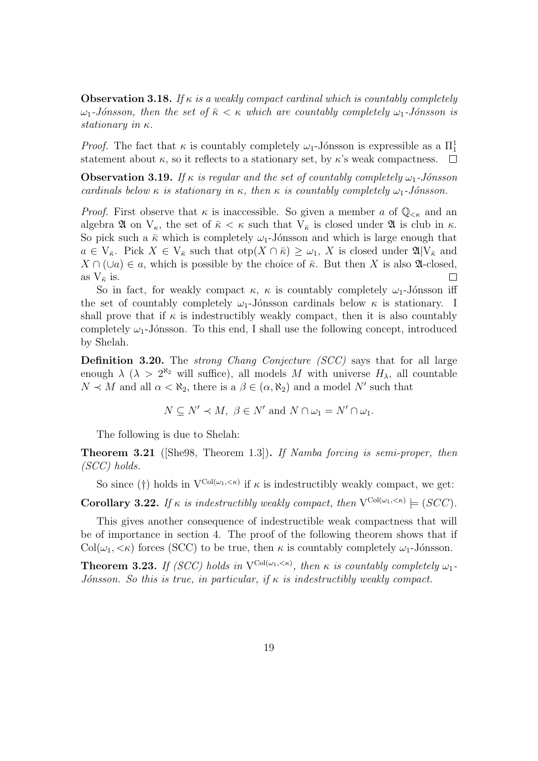**Observation 3.18.** *If $\kappa$ is a weakly compact cardinal which is countably completely $\omega_1$-Jónsson, then the set of $\bar{\kappa} < \kappa$ which are countably completely $\omega_1$-Jónsson is stationary in $\kappa$.*

*Proof.* The fact that $\kappa$ is countably completely $\omega_1$-Jónsson is expressible as a $\Pi^1_1$ statement about $\kappa$, so it reflects to a stationary set, by $\kappa$'s weak compactness. □

**Observation 3.19.** *If $\kappa$ is regular and the set of countably completely $\omega_1$-Jónsson cardinals below $\kappa$ is stationary in $\kappa$, then $\kappa$ is countably completely $\omega_1$-Jónsson.*

*Proof.* First observe that $\kappa$ is inaccessible. So given a member $a$ of $\mathbb{Q}_{<\kappa}$ and an algebra $\mathfrak{A}$ on $\mathrm{V}_\kappa$, the set of $\bar{\kappa} < \kappa$ such that $\mathrm{V}_{\bar{\kappa}}$ is closed under $\mathfrak{A}$ is club in $\kappa$. So pick such a $\bar{\kappa}$ which is completely $\omega_1$-Jónsson and which is large enough that $a \in \mathrm{V}_{\bar{\kappa}}$. Pick $X \in \mathrm{V}_{\bar{\kappa}}$ such that $\mathrm{otp}(X \cap \bar{\kappa}) \geq \omega_1$, $X$ is closed under $\mathfrak{A}|\mathrm{V}_{\bar{\kappa}}$ and $X \cap (\cup a) \in a$, which is possible by the choice of $\bar{\kappa}$. But then $X$ is also $\mathfrak{A}$-closed, as $\mathrm{V}_{\bar{\kappa}}$ is. □

So in fact, for weakly compact $\kappa$, $\kappa$ is countably completely $\omega_1$-Jónsson iff the set of countably completely $\omega_1$-Jónsson cardinals below $\kappa$ is stationary. I shall prove that if $\kappa$ is indestructibly weakly compact, then it is also countably completely $\omega_1$-Jónsson. To this end, I shall use the following concept, introduced by Shelah.

**Definition 3.20.** The *strong Chang Conjecture (SCC)* says that for all large enough $\lambda$ ($\lambda > 2^{\aleph_2}$ will suffice), all models $M$ with universe $H_\lambda$, all countable $N \prec M$ and all $\alpha < \aleph_2$, there is a $\beta \in (\alpha, \aleph_2)$ and a model $N'$ such that

$$N \subseteq N' \prec M,\ \beta \in N' \text{ and } N \cap \omega_1 = N' \cap \omega_1.$$

The following is due to Shelah:

**Theorem 3.21** ([She98, Theorem 1.3])**.** *If Namba forcing is semi-proper, then (SCC) holds.*

So since (†) holds in $\mathrm{V}^{\mathrm{Col}(\omega_1,<\kappa)}$ if $\kappa$ is indestructibly weakly compact, we get:

**Corollary 3.22.** *If $\kappa$ is indestructibly weakly compact, then $\mathrm{V}^{\mathrm{Col}(\omega_1,<\kappa)} \models (SCC)$.*

This gives another consequence of indestructible weak compactness that will be of importance in section 4. The proof of the following theorem shows that if $\mathrm{Col}(\omega_1, <\kappa)$ forces (SCC) to be true, then $\kappa$ is countably completely $\omega_1$-Jónsson.

**Theorem 3.23.** *If (SCC) holds in $\mathrm{V}^{\mathrm{Col}(\omega_1,<\kappa)}$, then $\kappa$ is countably completely $\omega_1$-Jónsson. So this is true, in particular, if $\kappa$ is indestructibly weakly compact.*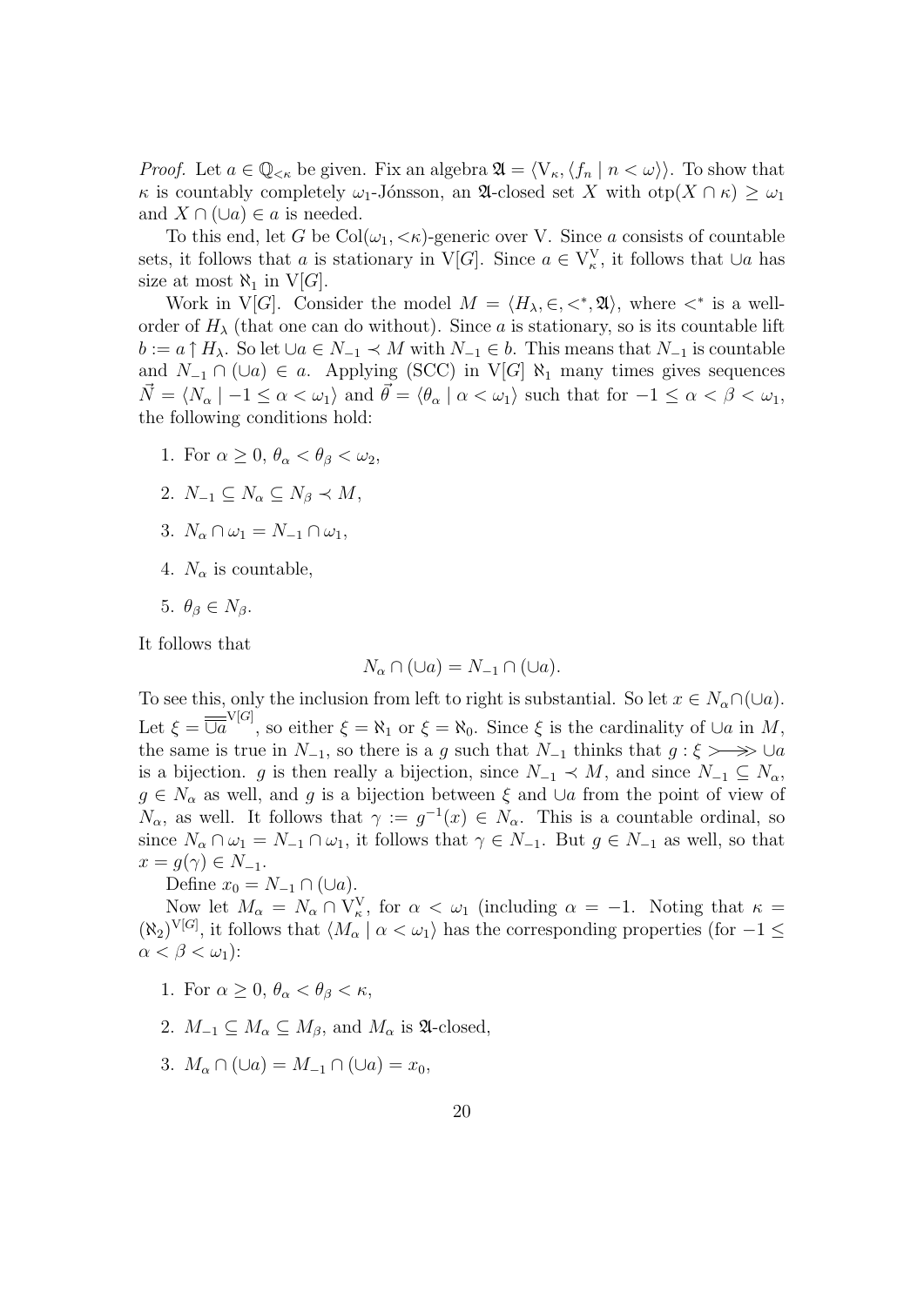*Proof.* Let $a \in \mathbb{Q}_{<\kappa}$ be given. Fix an algebra $\mathfrak{A} = \langle \mathrm{V}_\kappa, \langle f_n \mid n < \omega \rangle \rangle$. To show that $\kappa$ is countably completely $\omega_1$-Jónsson, an $\mathfrak{A}$-closed set $X$ with $\mathrm{otp}(X \cap \kappa) \geq \omega_1$ and $X \cap (\cup a) \in a$ is needed.

To this end, let $G$ be $\mathrm{Col}(\omega_1, {<}\kappa)$-generic over V. Since $a$ consists of countable sets, it follows that $a$ is stationary in $\mathrm{V}[G]$. Since $a \in \mathrm{V}^{\mathrm{V}}_\kappa$, it follows that $\cup a$ has size at most $\aleph_1$ in $\mathrm{V}[G]$.

Work in $\mathrm{V}[G]$. Consider the model $M = \langle H_\lambda, \in, <^*, \mathfrak{A} \rangle$, where $<^*$ is a well-order of $H_\lambda$ (that one can do without). Since $a$ is stationary, so is its countable lift $b := a \uparrow H_\lambda$. So let $\cup a \in N_{-1} \prec M$ with $N_{-1} \in b$. This means that $N_{-1}$ is countable and $N_{-1} \cap (\cup a) \in a$. Applying (SCC) in $\mathrm{V}[G]$ $\aleph_1$ many times gives sequences $\vec{N} = \langle N_\alpha \mid -1 \leq \alpha < \omega_1 \rangle$ and $\vec{\theta} = \langle \theta_\alpha \mid \alpha < \omega_1 \rangle$ such that for $-1 \leq \alpha < \beta < \omega_1$, the following conditions hold:

1. For $\alpha \geq 0$, $\theta_\alpha < \theta_\beta < \omega_2$,
2. $N_{-1} \subseteq N_\alpha \subseteq N_\beta \prec M$,
3. $N_\alpha \cap \omega_1 = N_{-1} \cap \omega_1$,
4. $N_\alpha$ is countable,
5. $\theta_\beta \in N_\beta$.

It follows that

$$N_\alpha \cap (\cup a) = N_{-1} \cap (\cup a).$$

To see this, only the inclusion from left to right is substantial. So let $x \in N_\alpha \cap (\cup a)$. Let $\xi = \overline{\overline{\cup a}}^{\mathrm{V}[G]}$, so either $\xi = \aleph_1$ or $\xi = \aleph_0$. Since $\xi$ is the cardinality of $\cup a$ in $M$, the same is true in $N_{-1}$, so there is a $g$ such that $N_{-1}$ thinks that $g : \xi \rightarrowtail\!\!\!\twoheadrightarrow \cup a$ is a bijection. $g$ is then really a bijection, since $N_{-1} \prec M$, and since $N_{-1} \subseteq N_\alpha$, $g \in N_\alpha$ as well, and $g$ is a bijection between $\xi$ and $\cup a$ from the point of view of $N_\alpha$, as well. It follows that $\gamma := g^{-1}(x) \in N_\alpha$. This is a countable ordinal, so since $N_\alpha \cap \omega_1 = N_{-1} \cap \omega_1$, it follows that $\gamma \in N_{-1}$. But $g \in N_{-1}$ as well, so that $x = g(\gamma) \in N_{-1}$.

Define $x_0 = N_{-1} \cap (\cup a)$.

Now let $M_\alpha = N_\alpha \cap \mathrm{V}^{\mathrm{V}}_\kappa$, for $\alpha < \omega_1$ (including $\alpha = -1$. Noting that $\kappa = (\aleph_2)^{\mathrm{V}[G]}$, it follows that $\langle M_\alpha \mid \alpha < \omega_1 \rangle$ has the corresponding properties (for $-1 \leq \alpha < \beta < \omega_1$):

1. For $\alpha \geq 0$, $\theta_\alpha < \theta_\beta < \kappa$,
2. $M_{-1} \subseteq M_\alpha \subseteq M_\beta$, and $M_\alpha$ is $\mathfrak{A}$-closed,
3. $M_\alpha \cap (\cup a) = M_{-1} \cap (\cup a) = x_0$,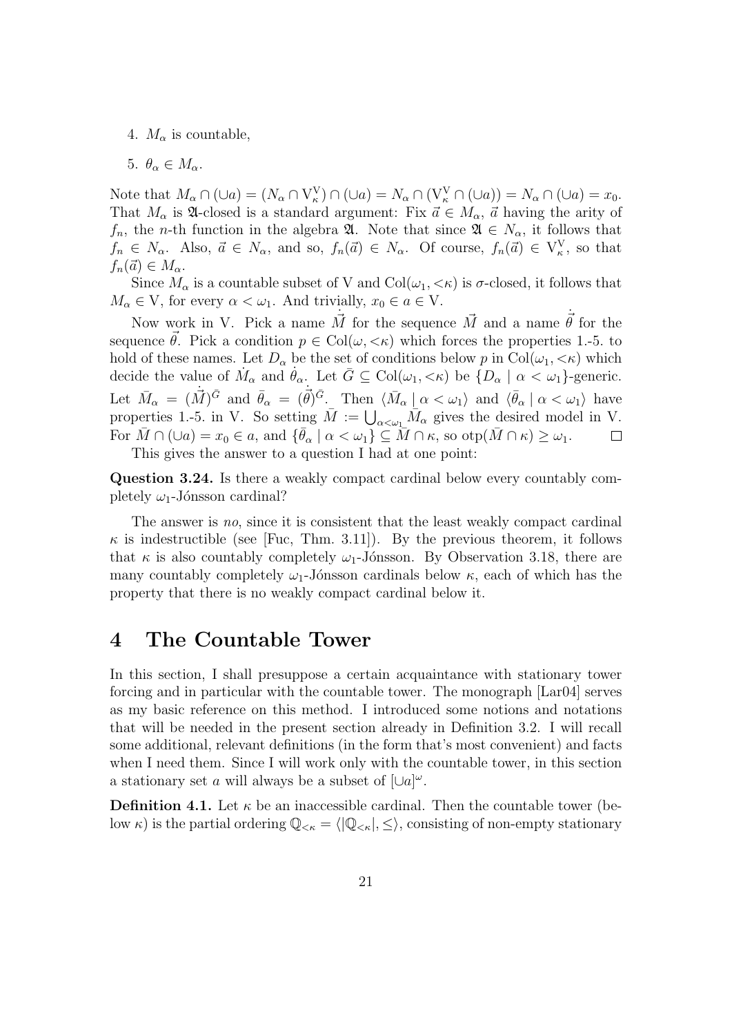4. $M_\alpha$ is countable,

5. $\theta_\alpha \in M_\alpha$.

Note that $M_\alpha \cap (\cup a) = (N_\alpha \cap \mathrm{V}^{\mathrm{V}}_\kappa) \cap (\cup a) = N_\alpha \cap (\mathrm{V}^{\mathrm{V}}_\kappa \cap (\cup a)) = N_\alpha \cap (\cup a) = x_0$. That $M_\alpha$ is $\mathfrak{A}$-closed is a standard argument: Fix $\vec{a} \in M_\alpha$, $\vec{a}$ having the arity of $f_n$, the $n$-th function in the algebra $\mathfrak{A}$. Note that since $\mathfrak{A} \in N_\alpha$, it follows that $f_n \in N_\alpha$. Also, $\vec{a} \in N_\alpha$, and so, $f_n(\vec{a}) \in N_\alpha$. Of course, $f_n(\vec{a}) \in \mathrm{V}^{\mathrm{V}}_\kappa$, so that $f_n(\vec{a}) \in M_\alpha$.

Since $M_\alpha$ is a countable subset of V and $\mathrm{Col}(\omega_1, {<}\kappa)$ is $\sigma$-closed, it follows that $M_\alpha \in \mathrm{V}$, for every $\alpha < \omega_1$. And trivially, $x_0 \in a \in \mathrm{V}$.

Now work in V. Pick a name $\dot{\vec{M}}$ for the sequence $\vec{M}$ and a name $\dot{\vec{\theta}}$ for the sequence $\vec{\theta}$. Pick a condition $p \in \mathrm{Col}(\omega, {<}\kappa)$ which forces the properties 1.-5. to hold of these names. Let $D_\alpha$ be the set of conditions below $p$ in $\mathrm{Col}(\omega_1, {<}\kappa)$ which decide the value of $\dot{M}_\alpha$ and $\dot{\theta}_\alpha$. Let $\bar{G} \subseteq \mathrm{Col}(\omega_1, {<}\kappa)$ be $\{D_\alpha \mid \alpha < \omega_1\}$-generic. Let $\bar{M}_\alpha = (\dot{\vec{M}})^{\bar{G}}$ and $\bar{\theta}_\alpha = (\dot{\vec{\theta}})^{\bar{G}}$. Then $\langle \bar{M}_\alpha \mid \alpha < \omega_1 \rangle$ and $\langle \bar{\theta}_\alpha \mid \alpha < \omega_1 \rangle$ have properties 1.-5. in V. So setting $\bar{M} := \bigcup_{\alpha < \omega_1} \bar{M}_\alpha$ gives the desired model in V. For $\bar{M} \cap (\cup a) = x_0 \in a$, and $\{\bar{\theta}_\alpha \mid \alpha < \omega_1\} \subseteq \bar{M} \cap \kappa$, so $\mathrm{otp}(\bar{M} \cap \kappa) \geq \omega_1$. $\square$

This gives the answer to a question I had at one point:

**Question 3.24.** Is there a weakly compact cardinal below every countably completely $\omega_1$-Jónsson cardinal?

The answer is *no*, since it is consistent that the least weakly compact cardinal $\kappa$ is indestructible (see [Fuc, Thm. 3.11]). By the previous theorem, it follows that $\kappa$ is also countably completely $\omega_1$-Jónsson. By Observation 3.18, there are many countably completely $\omega_1$-Jónsson cardinals below $\kappa$, each of which has the property that there is no weakly compact cardinal below it.

# 4 The Countable Tower

In this section, I shall presuppose a certain acquaintance with stationary tower forcing and in particular with the countable tower. The monograph [Lar04] serves as my basic reference on this method. I introduced some notions and notations that will be needed in the present section already in Definition 3.2. I will recall some additional, relevant definitions (in the form that's most convenient) and facts when I need them. Since I will work only with the countable tower, in this section a stationary set $a$ will always be a subset of $[\cup a]^\omega$.

**Definition 4.1.** Let $\kappa$ be an inaccessible cardinal. Then the countable tower (below $\kappa$) is the partial ordering $\mathbb{Q}_{<\kappa} = \langle |\mathbb{Q}_{<\kappa}|, \leq \rangle$, consisting of non-empty stationary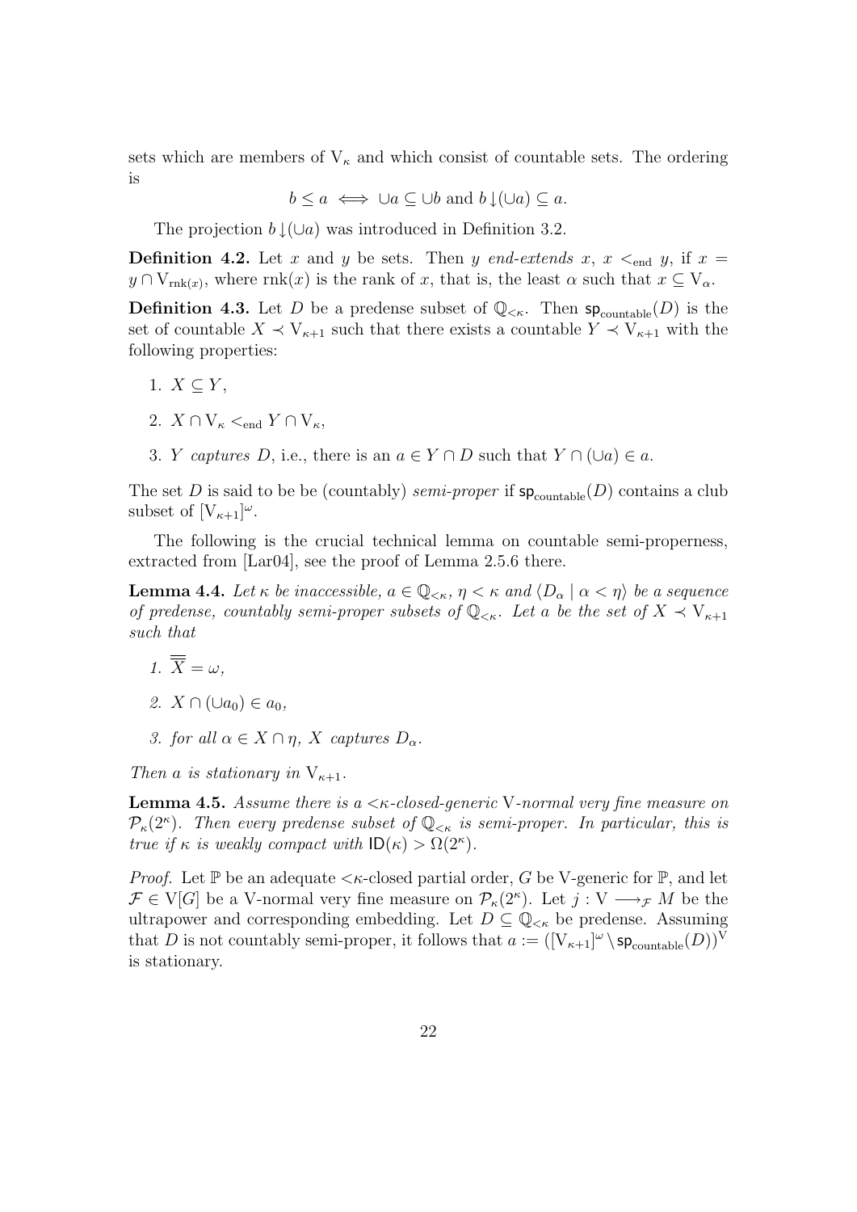sets which are members of $\mathrm{V}_\kappa$ and which consist of countable sets. The ordering is

$$b \leq a \iff \cup a \subseteq \cup b \text{ and } b\downarrow(\cup a) \subseteq a.$$

The projection $b\downarrow(\cup a)$ was introduced in Definition 3.2.

**Definition 4.2.** Let $x$ and $y$ be sets. Then $y$ *end-extends* $x$, $x <_{\text{end}} y$, if $x = y \cap \mathrm{V}_{\mathrm{rnk}(x)}$, where $\mathrm{rnk}(x)$ is the rank of $x$, that is, the least $\alpha$ such that $x \subseteq \mathrm{V}_\alpha$.

**Definition 4.3.** Let $D$ be a predense subset of $\mathbb{Q}_{<\kappa}$. Then $\mathsf{sp}_{\text{countable}}(D)$ is the set of countable $X \prec \mathrm{V}_{\kappa+1}$ such that there exists a countable $Y \prec \mathrm{V}_{\kappa+1}$ with the following properties:

1. $X \subseteq Y$,
2. $X \cap \mathrm{V}_\kappa <_{\text{end}} Y \cap \mathrm{V}_\kappa$,
3. $Y$ *captures* $D$, i.e., there is an $a \in Y \cap D$ such that $Y \cap (\cup a) \in a$.

The set $D$ is said to be be (countably) *semi-proper* if $\mathsf{sp}_{\text{countable}}(D)$ contains a club subset of $[\mathrm{V}_{\kappa+1}]^\omega$.

The following is the crucial technical lemma on countable semi-properness, extracted from [Lar04], see the proof of Lemma 2.5.6 there.

**Lemma 4.4.** *Let $\kappa$ be inaccessible, $a \in \mathbb{Q}_{<\kappa}$, $\eta < \kappa$ and $\langle D_\alpha \mid \alpha < \eta \rangle$ be a sequence of predense, countably semi-proper subsets of $\mathbb{Q}_{<\kappa}$. Let $a$ be the set of $X \prec \mathrm{V}_{\kappa+1}$ such that*

1. *$\overline{\overline{X}} = \omega$,*
2. *$X \cap (\cup a_0) \in a_0$,*
3. *for all $\alpha \in X \cap \eta$, $X$ captures $D_\alpha$.*

*Then $a$ is stationary in $\mathrm{V}_{\kappa+1}$.*

**Lemma 4.5.** *Assume there is a $<\kappa$-closed-generic $\mathrm{V}$-normal very fine measure on $\mathcal{P}_\kappa(2^\kappa)$. Then every predense subset of $\mathbb{Q}_{<\kappa}$ is semi-proper. In particular, this is true if $\kappa$ is weakly compact with $\mathsf{ID}(\kappa) > \Omega(2^\kappa)$.*

*Proof.* Let $\mathbb{P}$ be an adequate $<\kappa$-closed partial order, $G$ be $\mathrm{V}$-generic for $\mathbb{P}$, and let $\mathcal{F} \in \mathrm{V}[G]$ be a $\mathrm{V}$-normal very fine measure on $\mathcal{P}_\kappa(2^\kappa)$. Let $j : \mathrm{V} \longrightarrow_{\mathcal{F}} M$ be the ultrapower and corresponding embedding. Let $D \subseteq \mathbb{Q}_{<\kappa}$ be predense. Assuming that $D$ is not countably semi-proper, it follows that $a := ([\mathrm{V}_{\kappa+1}]^\omega \setminus \mathsf{sp}_{\text{countable}}(D))^{\mathrm{V}}$ is stationary.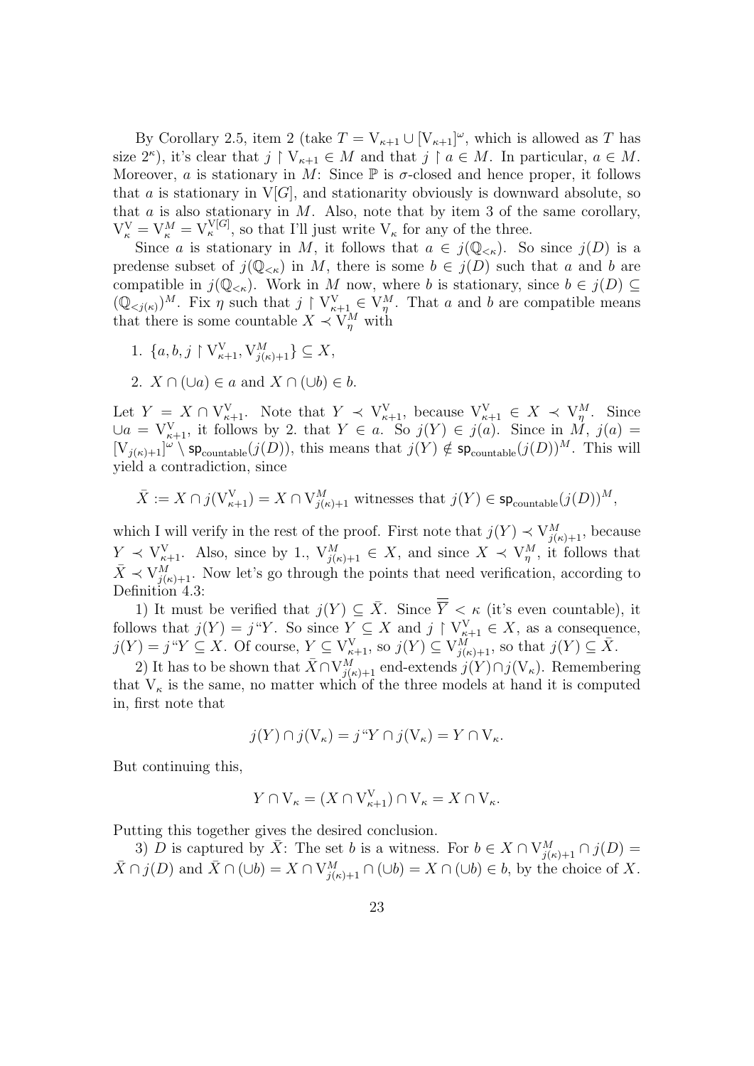By Corollary 2.5, item 2 (take $T = \mathrm{V}_{\kappa+1} \cup [\mathrm{V}_{\kappa+1}]^\omega$, which is allowed as $T$ has size $2^\kappa$), it's clear that $j \restriction \mathrm{V}_{\kappa+1} \in M$ and that $j \restriction a \in M$. In particular, $a \in M$. Moreover, $a$ is stationary in $M$: Since $\mathbb{P}$ is $\sigma$-closed and hence proper, it follows that $a$ is stationary in $\mathrm{V}[G]$, and stationarity obviously is downward absolute, so that $a$ is also stationary in $M$. Also, note that by item 3 of the same corollary, $\mathrm{V}^{\mathrm{V}}_\kappa = \mathrm{V}^M_\kappa = \mathrm{V}^{\mathrm{V}[G]}_\kappa$, so that I'll just write $\mathrm{V}_\kappa$ for any of the three.

Since $a$ is stationary in $M$, it follows that $a \in j(\mathbb{Q}_{<\kappa})$. So since $j(D)$ is a predense subset of $j(\mathbb{Q}_{<\kappa})$ in $M$, there is some $b \in j(D)$ such that $a$ and $b$ are compatible in $j(\mathbb{Q}_{<\kappa})$. Work in $M$ now, where $b$ is stationary, since $b \in j(D) \subseteq (\mathbb{Q}_{<j(\kappa)})^M$. Fix $\eta$ such that $j \restriction \mathrm{V}^{\mathrm{V}}_{\kappa+1} \in \mathrm{V}^M_\eta$. That $a$ and $b$ are compatible means that there is some countable $X \prec \mathrm{V}^M_\eta$ with

1. $\{a, b, j \restriction \mathrm{V}^{\mathrm{V}}_{\kappa+1}, \mathrm{V}^M_{j(\kappa)+1}\} \subseteq X$,
2. $X \cap (\cup a) \in a$ and $X \cap (\cup b) \in b$.

Let $Y = X \cap \mathrm{V}^{\mathrm{V}}_{\kappa+1}$. Note that $Y \prec \mathrm{V}^{\mathrm{V}}_{\kappa+1}$, because $\mathrm{V}^{\mathrm{V}}_{\kappa+1} \in X \prec \mathrm{V}^M_\eta$. Since $\cup a = \mathrm{V}^{\mathrm{V}}_{\kappa+1}$, it follows by 2. that $Y \in a$. So $j(Y) \in j(a)$. Since in $M$, $j(a) = [\mathrm{V}_{j(\kappa)+1}]^\omega \setminus \mathsf{sp}_{\mathrm{countable}}(j(D))$, this means that $j(Y) \notin \mathsf{sp}_{\mathrm{countable}}(j(D))^M$. This will yield a contradiction, since

$$\bar{X} := X \cap j(\mathrm{V}^{\mathrm{V}}_{\kappa+1}) = X \cap \mathrm{V}^M_{j(\kappa)+1} \text{ witnesses that } j(Y) \in \mathsf{sp}_{\mathrm{countable}}(j(D))^M,$$

which I will verify in the rest of the proof. First note that $j(Y) \prec \mathrm{V}^M_{j(\kappa)+1}$, because $Y \prec \mathrm{V}^{\mathrm{V}}_{\kappa+1}$. Also, since by 1., $\mathrm{V}^M_{j(\kappa)+1} \in X$, and since $X \prec \mathrm{V}^M_\eta$, it follows that $\bar{X} \prec \mathrm{V}^M_{j(\kappa)+1}$. Now let's go through the points that need verification, according to Definition 4.3:

1) It must be verified that $j(Y) \subseteq \bar{X}$. Since $\overline{\overline{Y}} < \kappa$ (it's even countable), it follows that $j(Y) = j``Y$. So since $Y \subseteq X$ and $j \restriction \mathrm{V}^{\mathrm{V}}_{\kappa+1} \in X$, as a consequence, $j(Y) = j``Y \subseteq X$. Of course, $Y \subseteq \mathrm{V}^{\mathrm{V}}_{\kappa+1}$, so $j(Y) \subseteq \mathrm{V}^M_{j(\kappa)+1}$, so that $j(Y) \subseteq \bar{X}$.

2) It has to be shown that $\bar{X} \cap \mathrm{V}^M_{j(\kappa)+1}$ end-extends $j(Y) \cap j(\mathrm{V}_\kappa)$. Remembering that $\mathrm{V}_\kappa$ is the same, no matter which of the three models at hand it is computed in, first note that

$$j(Y) \cap j(\mathrm{V}_\kappa) = j``Y \cap j(\mathrm{V}_\kappa) = Y \cap \mathrm{V}_\kappa.$$

But continuing this,

$$Y \cap \mathrm{V}_\kappa = (X \cap \mathrm{V}^{\mathrm{V}}_{\kappa+1}) \cap \mathrm{V}_\kappa = X \cap \mathrm{V}_\kappa.$$

Putting this together gives the desired conclusion.

3) $D$ is captured by $\bar{X}$: The set $b$ is a witness. For $b \in X \cap \mathrm{V}^M_{j(\kappa)+1} \cap j(D) = \bar{X} \cap j(D)$ and $\bar{X} \cap (\cup b) = X \cap \mathrm{V}^M_{j(\kappa)+1} \cap (\cup b) = X \cap (\cup b) \in b$, by the choice of $X$.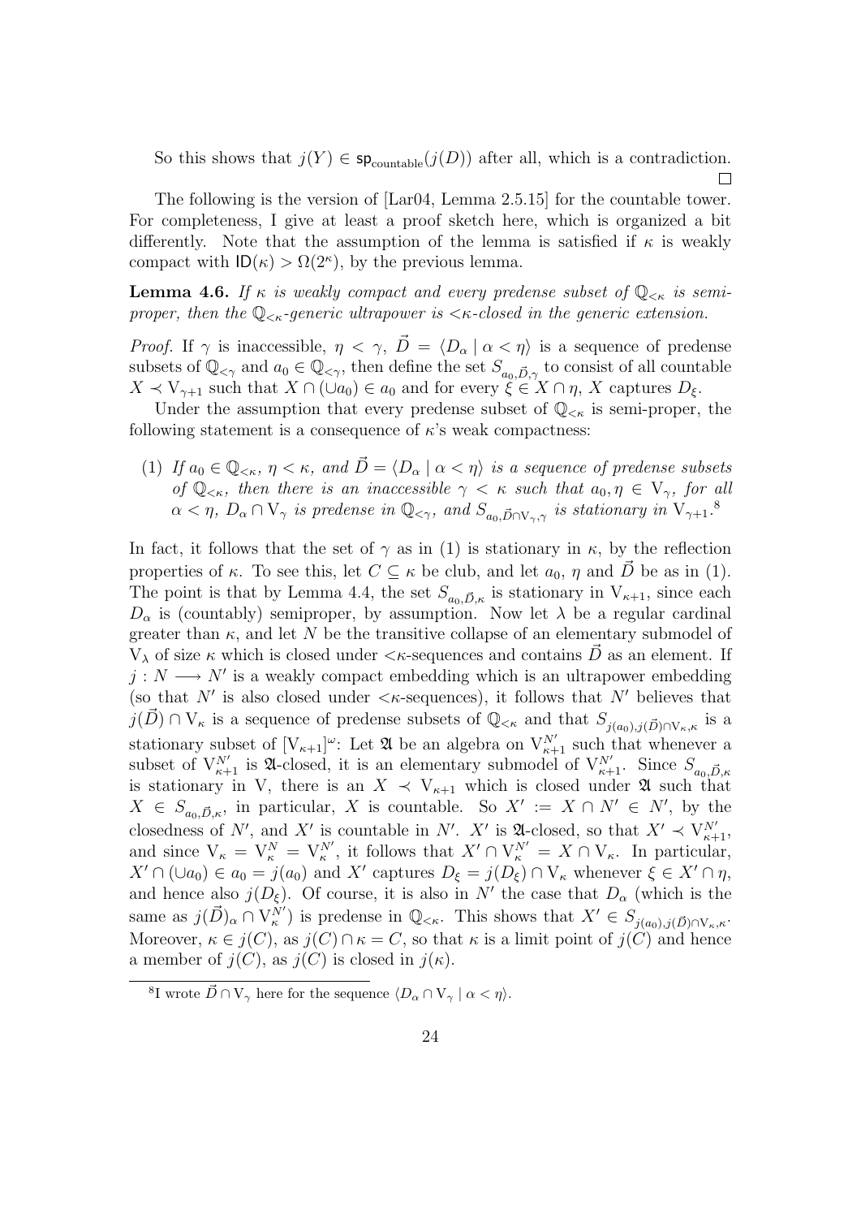So this shows that $j(Y) \in \mathsf{sp}_{\text{countable}}(j(D))$ after all, which is a contradiction. $\square$

The following is the version of [Lar04, Lemma 2.5.15] for the countable tower. For completeness, I give at least a proof sketch here, which is organized a bit differently. Note that the assumption of the lemma is satisfied if $\kappa$ is weakly compact with $\mathsf{ID}(\kappa) > \Omega(2^\kappa)$, by the previous lemma.

**Lemma 4.6.** *If $\kappa$ is weakly compact and every predense subset of $\mathbb{Q}_{<\kappa}$ is semi-proper, then the $\mathbb{Q}_{<\kappa}$-generic ultrapower is $<\kappa$-closed in the generic extension.*

*Proof.* If $\gamma$ is inaccessible, $\eta < \gamma$, $\vec{D} = \langle D_\alpha \mid \alpha < \eta \rangle$ is a sequence of predense subsets of $\mathbb{Q}_{<\gamma}$ and $a_0 \in \mathbb{Q}_{<\gamma}$, then define the set $S_{a_0, \vec{D}, \gamma}$ to consist of all countable $X \prec \mathrm{V}_{\gamma+1}$ such that $X \cap (\cup a_0) \in a_0$ and for every $\xi \in X \cap \eta$, $X$ captures $D_\xi$.

Under the assumption that every predense subset of $\mathbb{Q}_{<\kappa}$ is semi-proper, the following statement is a consequence of $\kappa$'s weak compactness:

(1) *If $a_0 \in \mathbb{Q}_{<\kappa}$, $\eta < \kappa$, and $\vec{D} = \langle D_\alpha \mid \alpha < \eta \rangle$ is a sequence of predense subsets of $\mathbb{Q}_{<\kappa}$, then there is an inaccessible $\gamma < \kappa$ such that $a_0, \eta \in \mathrm{V}_\gamma$, for all $\alpha < \eta$, $D_\alpha \cap \mathrm{V}_\gamma$ is predense in $\mathbb{Q}_{<\gamma}$, and $S_{a_0, \vec{D} \cap \mathrm{V}_\gamma, \gamma}$ is stationary in $\mathrm{V}_{\gamma+1}$.*[8]

In fact, it follows that the set of $\gamma$ as in (1) is stationary in $\kappa$, by the reflection properties of $\kappa$. To see this, let $C \subseteq \kappa$ be club, and let $a_0$, $\eta$ and $\vec{D}$ be as in (1). The point is that by Lemma 4.4, the set $S_{a_0, \vec{D}, \kappa}$ is stationary in $\mathrm{V}_{\kappa+1}$, since each $D_\alpha$ is (countably) semiproper, by assumption. Now let $\lambda$ be a regular cardinal greater than $\kappa$, and let $N$ be the transitive collapse of an elementary submodel of $\mathrm{V}_\lambda$ of size $\kappa$ which is closed under $<\kappa$-sequences and contains $\vec{D}$ as an element. If $j : N \longrightarrow N'$ is a weakly compact embedding which is an ultrapower embedding (so that $N'$ is also closed under $<\kappa$-sequences), it follows that $N'$ believes that $j(\vec{D}) \cap \mathrm{V}_\kappa$ is a sequence of predense subsets of $\mathbb{Q}_{<\kappa}$ and that $S_{j(a_0), j(\vec{D}) \cap \mathrm{V}_\kappa, \kappa}$ is a stationary subset of $[\mathrm{V}_{\kappa+1}]^\omega$: Let $\mathfrak{A}$ be an algebra on $\mathrm{V}^{N'}_{\kappa+1}$ such that whenever a subset of $\mathrm{V}^{N'}_{\kappa+1}$ is $\mathfrak{A}$-closed, it is an elementary submodel of $\mathrm{V}^{N'}_{\kappa+1}$. Since $S_{a_0, \vec{D}, \kappa}$ is stationary in V, there is an $X \prec \mathrm{V}_{\kappa+1}$ which is closed under $\mathfrak{A}$ such that $X \in S_{a_0, \vec{D}, \kappa}$, in particular, $X$ is countable. So $X' := X \cap N' \in N'$, by the closedness of $N'$, and $X'$ is countable in $N'$. $X'$ is $\mathfrak{A}$-closed, so that $X' \prec \mathrm{V}^{N'}_{\kappa+1}$, and since $\mathrm{V}_\kappa = \mathrm{V}^N_\kappa = \mathrm{V}^{N'}_\kappa$, it follows that $X' \cap \mathrm{V}^{N'}_\kappa = X \cap \mathrm{V}_\kappa$. In particular, $X' \cap (\cup a_0) \in a_0 = j(a_0)$ and $X'$ captures $D_\xi = j(D_\xi) \cap \mathrm{V}_\kappa$ whenever $\xi \in X' \cap \eta$, and hence also $j(D_\xi)$. Of course, it is also in $N'$ the case that $D_\alpha$ (which is the same as $j(\vec{D})_\alpha \cap \mathrm{V}^{N'}_\kappa$) is predense in $\mathbb{Q}_{<\kappa}$. This shows that $X' \in S_{j(a_0), j(\vec{D}) \cap \mathrm{V}_\kappa, \kappa}$. Moreover, $\kappa \in j(C)$, as $j(C) \cap \kappa = C$, so that $\kappa$ is a limit point of $j(C)$ and hence a member of $j(C)$, as $j(C)$ is closed in $j(\kappa)$.

[8] I wrote $\vec{D} \cap \mathrm{V}_\gamma$ here for the sequence $\langle D_\alpha \cap \mathrm{V}_\gamma \mid \alpha < \eta \rangle$.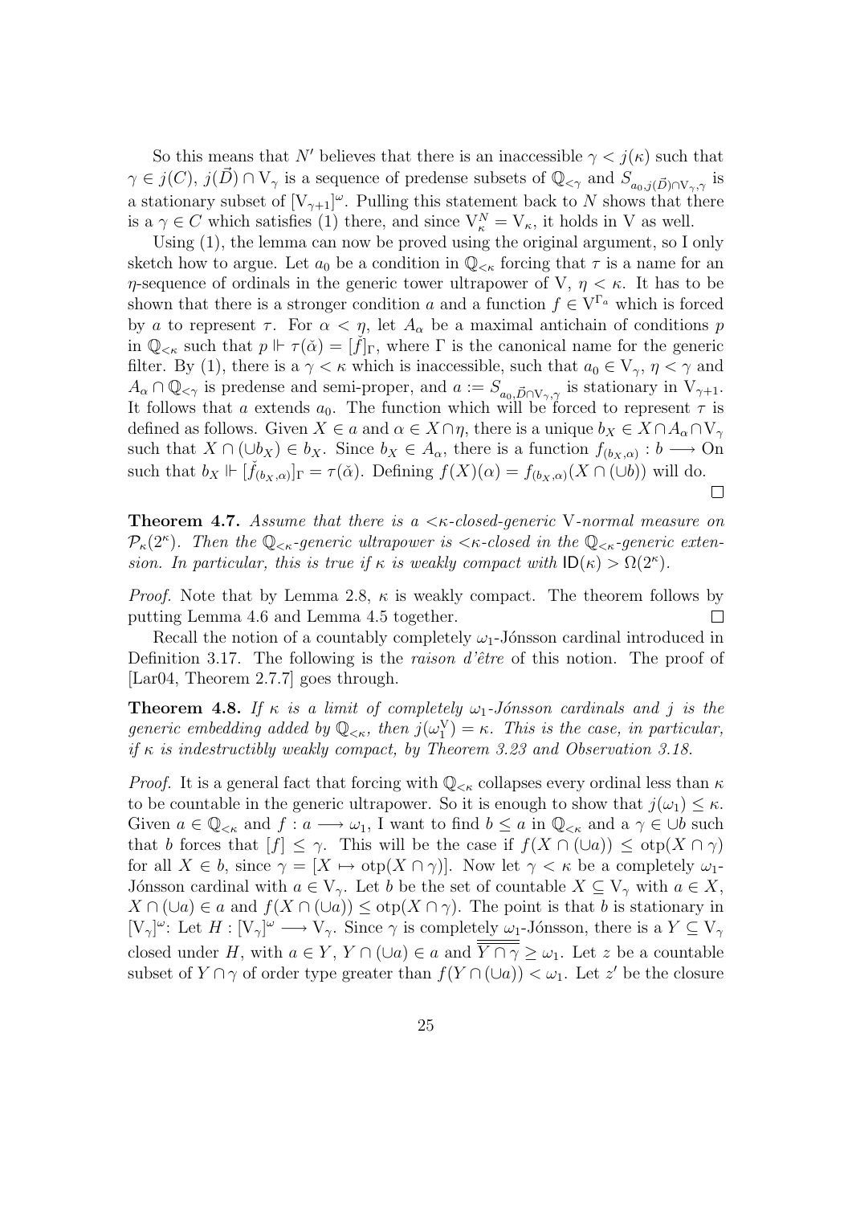So this means that $N'$ believes that there is an inaccessible $\gamma < j(\kappa)$ such that $\gamma \in j(C)$, $j(\vec{D}) \cap \mathrm{V}_\gamma$ is a sequence of predense subsets of $\mathbb{Q}_{<\gamma}$ and $S_{a_0, j(\vec{D}) \cap \mathrm{V}_\gamma, \gamma}$ is a stationary subset of $[\mathrm{V}_{\gamma+1}]^\omega$. Pulling this statement back to $N$ shows that there is a $\gamma \in C$ which satisfies (1) there, and since $\mathrm{V}^N_\kappa = \mathrm{V}_\kappa$, it holds in V as well.

Using (1), the lemma can now be proved using the original argument, so I only sketch how to argue. Let $a_0$ be a condition in $\mathbb{Q}_{<\kappa}$ forcing that $\tau$ is a name for an $\eta$-sequence of ordinals in the generic tower ultrapower of V, $\eta < \kappa$. It has to be shown that there is a stronger condition $a$ and a function $f \in \mathrm{V}^{\Gamma_a}$ which is forced by $a$ to represent $\tau$. For $\alpha < \eta$, let $A_\alpha$ be a maximal antichain of conditions $p$ in $\mathbb{Q}_{<\kappa}$ such that $p \Vdash \tau(\check{\alpha}) = [\check{f}]_\Gamma$, where $\Gamma$ is the canonical name for the generic filter. By (1), there is a $\gamma < \kappa$ which is inaccessible, such that $a_0 \in \mathrm{V}_\gamma$, $\eta < \gamma$ and $A_\alpha \cap \mathbb{Q}_{<\gamma}$ is predense and semi-proper, and $a := S_{a_0, \vec{D} \cap \mathrm{V}_\gamma, \gamma}$ is stationary in $\mathrm{V}_{\gamma+1}$. It follows that $a$ extends $a_0$. The function which will be forced to represent $\tau$ is defined as follows. Given $X \in a$ and $\alpha \in X \cap \eta$, there is a unique $b_X \in X \cap A_\alpha \cap \mathrm{V}_\gamma$ such that $X \cap (\cup b_X) \in b_X$. Since $b_X \in A_\alpha$, there is a function $f_{(b_X,\alpha)} : b \longrightarrow \mathrm{On}$ such that $b_X \Vdash [\check{f}_{(b_X,\alpha)}]_\Gamma = \tau(\check{\alpha})$. Defining $f(X)(\alpha) = f_{(b_X,\alpha)}(X \cap (\cup b))$ will do. □

**Theorem 4.7.** *Assume that there is a $<\kappa$-closed-generic* V*-normal measure on $\mathcal{P}_\kappa(2^\kappa)$. Then the $\mathbb{Q}_{<\kappa}$-generic ultrapower is $<\kappa$-closed in the $\mathbb{Q}_{<\kappa}$-generic extension. In particular, this is true if $\kappa$ is weakly compact with $\mathsf{ID}(\kappa) > \Omega(2^\kappa)$.*

*Proof.* Note that by Lemma 2.8, $\kappa$ is weakly compact. The theorem follows by putting Lemma 4.6 and Lemma 4.5 together. □

Recall the notion of a countably completely $\omega_1$-Jónsson cardinal introduced in Definition 3.17. The following is the *raison d'être* of this notion. The proof of [Lar04, Theorem 2.7.7] goes through.

**Theorem 4.8.** *If $\kappa$ is a limit of completely $\omega_1$-Jónsson cardinals and $j$ is the generic embedding added by $\mathbb{Q}_{<\kappa}$, then $j(\omega_1^{\mathrm{V}}) = \kappa$. This is the case, in particular, if $\kappa$ is indestructibly weakly compact, by Theorem 3.23 and Observation 3.18.*

*Proof.* It is a general fact that forcing with $\mathbb{Q}_{<\kappa}$ collapses every ordinal less than $\kappa$ to be countable in the generic ultrapower. So it is enough to show that $j(\omega_1) \le \kappa$. Given $a \in \mathbb{Q}_{<\kappa}$ and $f : a \longrightarrow \omega_1$, I want to find $b \le a$ in $\mathbb{Q}_{<\kappa}$ and a $\gamma \in \cup b$ such that $b$ forces that $[f] \le \gamma$. This will be the case if $f(X \cap (\cup a)) \le \mathrm{otp}(X \cap \gamma)$ for all $X \in b$, since $\gamma = [X \mapsto \mathrm{otp}(X \cap \gamma)]$. Now let $\gamma < \kappa$ be a completely $\omega_1$-Jónsson cardinal with $a \in \mathrm{V}_\gamma$. Let $b$ be the set of countable $X \subseteq \mathrm{V}_\gamma$ with $a \in X$, $X \cap (\cup a) \in a$ and $f(X \cap (\cup a)) \le \mathrm{otp}(X \cap \gamma)$. The point is that $b$ is stationary in $[\mathrm{V}_\gamma]^\omega$: Let $H : [\mathrm{V}_\gamma]^\omega \longrightarrow \mathrm{V}_\gamma$. Since $\gamma$ is completely $\omega_1$-Jónsson, there is a $Y \subseteq \mathrm{V}_\gamma$ closed under $H$, with $a \in Y$, $Y \cap (\cup a) \in a$ and $\overline{\overline{Y \cap \gamma}} \ge \omega_1$. Let $z$ be a countable subset of $Y \cap \gamma$ of order type greater than $f(Y \cap (\cup a)) < \omega_1$. Let $z'$ be the closure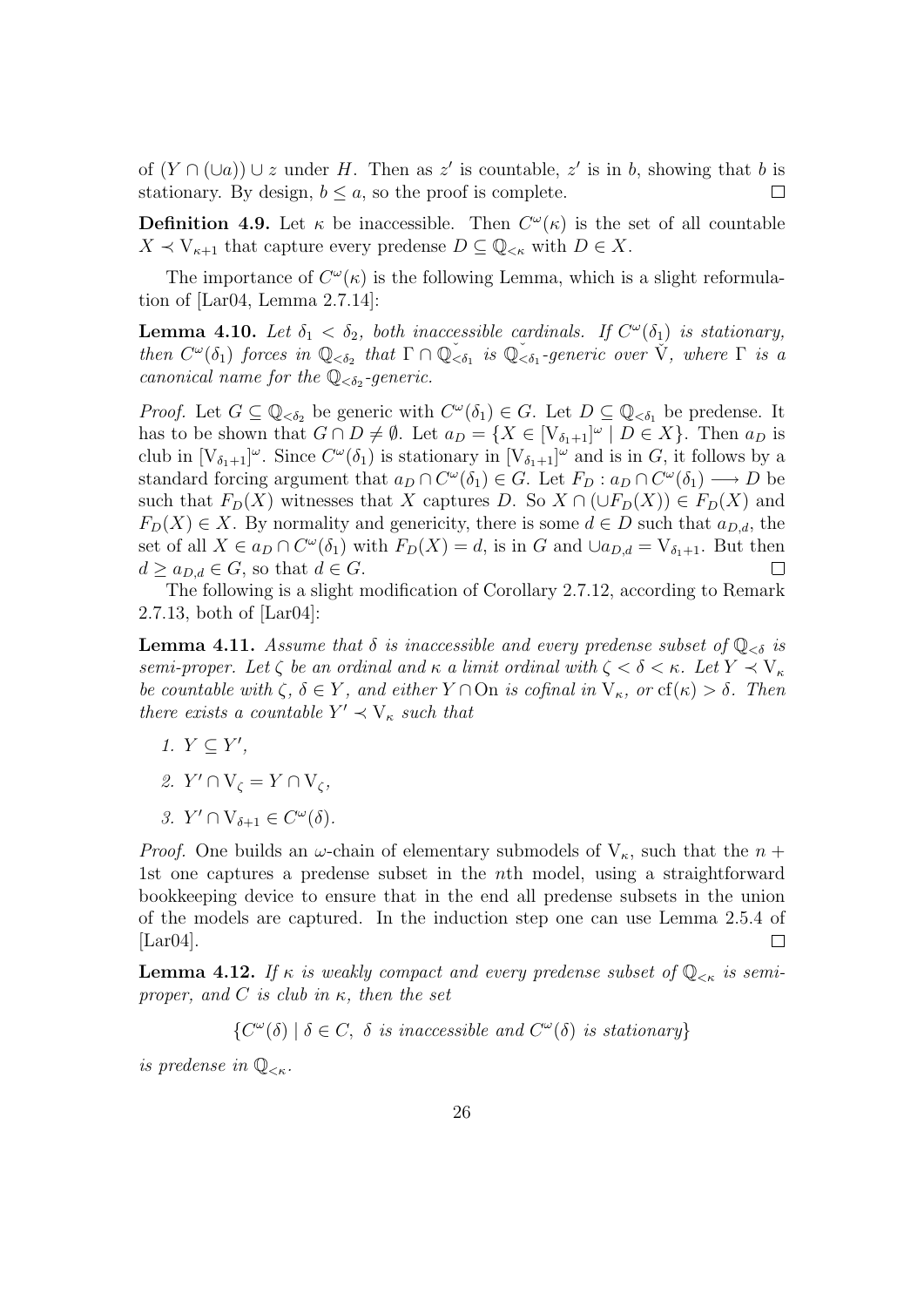of $(Y \cap (\cup a)) \cup z$ under $H$. Then as $z'$ is countable, $z'$ is in $b$, showing that $b$ is stationary. By design, $b \leq a$, so the proof is complete. $\square$

**Definition 4.9.** Let $\kappa$ be inaccessible. Then $C^\omega(\kappa)$ is the set of all countable $X \prec \mathrm{V}_{\kappa+1}$ that capture every predense $D \subseteq \mathbb{Q}_{<\kappa}$ with $D \in X$.

The importance of $C^\omega(\kappa)$ is the following Lemma, which is a slight reformulation of [Lar04, Lemma 2.7.14]:

**Lemma 4.10.** *Let $\delta_1 < \delta_2$, both inaccessible cardinals. If $C^\omega(\delta_1)$ is stationary, then $C^\omega(\delta_1)$ forces in $\mathbb{Q}_{<\delta_2}$ that $\Gamma \cap \check{\mathbb{Q}}_{<\delta_1}$ is $\check{\mathbb{Q}}_{<\delta_1}$-generic over $\check{\mathrm{V}}$, where $\Gamma$ is a canonical name for the $\mathbb{Q}_{<\delta_2}$-generic.*

*Proof.* Let $G \subseteq \mathbb{Q}_{<\delta_2}$ be generic with $C^\omega(\delta_1) \in G$. Let $D \subseteq \mathbb{Q}_{<\delta_1}$ be predense. It has to be shown that $G \cap D \neq \emptyset$. Let $a_D = \{X \in [\mathrm{V}_{\delta_1+1}]^\omega \mid D \in X\}$. Then $a_D$ is club in $[\mathrm{V}_{\delta_1+1}]^\omega$. Since $C^\omega(\delta_1)$ is stationary in $[\mathrm{V}_{\delta_1+1}]^\omega$ and is in $G$, it follows by a standard forcing argument that $a_D \cap C^\omega(\delta_1) \in G$. Let $F_D : a_D \cap C^\omega(\delta_1) \longrightarrow D$ be such that $F_D(X)$ witnesses that $X$ captures $D$. So $X \cap (\cup F_D(X)) \in F_D(X)$ and $F_D(X) \in X$. By normality and genericity, there is some $d \in D$ such that $a_{D,d}$, the set of all $X \in a_D \cap C^\omega(\delta_1)$ with $F_D(X) = d$, is in $G$ and $\cup a_{D,d} = \mathrm{V}_{\delta_1+1}$. But then $d \geq a_{D,d} \in G$, so that $d \in G$. $\square$

The following is a slight modification of Corollary 2.7.12, according to Remark 2.7.13, both of [Lar04]:

**Lemma 4.11.** *Assume that $\delta$ is inaccessible and every predense subset of $\mathbb{Q}_{<\delta}$ is semi-proper. Let $\zeta$ be an ordinal and $\kappa$ a limit ordinal with $\zeta < \delta < \kappa$. Let $Y \prec \mathrm{V}_\kappa$ be countable with $\zeta, \delta \in Y$, and either $Y \cap \mathrm{On}$ is cofinal in $\mathrm{V}_\kappa$, or $\mathrm{cf}(\kappa) > \delta$. Then there exists a countable $Y' \prec \mathrm{V}_\kappa$ such that*

1. *$Y \subseteq Y'$,*
2. *$Y' \cap \mathrm{V}_\zeta = Y \cap \mathrm{V}_\zeta$,*
3. *$Y' \cap \mathrm{V}_{\delta+1} \in C^\omega(\delta)$.*

*Proof.* One builds an $\omega$-chain of elementary submodels of $\mathrm{V}_\kappa$, such that the $n+1$st one captures a predense subset in the $n$th model, using a straightforward bookkeeping device to ensure that in the end all predense subsets in the union of the models are captured. In the induction step one can use Lemma 2.5.4 of [Lar04]. $\square$

**Lemma 4.12.** *If $\kappa$ is weakly compact and every predense subset of $\mathbb{Q}_{<\kappa}$ is semi-proper, and $C$ is club in $\kappa$, then the set*

$$\{C^\omega(\delta) \mid \delta \in C,\ \delta \text{ is inaccessible and } C^\omega(\delta) \text{ is stationary}\}$$

*is predense in $\mathbb{Q}_{<\kappa}$.*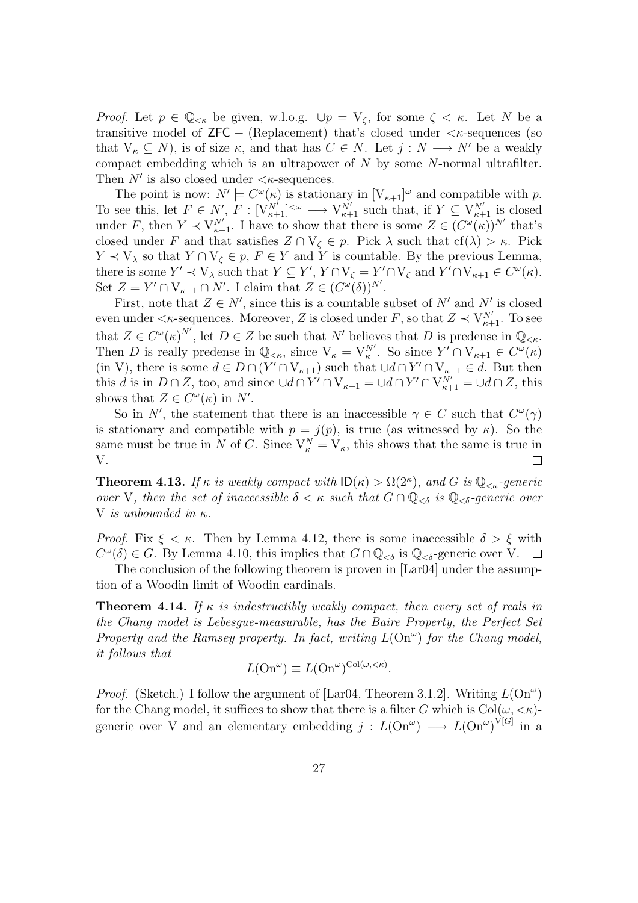*Proof.* Let $p \in \mathbb{Q}_{<\kappa}$ be given, w.l.o.g. $\cup p = \mathrm{V}_\zeta$, for some $\zeta < \kappa$. Let $N$ be a transitive model of $\mathsf{ZFC}$ − (Replacement) that's closed under $<\kappa$-sequences (so that $\mathrm{V}_\kappa \subseteq N$), is of size $\kappa$, and that has $C \in N$. Let $j : N \longrightarrow N'$ be a weakly compact embedding which is an ultrapower of $N$ by some $N$-normal ultrafilter. Then $N'$ is also closed under $<\kappa$-sequences.

The point is now: $N' \models C^\omega(\kappa)$ is stationary in $[\mathrm{V}_{\kappa+1}]^\omega$ and compatible with $p$. To see this, let $F \in N'$, $F : [\mathrm{V}_{\kappa+1}^{N'}]^{<\omega} \longrightarrow \mathrm{V}_{\kappa+1}^{N'}$ such that, if $Y \subseteq \mathrm{V}_{\kappa+1}^{N'}$ is closed under $F$, then $Y \prec \mathrm{V}_{\kappa+1}^{N'}$. I have to show that there is some $Z \in (C^\omega(\kappa))^{N'}$ that's closed under $F$ and that satisfies $Z \cap \mathrm{V}_\zeta \in p$. Pick $\lambda$ such that $\mathrm{cf}(\lambda) > \kappa$. Pick $Y \prec \mathrm{V}_\lambda$ so that $Y \cap \mathrm{V}_\zeta \in p$, $F \in Y$ and $Y$ is countable. By the previous Lemma, there is some $Y' \prec \mathrm{V}_\lambda$ such that $Y \subseteq Y'$, $Y \cap \mathrm{V}_\zeta = Y' \cap \mathrm{V}_\zeta$ and $Y' \cap \mathrm{V}_{\kappa+1} \in C^\omega(\kappa)$. Set $Z = Y' \cap \mathrm{V}_{\kappa+1} \cap N'$. I claim that $Z \in (C^\omega(\delta))^{N'}$.

First, note that $Z \in N'$, since this is a countable subset of $N'$ and $N'$ is closed even under $<\kappa$-sequences. Moreover, $Z$ is closed under $F$, so that $Z \prec \mathrm{V}_{\kappa+1}^{N'}$. To see that $Z \in C^\omega(\kappa)^{N'}$, let $D \in Z$ be such that $N'$ believes that $D$ is predense in $\mathbb{Q}_{<\kappa}$. Then $D$ is really predense in $\mathbb{Q}_{<\kappa}$, since $\mathrm{V}_\kappa = \mathrm{V}_\kappa^{N'}$. So since $Y' \cap \mathrm{V}_{\kappa+1} \in C^\omega(\kappa)$ (in V), there is some $d \in D \cap (Y' \cap \mathrm{V}_{\kappa+1})$ such that $\cup d \cap Y' \cap \mathrm{V}_{\kappa+1} \in d$. But then this $d$ is in $D \cap Z$, too, and since $\cup d \cap Y' \cap \mathrm{V}_{\kappa+1} = \cup d \cap Y' \cap \mathrm{V}_{\kappa+1}^{N'} = \cup d \cap Z$, this shows that $Z \in C^\omega(\kappa)$ in $N'$.

So in $N'$, the statement that there is an inaccessible $\gamma \in C$ such that $C^\omega(\gamma)$ is stationary and compatible with $p = j(p)$, is true (as witnessed by $\kappa$). So the same must be true in $N$ of $C$. Since $\mathrm{V}_\kappa^N = \mathrm{V}_\kappa$, this shows that the same is true in V. $\square$

**Theorem 4.13.** *If $\kappa$ is weakly compact with $\mathsf{ID}(\kappa) > \Omega(2^\kappa)$, and $G$ is $\mathbb{Q}_{<\kappa}$-generic over* V*, then the set of inaccessible $\delta < \kappa$ such that $G \cap \mathbb{Q}_{<\delta}$ is $\mathbb{Q}_{<\delta}$-generic over* V *is unbounded in $\kappa$.*

*Proof.* Fix $\xi < \kappa$. Then by Lemma 4.12, there is some inaccessible $\delta > \xi$ with $C^\omega(\delta) \in G$. By Lemma 4.10, this implies that $G \cap \mathbb{Q}_{<\delta}$ is $\mathbb{Q}_{<\delta}$-generic over V. $\square$

The conclusion of the following theorem is proven in [Lar04] under the assumption of a Woodin limit of Woodin cardinals.

**Theorem 4.14.** *If $\kappa$ is indestructibly weakly compact, then every set of reals in the Chang model is Lebesgue-measurable, has the Baire Property, the Perfect Set Property and the Ramsey property. In fact, writing $L(\mathrm{On}^\omega)$ for the Chang model, it follows that*

$$L(\mathrm{On}^\omega) \equiv L(\mathrm{On}^\omega)^{\mathrm{Col}(\omega,<\kappa)}.$$

*Proof.* (Sketch.) I follow the argument of [Lar04, Theorem 3.1.2]. Writing $L(\mathrm{On}^\omega)$ for the Chang model, it suffices to show that there is a filter $G$ which is $\mathrm{Col}(\omega, <\kappa)$-generic over V and an elementary embedding $j : L(\mathrm{On}^\omega) \longrightarrow L(\mathrm{On}^\omega)^{\mathrm{V}[G]}$ in a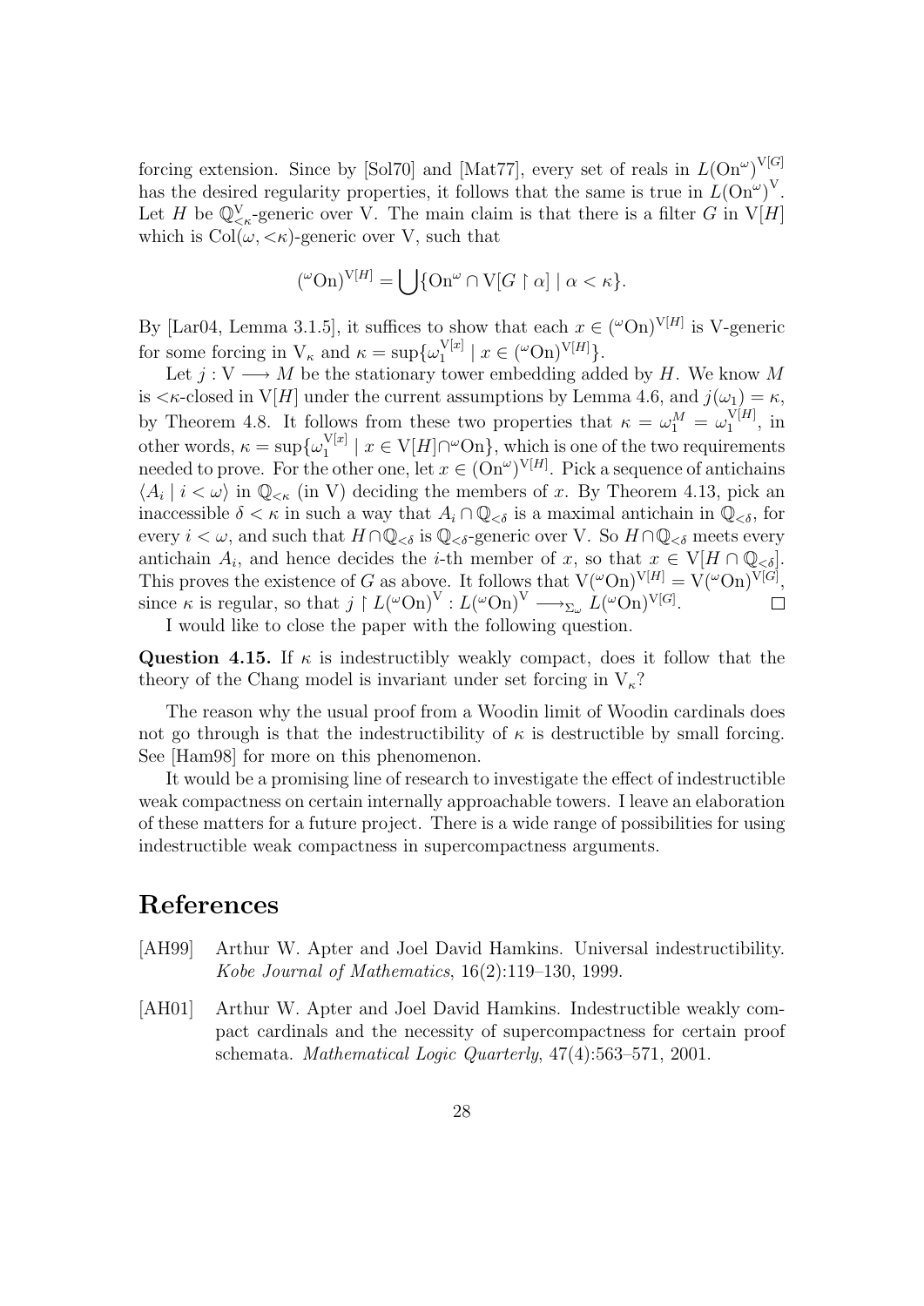forcing extension. Since by [Sol70] and [Mat77], every set of reals in $L(\mathrm{On}^\omega)^{\mathrm{V}[G]}$ has the desired regularity properties, it follows that the same is true in $L(\mathrm{On}^\omega)^{\mathrm{V}}$. Let $H$ be $\mathbb{Q}^{\mathrm{V}}_{<\kappa}$-generic over V. The main claim is that there is a filter $G$ in $\mathrm{V}[H]$ which is $\mathrm{Col}(\omega,{<}\kappa)$-generic over V, such that

$$({}^\omega\mathrm{On})^{\mathrm{V}[H]} = \bigcup\{\mathrm{On}^\omega \cap \mathrm{V}[G \upharpoonright \alpha] \mid \alpha < \kappa\}.$$

By [Lar04, Lemma 3.1.5], it suffices to show that each $x \in ({}^\omega\mathrm{On})^{\mathrm{V}[H]}$ is V-generic for some forcing in $\mathrm{V}_\kappa$ and $\kappa = \sup\{\omega_1^{\mathrm{V}[x]} \mid x \in ({}^\omega\mathrm{On})^{\mathrm{V}[H]}\}$.

Let $j : \mathrm{V} \longrightarrow M$ be the stationary tower embedding added by $H$. We know $M$ is ${<}\kappa$-closed in $\mathrm{V}[H]$ under the current assumptions by Lemma 4.6, and $j(\omega_1) = \kappa$, by Theorem 4.8. It follows from these two properties that $\kappa = \omega_1^M = \omega_1^{\mathrm{V}[H]}$, in other words, $\kappa = \sup\{\omega_1^{\mathrm{V}[x]} \mid x \in \mathrm{V}[H] \cap {}^\omega\mathrm{On}\}$, which is one of the two requirements needed to prove. For the other one, let $x \in (\mathrm{On}^\omega)^{\mathrm{V}[H]}$. Pick a sequence of antichains $\langle A_i \mid i < \omega\rangle$ in $\mathbb{Q}_{<\kappa}$ (in V) deciding the members of $x$. By Theorem 4.13, pick an inaccessible $\delta < \kappa$ in such a way that $A_i \cap \mathbb{Q}_{<\delta}$ is a maximal antichain in $\mathbb{Q}_{<\delta}$, for every $i < \omega$, and such that $H \cap \mathbb{Q}_{<\delta}$ is $\mathbb{Q}_{<\delta}$-generic over V. So $H \cap \mathbb{Q}_{<\delta}$ meets every antichain $A_i$, and hence decides the $i$-th member of $x$, so that $x \in \mathrm{V}[H \cap \mathbb{Q}_{<\delta}]$. This proves the existence of $G$ as above. It follows that $\mathrm{V}({}^\omega\mathrm{On})^{\mathrm{V}[H]} = \mathrm{V}({}^\omega\mathrm{On})^{\mathrm{V}[G]}$, since $\kappa$ is regular, so that $j \upharpoonright L({}^\omega\mathrm{On})^{\mathrm{V}} : L({}^\omega\mathrm{On})^{\mathrm{V}} \longrightarrow_{\Sigma_\omega} L({}^\omega\mathrm{On})^{\mathrm{V}[G]}$. □

I would like to close the paper with the following question.

**Question 4.15.** If $\kappa$ is indestructibly weakly compact, does it follow that the theory of the Chang model is invariant under set forcing in $\mathrm{V}_\kappa$?

The reason why the usual proof from a Woodin limit of Woodin cardinals does not go through is that the indestructibility of $\kappa$ is destructible by small forcing. See [Ham98] for more on this phenomenon.

It would be a promising line of research to investigate the effect of indestructible weak compactness on certain internally approachable towers. I leave an elaboration of these matters for a future project. There is a wide range of possibilities for using indestructible weak compactness in supercompactness arguments.

# References

- [AH99] Arthur W. Apter and Joel David Hamkins. Universal indestructibility. *Kobe Journal of Mathematics*, 16(2):119–130, 1999.
- [AH01] Arthur W. Apter and Joel David Hamkins. Indestructible weakly compact cardinals and the necessity of supercompactness for certain proof schemata. *Mathematical Logic Quarterly*, 47(4):563–571, 2001.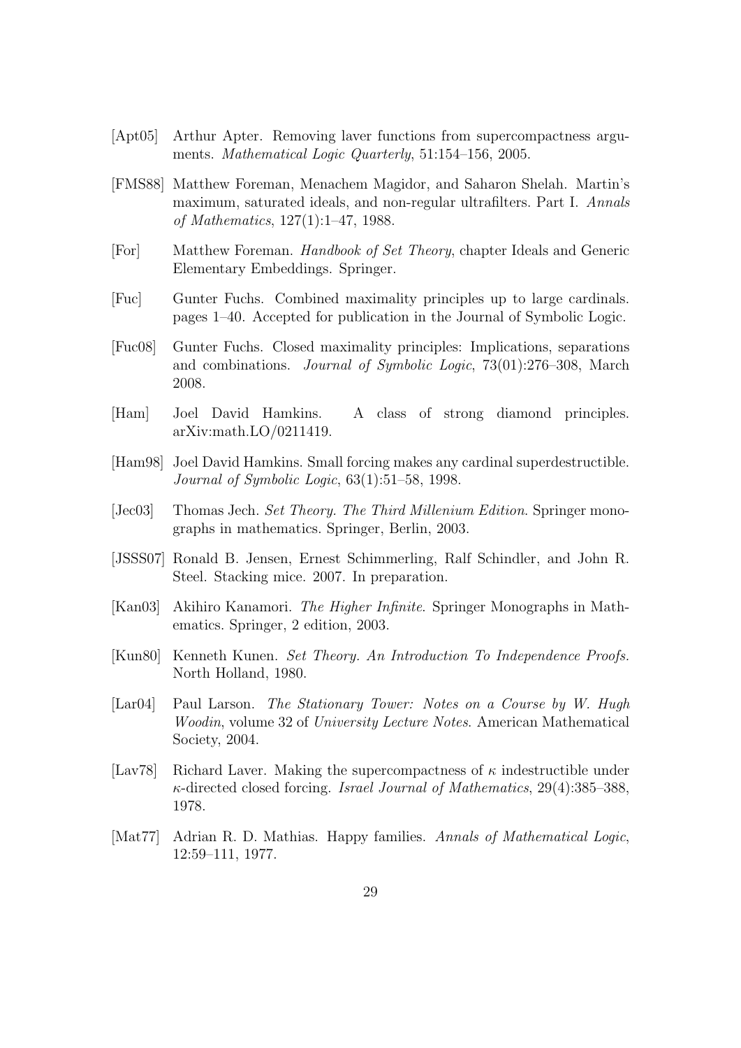[Apt05] Arthur Apter. Removing laver functions from supercompactness arguments. *Mathematical Logic Quarterly*, 51:154–156, 2005.

[FMS88] Matthew Foreman, Menachem Magidor, and Saharon Shelah. Martin's maximum, saturated ideals, and non-regular ultrafilters. Part I. *Annals of Mathematics*, 127(1):1–47, 1988.

[For] Matthew Foreman. *Handbook of Set Theory*, chapter Ideals and Generic Elementary Embeddings. Springer.

[Fuc] Gunter Fuchs. Combined maximality principles up to large cardinals. pages 1–40. Accepted for publication in the Journal of Symbolic Logic.

[Fuc08] Gunter Fuchs. Closed maximality principles: Implications, separations and combinations. *Journal of Symbolic Logic*, 73(01):276–308, March 2008.

[Ham] Joel David Hamkins. A class of strong diamond principles. arXiv:math.LO/0211419.

[Ham98] Joel David Hamkins. Small forcing makes any cardinal superdestructible. *Journal of Symbolic Logic*, 63(1):51–58, 1998.

[Jec03] Thomas Jech. *Set Theory. The Third Millenium Edition*. Springer monographs in mathematics. Springer, Berlin, 2003.

[JSSS07] Ronald B. Jensen, Ernest Schimmerling, Ralf Schindler, and John R. Steel. Stacking mice. 2007. In preparation.

[Kan03] Akihiro Kanamori. *The Higher Infinite*. Springer Monographs in Mathematics. Springer, 2 edition, 2003.

[Kun80] Kenneth Kunen. *Set Theory. An Introduction To Independence Proofs*. North Holland, 1980.

[Lar04] Paul Larson. *The Stationary Tower: Notes on a Course by W. Hugh Woodin*, volume 32 of *University Lecture Notes*. American Mathematical Society, 2004.

[Lav78] Richard Laver. Making the supercompactness of $\kappa$ indestructible under $\kappa$-directed closed forcing. *Israel Journal of Mathematics*, 29(4):385–388, 1978.

[Mat77] Adrian R. D. Mathias. Happy families. *Annals of Mathematical Logic*, 12:59–111, 1977.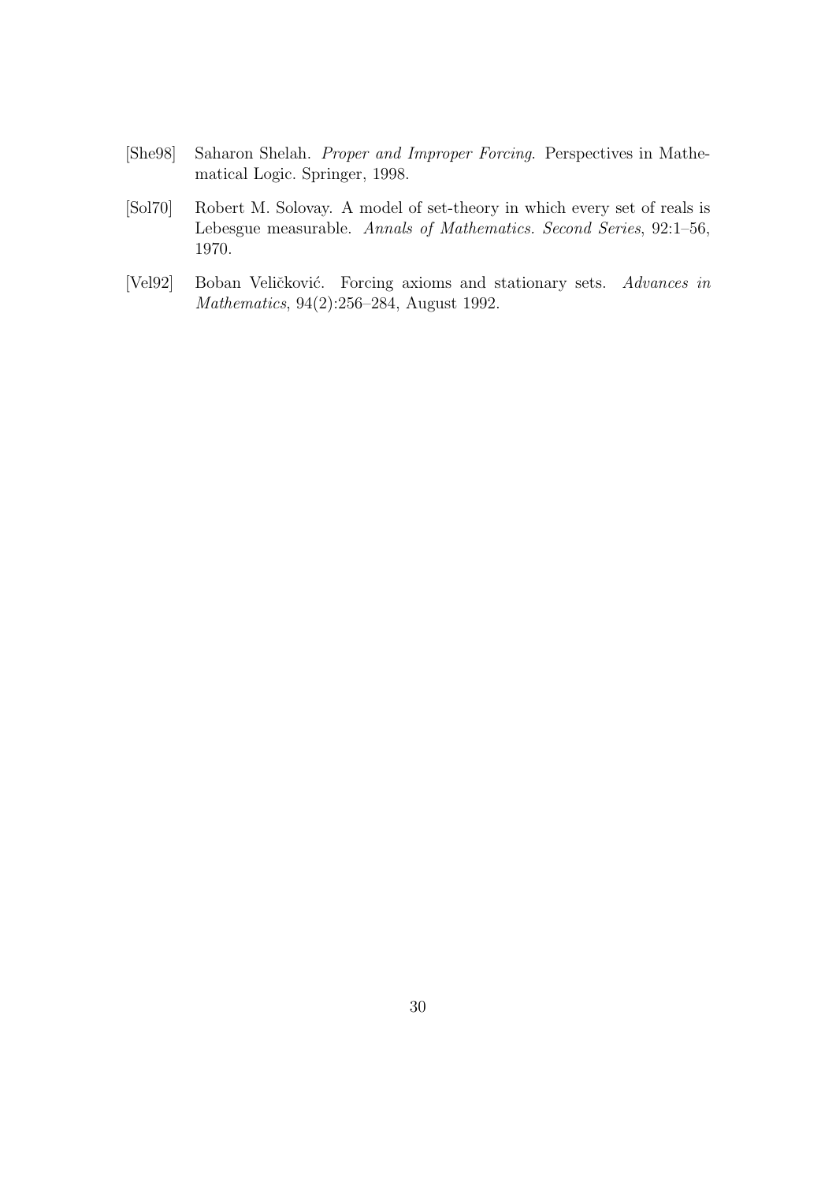[She98] Saharon Shelah. *Proper and Improper Forcing*. Perspectives in Mathematical Logic. Springer, 1998.

[Sol70] Robert M. Solovay. A model of set-theory in which every set of reals is Lebesgue measurable. *Annals of Mathematics. Second Series*, 92:1–56, 1970.

[Vel92] Boban Veličković. Forcing axioms and stationary sets. *Advances in Mathematics*, 94(2):256–284, August 1992.